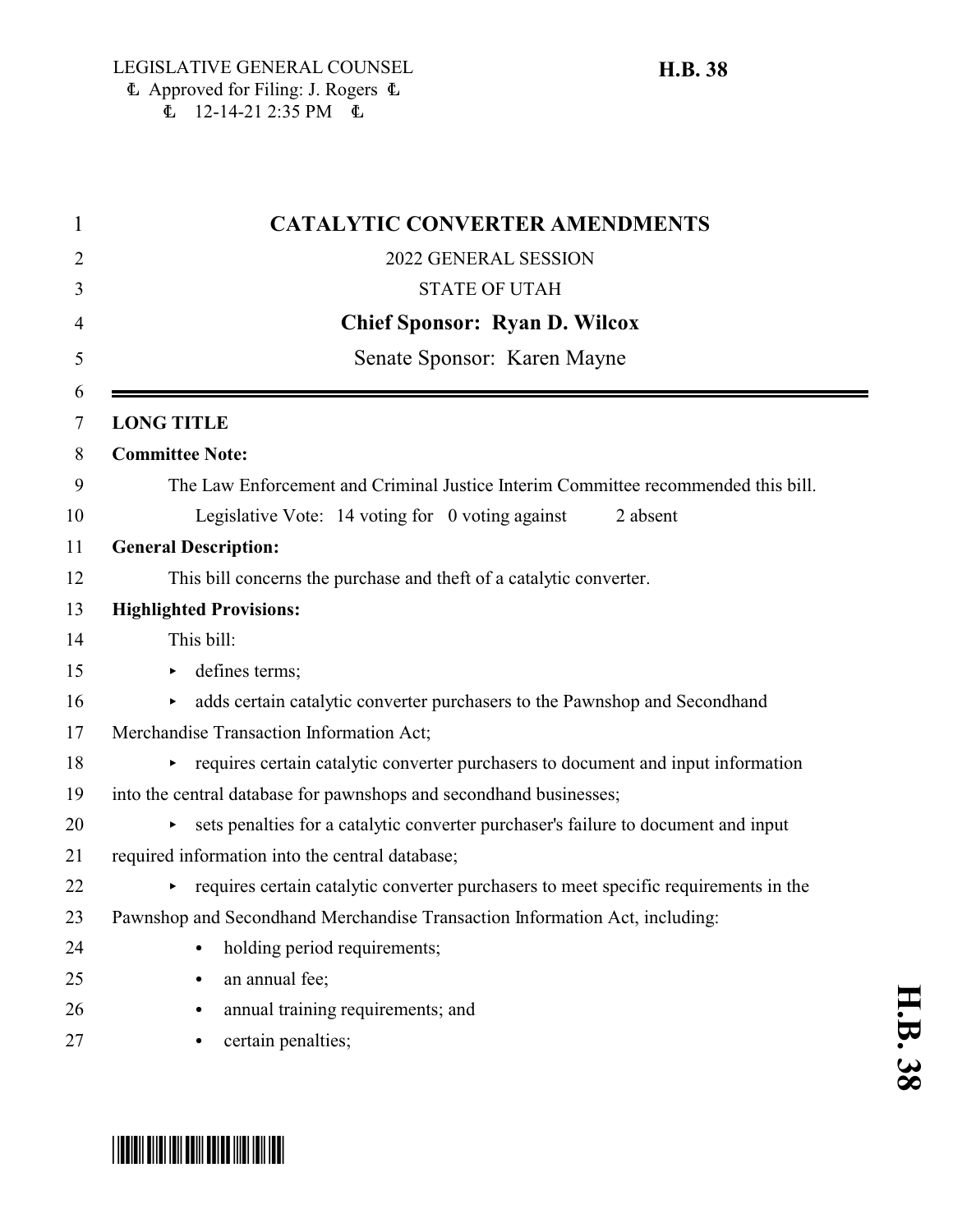LEGISLATIVE GENERAL COUNSEL
Approved for Filing: J. Rogers
12-14-21 2:35 PM

**H.B. 38**

# CATALYTIC CONVERTER AMENDMENTS

2022 GENERAL SESSION

STATE OF UTAH

**Chief Sponsor: Ryan D. Wilcox**

Senate Sponsor: Karen Mayne

---

**LONG TITLE**

**Committee Note:**

The Law Enforcement and Criminal Justice Interim Committee recommended this bill.

Legislative Vote: 14 voting for 0 voting against 2 absent

**General Description:**

This bill concerns the purchase and theft of a catalytic converter.

**Highlighted Provisions:**

This bill:

- defines terms;
- adds certain catalytic converter purchasers to the Pawnshop and Secondhand Merchandise Transaction Information Act;
- requires certain catalytic converter purchasers to document and input information into the central database for pawnshops and secondhand businesses;
- sets penalties for a catalytic converter purchaser's failure to document and input required information into the central database;
- requires certain catalytic converter purchasers to meet specific requirements in the Pawnshop and Secondhand Merchandise Transaction Information Act, including:
  - holding period requirements;
  - an annual fee;
  - annual training requirements; and
  - certain penalties;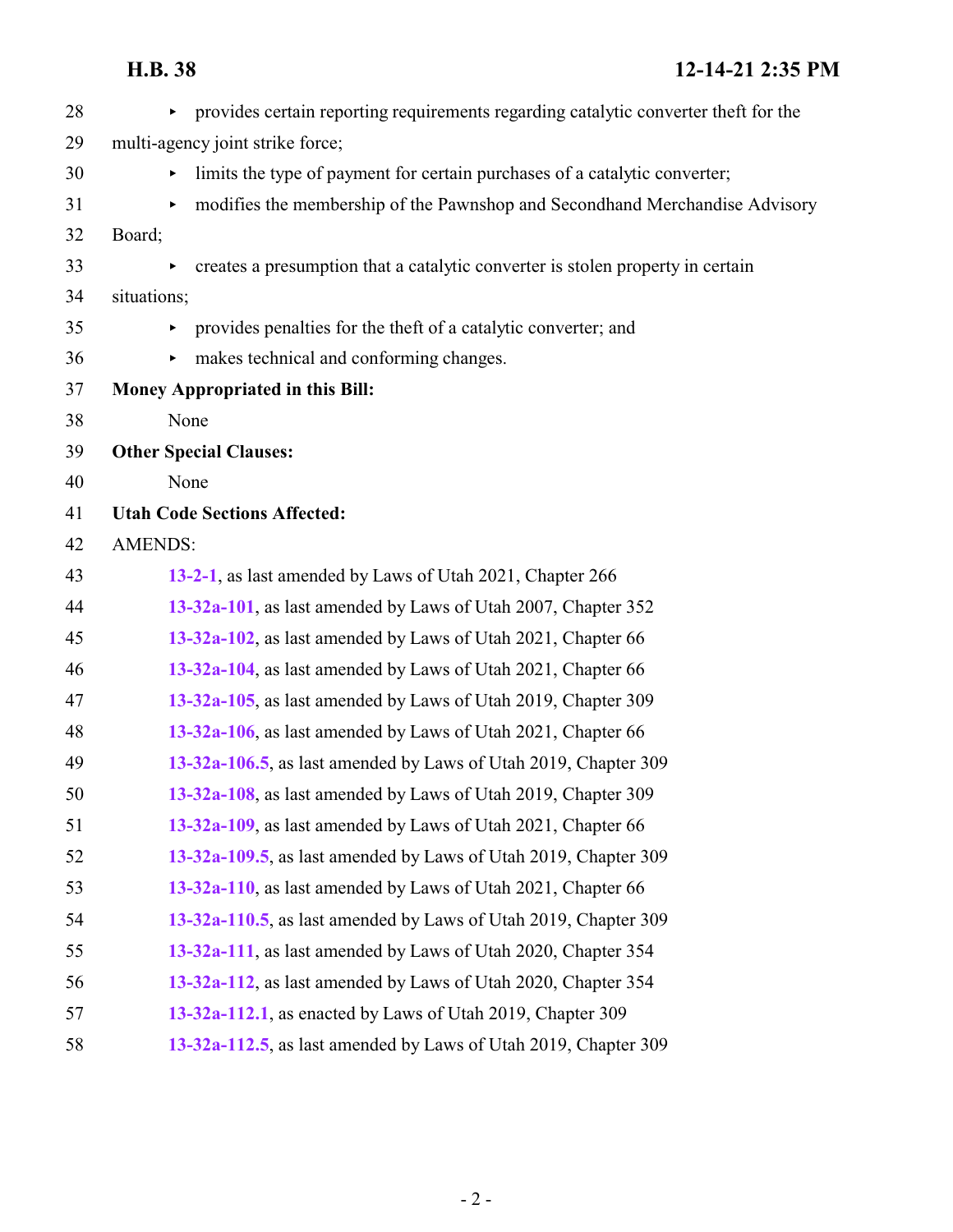- ▸ provides certain reporting requirements regarding catalytic converter theft for the multi-agency joint strike force;
- ▸ limits the type of payment for certain purchases of a catalytic converter;
- ▸ modifies the membership of the Pawnshop and Secondhand Merchandise Advisory Board;
- ▸ creates a presumption that a catalytic converter is stolen property in certain situations;
- ▸ provides penalties for the theft of a catalytic converter; and
- ▸ makes technical and conforming changes.

**Money Appropriated in this Bill:**

None

**Other Special Clauses:**

None

**Utah Code Sections Affected:**

AMENDS:

**13-2-1**, as last amended by Laws of Utah 2021, Chapter 266

**13-32a-101**, as last amended by Laws of Utah 2007, Chapter 352

**13-32a-102**, as last amended by Laws of Utah 2021, Chapter 66

**13-32a-104**, as last amended by Laws of Utah 2021, Chapter 66

**13-32a-105**, as last amended by Laws of Utah 2019, Chapter 309

**13-32a-106**, as last amended by Laws of Utah 2021, Chapter 66

**13-32a-106.5**, as last amended by Laws of Utah 2019, Chapter 309

**13-32a-108**, as last amended by Laws of Utah 2019, Chapter 309

**13-32a-109**, as last amended by Laws of Utah 2021, Chapter 66

**13-32a-109.5**, as last amended by Laws of Utah 2019, Chapter 309

**13-32a-110**, as last amended by Laws of Utah 2021, Chapter 66

**13-32a-110.5**, as last amended by Laws of Utah 2019, Chapter 309

**13-32a-111**, as last amended by Laws of Utah 2020, Chapter 354

**13-32a-112**, as last amended by Laws of Utah 2020, Chapter 354

**13-32a-112.1**, as enacted by Laws of Utah 2019, Chapter 309

**13-32a-112.5**, as last amended by Laws of Utah 2019, Chapter 309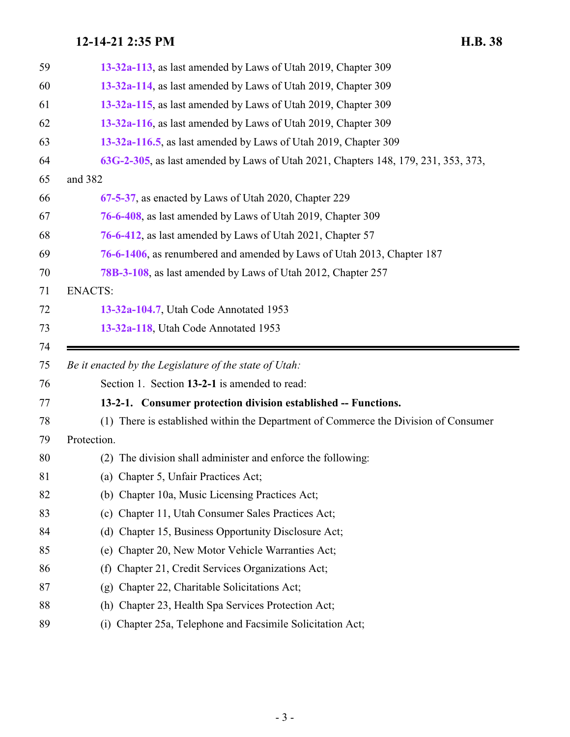13-32a-113, as last amended by Laws of Utah 2019, Chapter 309

13-32a-114, as last amended by Laws of Utah 2019, Chapter 309

13-32a-115, as last amended by Laws of Utah 2019, Chapter 309

13-32a-116, as last amended by Laws of Utah 2019, Chapter 309

13-32a-116.5, as last amended by Laws of Utah 2019, Chapter 309

63G-2-305, as last amended by Laws of Utah 2021, Chapters 148, 179, 231, 353, 373, and 382

67-5-37, as enacted by Laws of Utah 2020, Chapter 229

76-6-408, as last amended by Laws of Utah 2019, Chapter 309

76-6-412, as last amended by Laws of Utah 2021, Chapter 57

76-6-1406, as renumbered and amended by Laws of Utah 2013, Chapter 187

78B-3-108, as last amended by Laws of Utah 2012, Chapter 257

ENACTS:

13-32a-104.7, Utah Code Annotated 1953

13-32a-118, Utah Code Annotated 1953

---

*Be it enacted by the Legislature of the state of Utah:*

Section 1. Section **13-2-1** is amended to read:

**13-2-1. Consumer protection division established -- Functions.**

(1) There is established within the Department of Commerce the Division of Consumer Protection.

(2) The division shall administer and enforce the following:

(a) Chapter 5, Unfair Practices Act;

(b) Chapter 10a, Music Licensing Practices Act;

(c) Chapter 11, Utah Consumer Sales Practices Act;

(d) Chapter 15, Business Opportunity Disclosure Act;

(e) Chapter 20, New Motor Vehicle Warranties Act;

(f) Chapter 21, Credit Services Organizations Act;

(g) Chapter 22, Charitable Solicitations Act;

(h) Chapter 23, Health Spa Services Protection Act;

(i) Chapter 25a, Telephone and Facsimile Solicitation Act;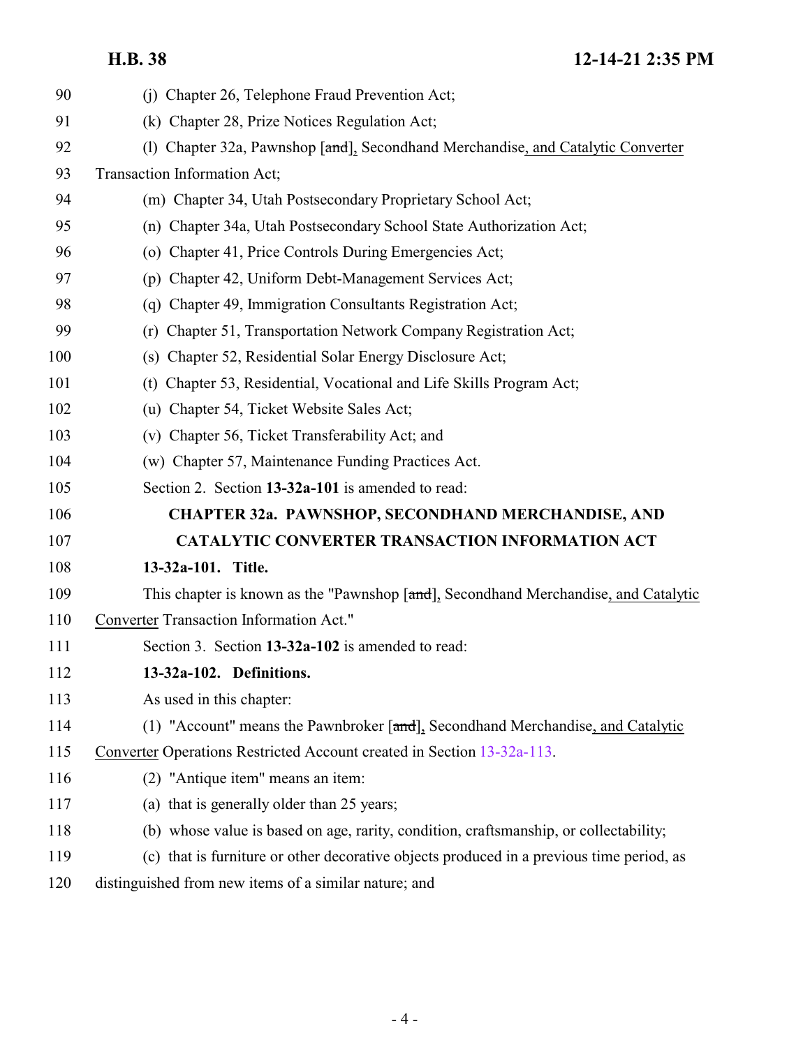(j) Chapter 26, Telephone Fraud Prevention Act;

(k) Chapter 28, Prize Notices Regulation Act;

(l) Chapter 32a, Pawnshop [~~and~~], Secondhand Merchandise, and Catalytic Converter Transaction Information Act;

(m) Chapter 34, Utah Postsecondary Proprietary School Act;

(n) Chapter 34a, Utah Postsecondary School State Authorization Act;

(o) Chapter 41, Price Controls During Emergencies Act;

(p) Chapter 42, Uniform Debt-Management Services Act;

(q) Chapter 49, Immigration Consultants Registration Act;

(r) Chapter 51, Transportation Network Company Registration Act;

(s) Chapter 52, Residential Solar Energy Disclosure Act;

(t) Chapter 53, Residential, Vocational and Life Skills Program Act;

(u) Chapter 54, Ticket Website Sales Act;

(v) Chapter 56, Ticket Transferability Act; and

(w) Chapter 57, Maintenance Funding Practices Act.

Section 2. Section **13-32a-101** is amended to read:

**CHAPTER 32a. PAWNSHOP, SECONDHAND MERCHANDISE, AND CATALYTIC CONVERTER TRANSACTION INFORMATION ACT**

**13-32a-101. Title.**

This chapter is known as the "Pawnshop [~~and~~], Secondhand Merchandise, and Catalytic Converter Transaction Information Act."

Section 3. Section **13-32a-102** is amended to read:

**13-32a-102. Definitions.**

As used in this chapter:

(1) "Account" means the Pawnbroker [~~and~~], Secondhand Merchandise, and Catalytic Converter Operations Restricted Account created in Section 13-32a-113.

(2) "Antique item" means an item:

(a) that is generally older than 25 years;

(b) whose value is based on age, rarity, condition, craftsmanship, or collectability;

(c) that is furniture or other decorative objects produced in a previous time period, as distinguished from new items of a similar nature; and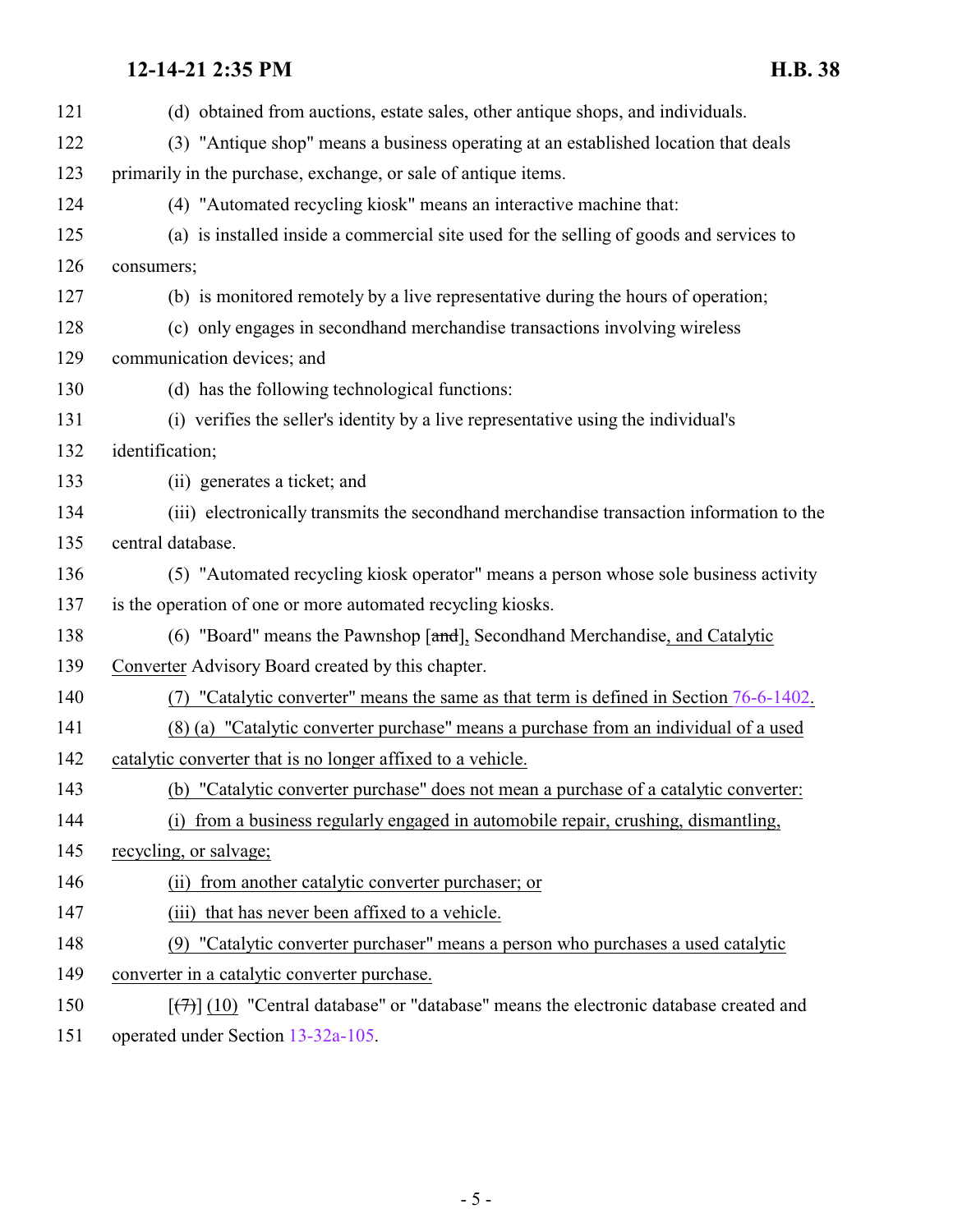(d) obtained from auctions, estate sales, other antique shops, and individuals.

(3) "Antique shop" means a business operating at an established location that deals primarily in the purchase, exchange, or sale of antique items.

(4) "Automated recycling kiosk" means an interactive machine that:

(a) is installed inside a commercial site used for the selling of goods and services to consumers;

(b) is monitored remotely by a live representative during the hours of operation;

(c) only engages in secondhand merchandise transactions involving wireless communication devices; and

(d) has the following technological functions:

(i) verifies the seller's identity by a live representative using the individual's identification;

(ii) generates a ticket; and

(iii) electronically transmits the secondhand merchandise transaction information to the central database.

(5) "Automated recycling kiosk operator" means a person whose sole business activity is the operation of one or more automated recycling kiosks.

(6) "Board" means the Pawnshop [~~and~~], Secondhand Merchandise, and Catalytic Converter Advisory Board created by this chapter.

(7) "Catalytic converter" means the same as that term is defined in Section 76-6-1402.

(8) (a) "Catalytic converter purchase" means a purchase from an individual of a used catalytic converter that is no longer affixed to a vehicle.

(b) "Catalytic converter purchase" does not mean a purchase of a catalytic converter:

(i) from a business regularly engaged in automobile repair, crushing, dismantling, recycling, or salvage;

(ii) from another catalytic converter purchaser; or

(iii) that has never been affixed to a vehicle.

(9) "Catalytic converter purchaser" means a person who purchases a used catalytic converter in a catalytic converter purchase.

[~~(7)~~] (10) "Central database" or "database" means the electronic database created and operated under Section 13-32a-105.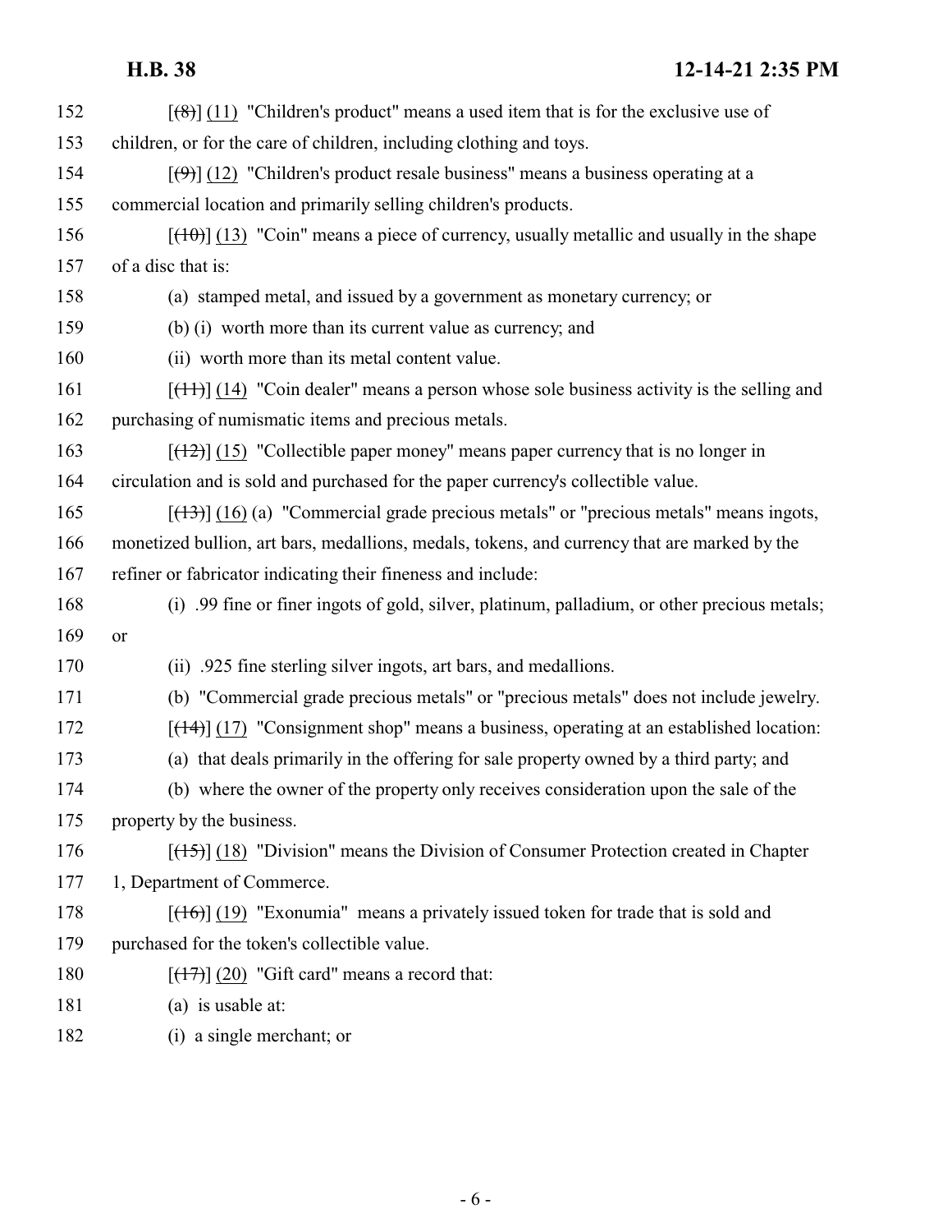152 [~~(8)~~] <u>(11)</u> "Children's product" means a used item that is for the exclusive use of
153 children, or for the care of children, including clothing and toys.

154 [~~(9)~~] <u>(12)</u> "Children's product resale business" means a business operating at a
155 commercial location and primarily selling children's products.

156 [~~(10)~~] <u>(13)</u> "Coin" means a piece of currency, usually metallic and usually in the shape
157 of a disc that is:

158 (a) stamped metal, and issued by a government as monetary currency; or

159 (b) (i) worth more than its current value as currency; and

160 (ii) worth more than its metal content value.

161 [~~(11)~~] <u>(14)</u> "Coin dealer" means a person whose sole business activity is the selling and
162 purchasing of numismatic items and precious metals.

163 [~~(12)~~] <u>(15)</u> "Collectible paper money" means paper currency that is no longer in
164 circulation and is sold and purchased for the paper currency's collectible value.

165 [~~(13)~~] <u>(16)</u> (a) "Commercial grade precious metals" or "precious metals" means ingots,
166 monetized bullion, art bars, medallions, medals, tokens, and currency that are marked by the
167 refiner or fabricator indicating their fineness and include:

168 (i) .99 fine or finer ingots of gold, silver, platinum, palladium, or other precious metals;
169 or

170 (ii) .925 fine sterling silver ingots, art bars, and medallions.

171 (b) "Commercial grade precious metals" or "precious metals" does not include jewelry.

172 [~~(14)~~] <u>(17)</u> "Consignment shop" means a business, operating at an established location:

173 (a) that deals primarily in the offering for sale property owned by a third party; and

174 (b) where the owner of the property only receives consideration upon the sale of the
175 property by the business.

176 [~~(15)~~] <u>(18)</u> "Division" means the Division of Consumer Protection created in Chapter
177 1, Department of Commerce.

178 [~~(16)~~] <u>(19)</u> "Exonumia" means a privately issued token for trade that is sold and
179 purchased for the token's collectible value.

180 [~~(17)~~] <u>(20)</u> "Gift card" means a record that:

181 (a) is usable at:

182 (i) a single merchant; or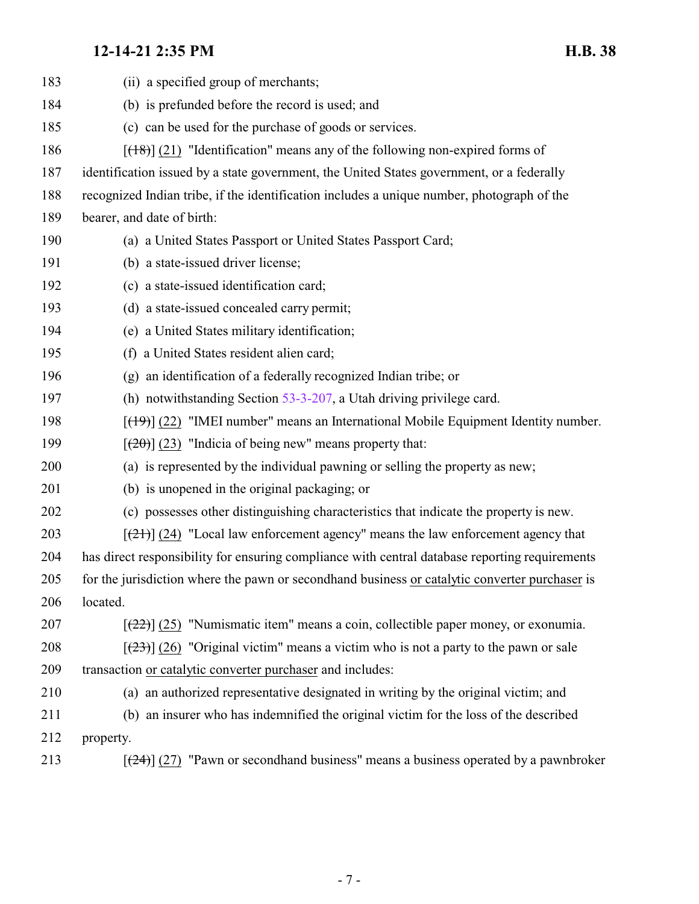(ii) a specified group of merchants;

(b) is prefunded before the record is used; and

(c) can be used for the purchase of goods or services.

[~~(18)~~] (21) "Identification" means any of the following non-expired forms of identification issued by a state government, the United States government, or a federally recognized Indian tribe, if the identification includes a unique number, photograph of the bearer, and date of birth:

(a) a United States Passport or United States Passport Card;

(b) a state-issued driver license;

(c) a state-issued identification card;

(d) a state-issued concealed carry permit;

(e) a United States military identification;

(f) a United States resident alien card;

(g) an identification of a federally recognized Indian tribe; or

(h) notwithstanding Section 53-3-207, a Utah driving privilege card.

[~~(19)~~] (22) "IMEI number" means an International Mobile Equipment Identity number.

[~~(20)~~] (23) "Indicia of being new" means property that:

(a) is represented by the individual pawning or selling the property as new;

(b) is unopened in the original packaging; or

(c) possesses other distinguishing characteristics that indicate the property is new.

[~~(21)~~] (24) "Local law enforcement agency" means the law enforcement agency that has direct responsibility for ensuring compliance with central database reporting requirements for the jurisdiction where the pawn or secondhand business or catalytic converter purchaser is located.

[~~(22)~~] (25) "Numismatic item" means a coin, collectible paper money, or exonumia.

[~~(23)~~] (26) "Original victim" means a victim who is not a party to the pawn or sale transaction or catalytic converter purchaser and includes:

(a) an authorized representative designated in writing by the original victim; and

(b) an insurer who has indemnified the original victim for the loss of the described property.

[~~(24)~~] (27) "Pawn or secondhand business" means a business operated by a pawnbroker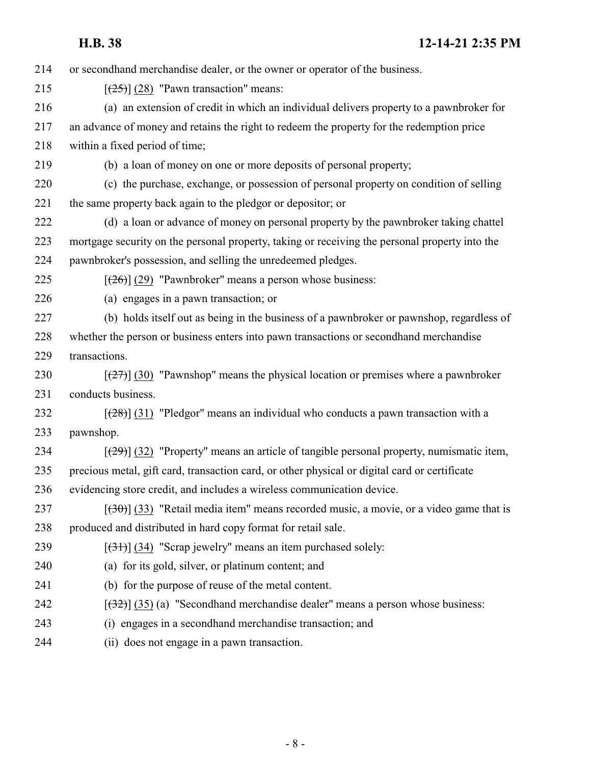or secondhand merchandise dealer, or the owner or operator of the business.

[~~(25)~~] (28) "Pawn transaction" means:

(a) an extension of credit in which an individual delivers property to a pawnbroker for an advance of money and retains the right to redeem the property for the redemption price within a fixed period of time;

(b) a loan of money on one or more deposits of personal property;

(c) the purchase, exchange, or possession of personal property on condition of selling the same property back again to the pledgor or depositor; or

(d) a loan or advance of money on personal property by the pawnbroker taking chattel mortgage security on the personal property, taking or receiving the personal property into the pawnbroker's possession, and selling the unredeemed pledges.

[~~(26)~~] (29) "Pawnbroker" means a person whose business:

(a) engages in a pawn transaction; or

(b) holds itself out as being in the business of a pawnbroker or pawnshop, regardless of whether the person or business enters into pawn transactions or secondhand merchandise transactions.

[~~(27)~~] (30) "Pawnshop" means the physical location or premises where a pawnbroker conducts business.

[~~(28)~~] (31) "Pledgor" means an individual who conducts a pawn transaction with a pawnshop.

[~~(29)~~] (32) "Property" means an article of tangible personal property, numismatic item, precious metal, gift card, transaction card, or other physical or digital card or certificate evidencing store credit, and includes a wireless communication device.

[~~(30)~~] (33) "Retail media item" means recorded music, a movie, or a video game that is produced and distributed in hard copy format for retail sale.

[~~(31)~~] (34) "Scrap jewelry" means an item purchased solely:

(a) for its gold, silver, or platinum content; and

(b) for the purpose of reuse of the metal content.

[~~(32)~~] (35) (a) "Secondhand merchandise dealer" means a person whose business:

(i) engages in a secondhand merchandise transaction; and

(ii) does not engage in a pawn transaction.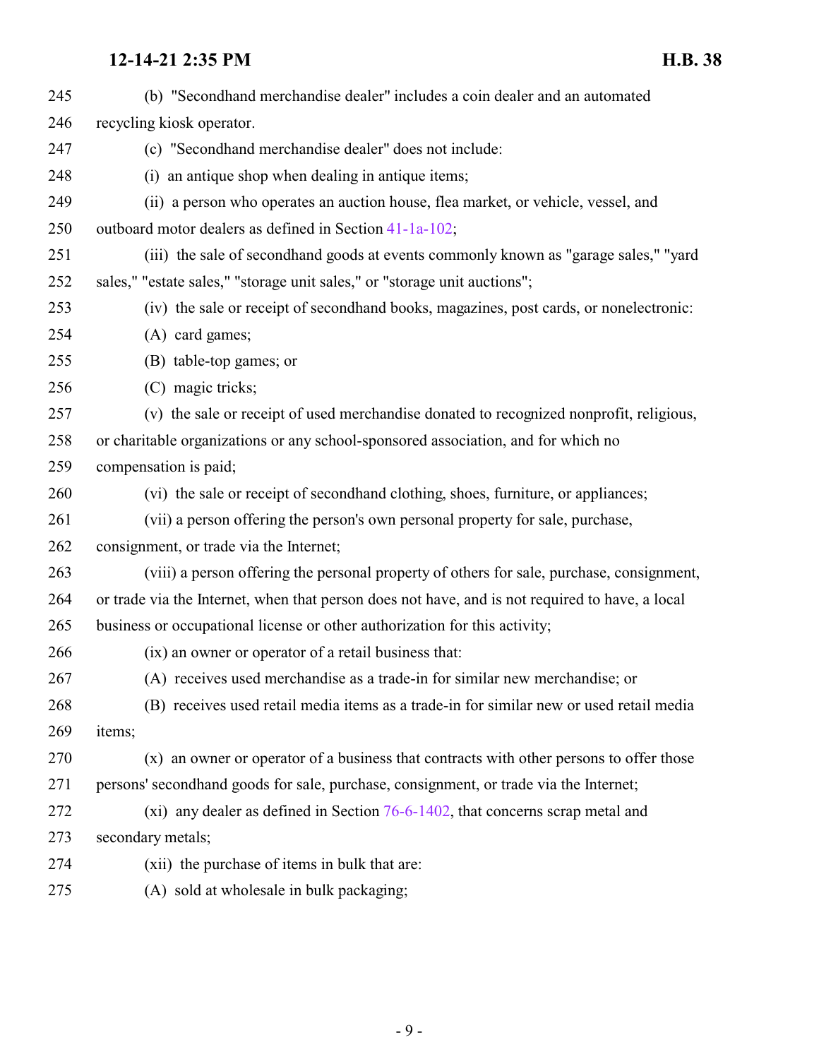(b) "Secondhand merchandise dealer" includes a coin dealer and an automated recycling kiosk operator.

(c) "Secondhand merchandise dealer" does not include:

(i) an antique shop when dealing in antique items;

(ii) a person who operates an auction house, flea market, or vehicle, vessel, and outboard motor dealers as defined in Section 41-1a-102;

(iii) the sale of secondhand goods at events commonly known as "garage sales," "yard sales," "estate sales," "storage unit sales," or "storage unit auctions";

(iv) the sale or receipt of secondhand books, magazines, post cards, or nonelectronic:

(A) card games;

(B) table-top games; or

(C) magic tricks;

(v) the sale or receipt of used merchandise donated to recognized nonprofit, religious, or charitable organizations or any school-sponsored association, and for which no compensation is paid;

(vi) the sale or receipt of secondhand clothing, shoes, furniture, or appliances;

(vii) a person offering the person's own personal property for sale, purchase, consignment, or trade via the Internet;

(viii) a person offering the personal property of others for sale, purchase, consignment, or trade via the Internet, when that person does not have, and is not required to have, a local business or occupational license or other authorization for this activity;

(ix) an owner or operator of a retail business that:

(A) receives used merchandise as a trade-in for similar new merchandise; or

(B) receives used retail media items as a trade-in for similar new or used retail media items;

(x) an owner or operator of a business that contracts with other persons to offer those persons' secondhand goods for sale, purchase, consignment, or trade via the Internet;

(xi) any dealer as defined in Section 76-6-1402, that concerns scrap metal and secondary metals;

(xii) the purchase of items in bulk that are:

(A) sold at wholesale in bulk packaging;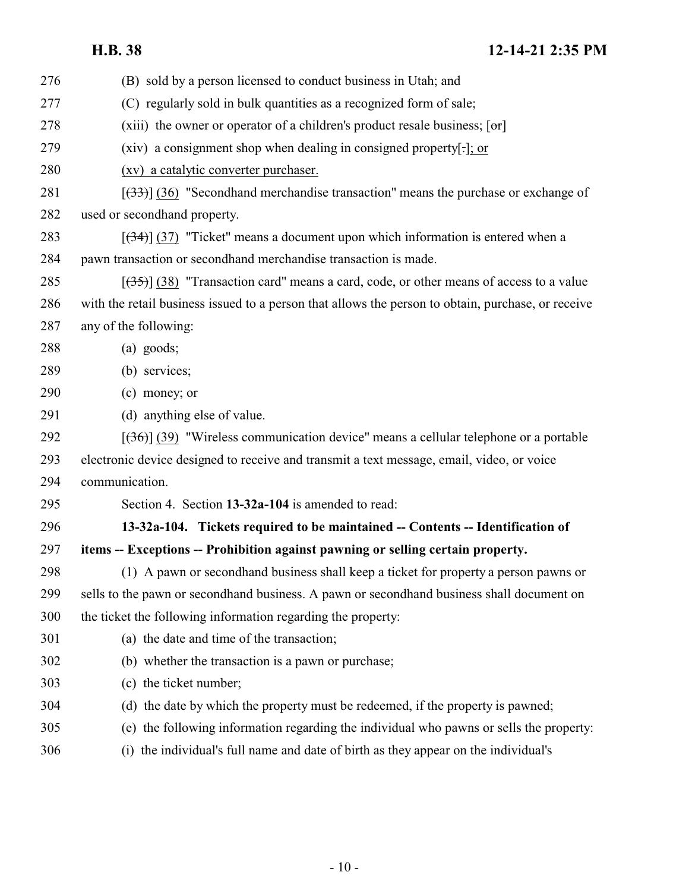(B) sold by a person licensed to conduct business in Utah; and

(C) regularly sold in bulk quantities as a recognized form of sale;

(xiii) the owner or operator of a children's product resale business; [~~or~~]

(xiv) a consignment shop when dealing in consigned property[~~.~~]; or

(xv) a catalytic converter purchaser.

[~~(33)~~] (36) "Secondhand merchandise transaction" means the purchase or exchange of used or secondhand property.

[~~(34)~~] (37) "Ticket" means a document upon which information is entered when a pawn transaction or secondhand merchandise transaction is made.

[~~(35)~~] (38) "Transaction card" means a card, code, or other means of access to a value with the retail business issued to a person that allows the person to obtain, purchase, or receive any of the following:

(a) goods;

(b) services;

(c) money; or

(d) anything else of value.

[~~(36)~~] (39) "Wireless communication device" means a cellular telephone or a portable electronic device designed to receive and transmit a text message, email, video, or voice communication.

Section 4. Section **13-32a-104** is amended to read:

**13-32a-104. Tickets required to be maintained -- Contents -- Identification of items -- Exceptions -- Prohibition against pawning or selling certain property.**

(1) A pawn or secondhand business shall keep a ticket for property a person pawns or sells to the pawn or secondhand business. A pawn or secondhand business shall document on the ticket the following information regarding the property:

(a) the date and time of the transaction;

(b) whether the transaction is a pawn or purchase;

(c) the ticket number;

(d) the date by which the property must be redeemed, if the property is pawned;

(e) the following information regarding the individual who pawns or sells the property:

(i) the individual's full name and date of birth as they appear on the individual's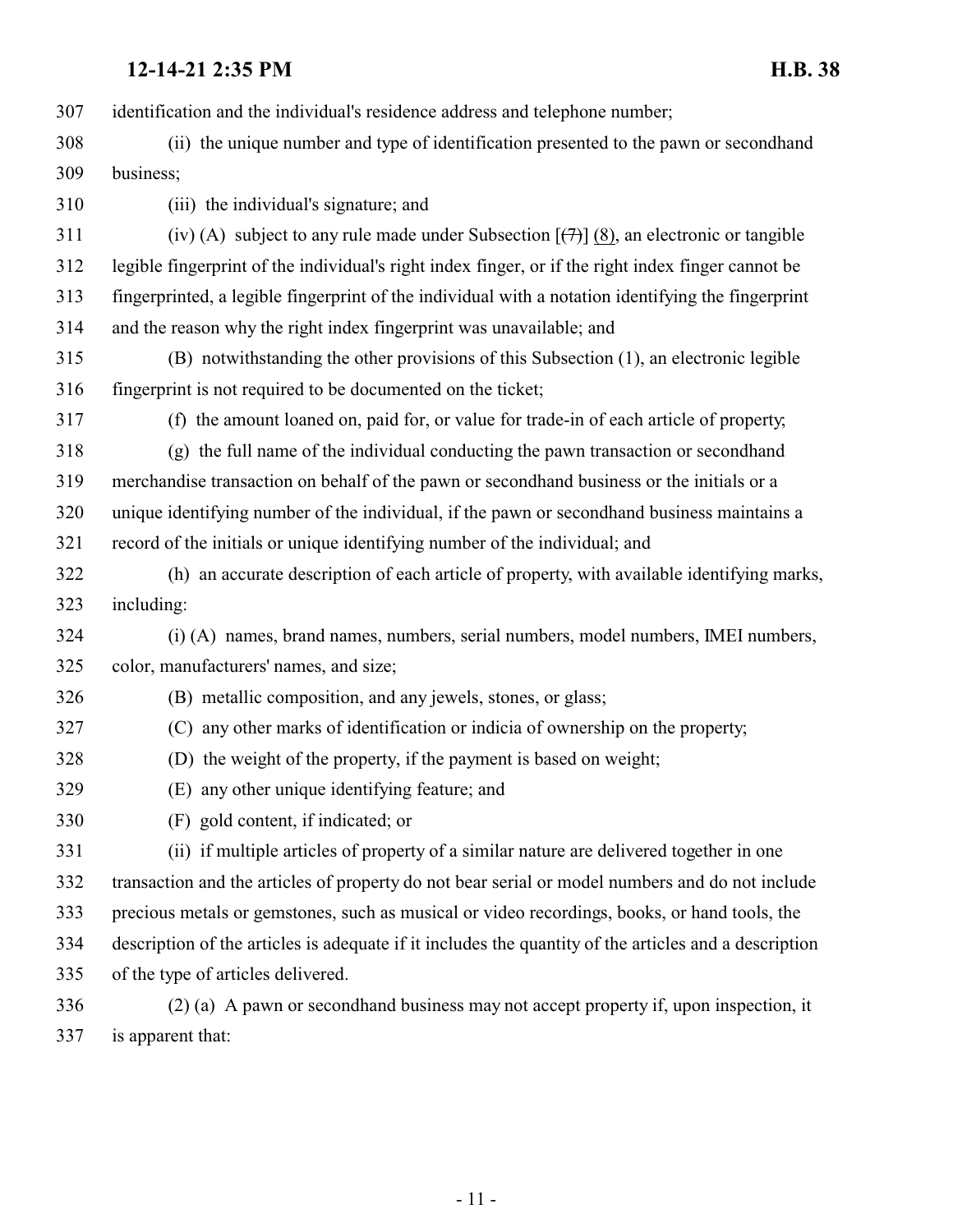identification and the individual's residence address and telephone number;

(ii) the unique number and type of identification presented to the pawn or secondhand business;

(iii) the individual's signature; and

(iv) (A) subject to any rule made under Subsection [~~(7)~~] (8), an electronic or tangible legible fingerprint of the individual's right index finger, or if the right index finger cannot be fingerprinted, a legible fingerprint of the individual with a notation identifying the fingerprint and the reason why the right index fingerprint was unavailable; and

(B) notwithstanding the other provisions of this Subsection (1), an electronic legible fingerprint is not required to be documented on the ticket;

(f) the amount loaned on, paid for, or value for trade-in of each article of property;

(g) the full name of the individual conducting the pawn transaction or secondhand merchandise transaction on behalf of the pawn or secondhand business or the initials or a unique identifying number of the individual, if the pawn or secondhand business maintains a record of the initials or unique identifying number of the individual; and

(h) an accurate description of each article of property, with available identifying marks, including:

(i) (A) names, brand names, numbers, serial numbers, model numbers, IMEI numbers, color, manufacturers' names, and size;

(B) metallic composition, and any jewels, stones, or glass;

(C) any other marks of identification or indicia of ownership on the property;

(D) the weight of the property, if the payment is based on weight;

(E) any other unique identifying feature; and

(F) gold content, if indicated; or

(ii) if multiple articles of property of a similar nature are delivered together in one transaction and the articles of property do not bear serial or model numbers and do not include precious metals or gemstones, such as musical or video recordings, books, or hand tools, the description of the articles is adequate if it includes the quantity of the articles and a description of the type of articles delivered.

(2) (a) A pawn or secondhand business may not accept property if, upon inspection, it is apparent that: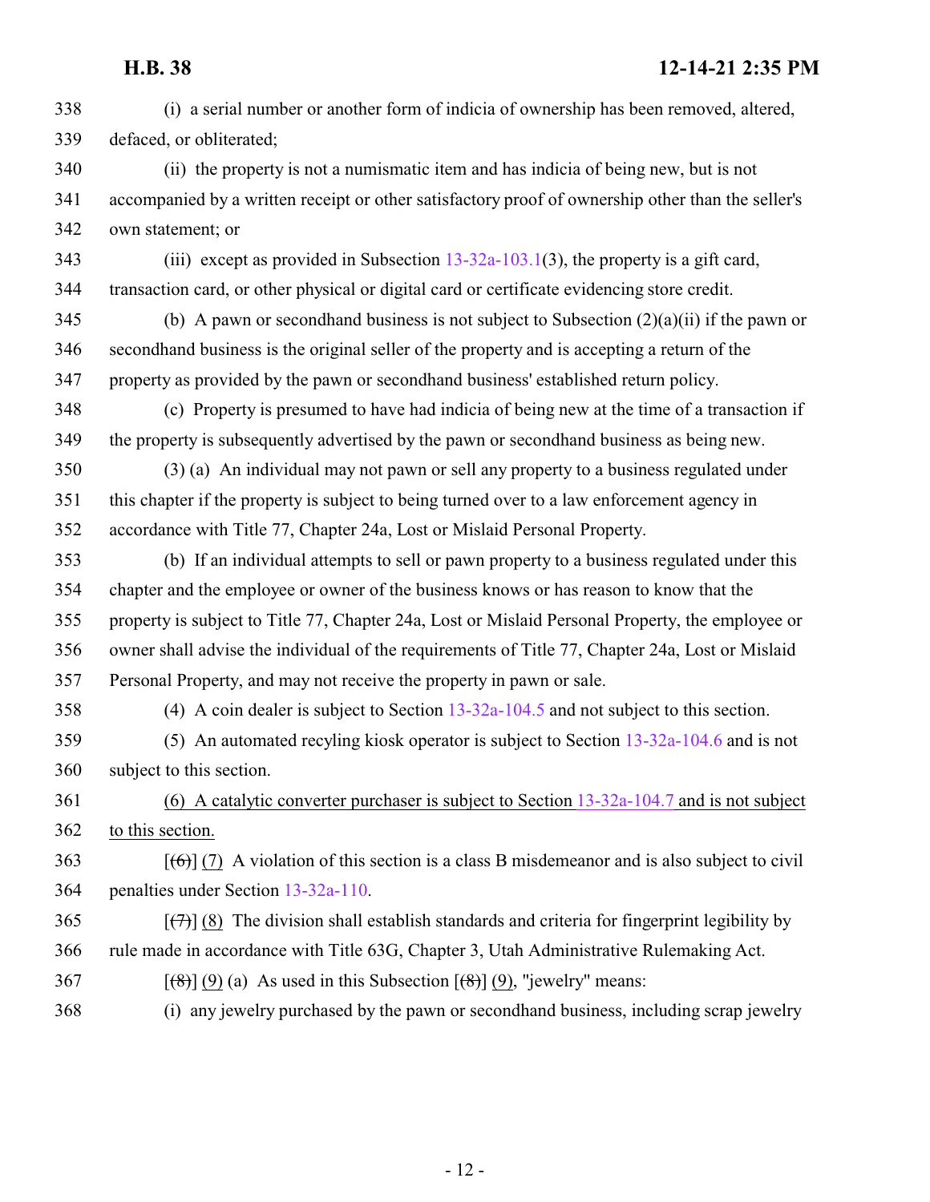338 (i) a serial number or another form of indicia of ownership has been removed, altered,
339 defaced, or obliterated;

340 (ii) the property is not a numismatic item and has indicia of being new, but is not
341 accompanied by a written receipt or other satisfactory proof of ownership other than the seller's
342 own statement; or

343 (iii) except as provided in Subsection 13-32a-103.1(3), the property is a gift card,
344 transaction card, or other physical or digital card or certificate evidencing store credit.

345 (b) A pawn or secondhand business is not subject to Subsection (2)(a)(ii) if the pawn or
346 secondhand business is the original seller of the property and is accepting a return of the
347 property as provided by the pawn or secondhand business' established return policy.

348 (c) Property is presumed to have had indicia of being new at the time of a transaction if
349 the property is subsequently advertised by the pawn or secondhand business as being new.

350 (3) (a) An individual may not pawn or sell any property to a business regulated under
351 this chapter if the property is subject to being turned over to a law enforcement agency in
352 accordance with Title 77, Chapter 24a, Lost or Mislaid Personal Property.

353 (b) If an individual attempts to sell or pawn property to a business regulated under this
354 chapter and the employee or owner of the business knows or has reason to know that the
355 property is subject to Title 77, Chapter 24a, Lost or Mislaid Personal Property, the employee or
356 owner shall advise the individual of the requirements of Title 77, Chapter 24a, Lost or Mislaid
357 Personal Property, and may not receive the property in pawn or sale.

358 (4) A coin dealer is subject to Section 13-32a-104.5 and not subject to this section.

359 (5) An automated recyling kiosk operator is subject to Section 13-32a-104.6 and is not
360 subject to this section.

361 <u>(6) A catalytic converter purchaser is subject to Section 13-32a-104.7 and is not subject</u>
362 <u>to this section.</u>

363 [~~(6)~~] <u>(7)</u> A violation of this section is a class B misdemeanor and is also subject to civil
364 penalties under Section 13-32a-110.

365 [~~(7)~~] <u>(8)</u> The division shall establish standards and criteria for fingerprint legibility by
366 rule made in accordance with Title 63G, Chapter 3, Utah Administrative Rulemaking Act.

367 [~~(8)~~] <u>(9)</u> (a) As used in this Subsection [~~(8)~~] <u>(9)</u>, "jewelry" means:

368 (i) any jewelry purchased by the pawn or secondhand business, including scrap jewelry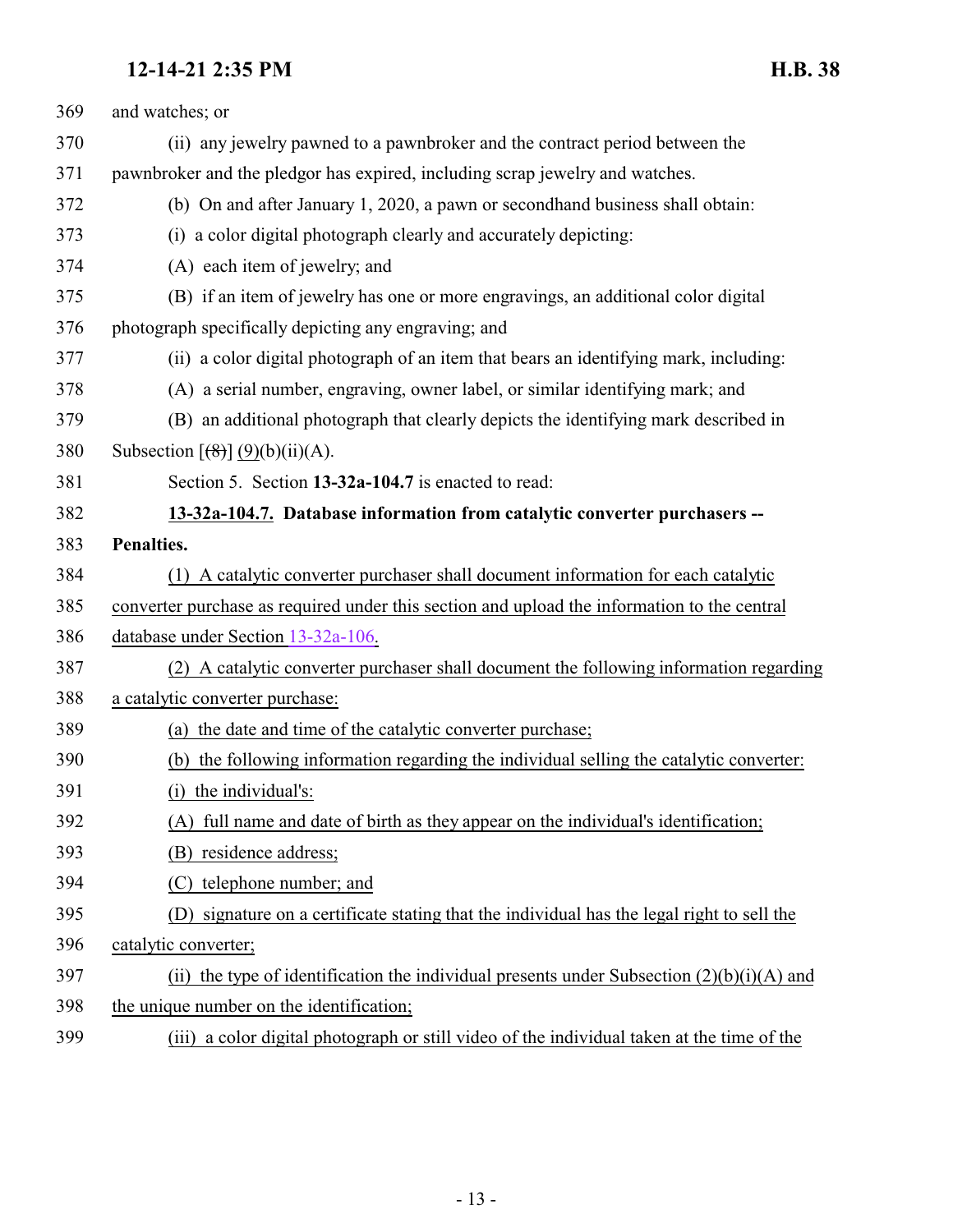and watches; or

(ii) any jewelry pawned to a pawnbroker and the contract period between the pawnbroker and the pledgor has expired, including scrap jewelry and watches.

(b) On and after January 1, 2020, a pawn or secondhand business shall obtain:

(i) a color digital photograph clearly and accurately depicting:

(A) each item of jewelry; and

(B) if an item of jewelry has one or more engravings, an additional color digital photograph specifically depicting any engraving; and

(ii) a color digital photograph of an item that bears an identifying mark, including:

(A) a serial number, engraving, owner label, or similar identifying mark; and

(B) an additional photograph that clearly depicts the identifying mark described in Subsection [~~(8)~~] (9)(b)(ii)(A).

Section 5. Section **13-32a-104.7** is enacted to read:

**13-32a-104.7. Database information from catalytic converter purchasers -- Penalties.**

(1) A catalytic converter purchaser shall document information for each catalytic converter purchase as required under this section and upload the information to the central database under Section 13-32a-106.

(2) A catalytic converter purchaser shall document the following information regarding a catalytic converter purchase:

(a) the date and time of the catalytic converter purchase;

(b) the following information regarding the individual selling the catalytic converter:

(i) the individual's:

(A) full name and date of birth as they appear on the individual's identification;

(B) residence address;

(C) telephone number; and

(D) signature on a certificate stating that the individual has the legal right to sell the catalytic converter;

(ii) the type of identification the individual presents under Subsection (2)(b)(i)(A) and the unique number on the identification;

(iii) a color digital photograph or still video of the individual taken at the time of the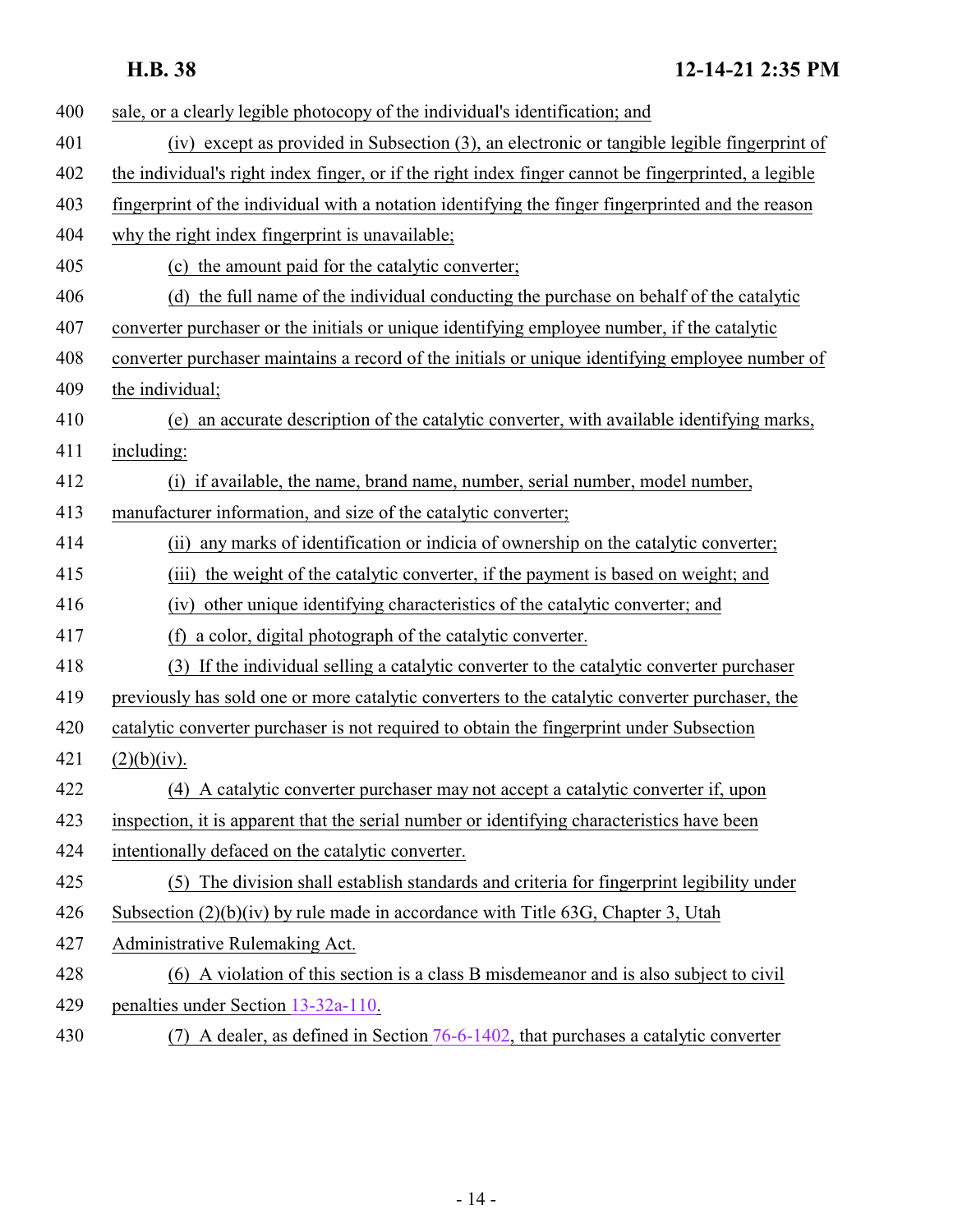sale, or a clearly legible photocopy of the individual's identification; and

(iv) except as provided in Subsection (3), an electronic or tangible legible fingerprint of the individual's right index finger, or if the right index finger cannot be fingerprinted, a legible fingerprint of the individual with a notation identifying the finger fingerprinted and the reason why the right index fingerprint is unavailable;

(c) the amount paid for the catalytic converter;

(d) the full name of the individual conducting the purchase on behalf of the catalytic converter purchaser or the initials or unique identifying employee number, if the catalytic converter purchaser maintains a record of the initials or unique identifying employee number of the individual;

(e) an accurate description of the catalytic converter, with available identifying marks, including:

(i) if available, the name, brand name, number, serial number, model number, manufacturer information, and size of the catalytic converter;

(ii) any marks of identification or indicia of ownership on the catalytic converter;

(iii) the weight of the catalytic converter, if the payment is based on weight; and

(iv) other unique identifying characteristics of the catalytic converter; and

(f) a color, digital photograph of the catalytic converter.

(3) If the individual selling a catalytic converter to the catalytic converter purchaser previously has sold one or more catalytic converters to the catalytic converter purchaser, the catalytic converter purchaser is not required to obtain the fingerprint under Subsection (2)(b)(iv).

(4) A catalytic converter purchaser may not accept a catalytic converter if, upon inspection, it is apparent that the serial number or identifying characteristics have been intentionally defaced on the catalytic converter.

(5) The division shall establish standards and criteria for fingerprint legibility under Subsection (2)(b)(iv) by rule made in accordance with Title 63G, Chapter 3, Utah Administrative Rulemaking Act.

(6) A violation of this section is a class B misdemeanor and is also subject to civil penalties under Section 13-32a-110.

(7) A dealer, as defined in Section 76-6-1402, that purchases a catalytic converter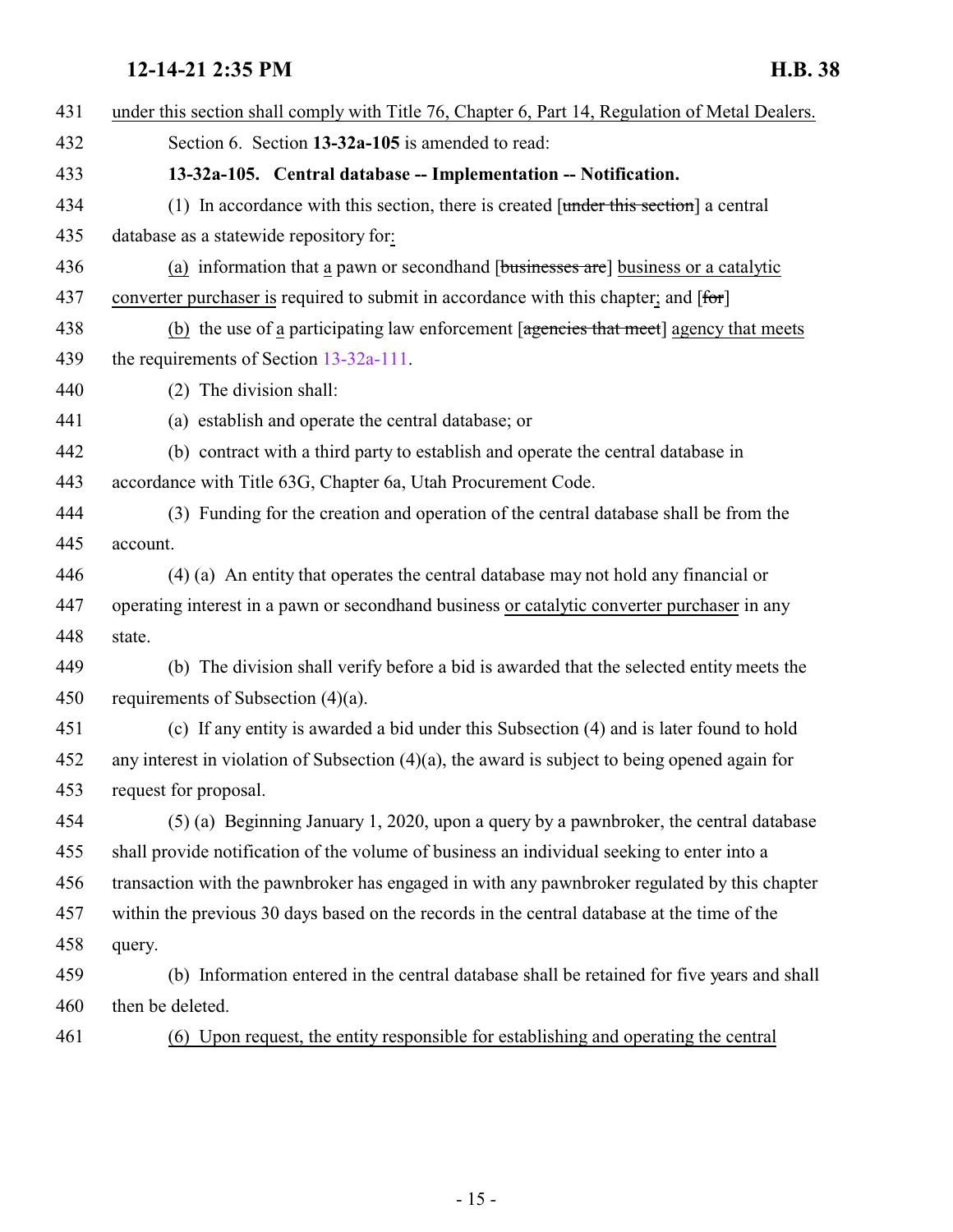431 under this section shall comply with Title 76, Chapter 6, Part 14, Regulation of Metal Dealers.

432 Section 6. Section **13-32a-105** is amended to read:

433 **13-32a-105. Central database -- Implementation -- Notification.**

434 (1) In accordance with this section, there is created [~~under this section~~] a central

435 database as a statewide repository for:

436 (a) information that a pawn or secondhand [~~businesses are~~] business or a catalytic

437 converter purchaser is required to submit in accordance with this chapter; and [~~for~~]

438 (b) the use of a participating law enforcement [~~agencies that meet~~] agency that meets

439 the requirements of Section 13-32a-111.

440 (2) The division shall:

441 (a) establish and operate the central database; or

442 (b) contract with a third party to establish and operate the central database in

443 accordance with Title 63G, Chapter 6a, Utah Procurement Code.

444 (3) Funding for the creation and operation of the central database shall be from the

445 account.

446 (4) (a) An entity that operates the central database may not hold any financial or

447 operating interest in a pawn or secondhand business or catalytic converter purchaser in any

448 state.

449 (b) The division shall verify before a bid is awarded that the selected entity meets the

450 requirements of Subsection (4)(a).

451 (c) If any entity is awarded a bid under this Subsection (4) and is later found to hold

452 any interest in violation of Subsection (4)(a), the award is subject to being opened again for

453 request for proposal.

454 (5) (a) Beginning January 1, 2020, upon a query by a pawnbroker, the central database

455 shall provide notification of the volume of business an individual seeking to enter into a

456 transaction with the pawnbroker has engaged in with any pawnbroker regulated by this chapter

457 within the previous 30 days based on the records in the central database at the time of the

458 query.

459 (b) Information entered in the central database shall be retained for five years and shall

460 then be deleted.

461 (6) Upon request, the entity responsible for establishing and operating the central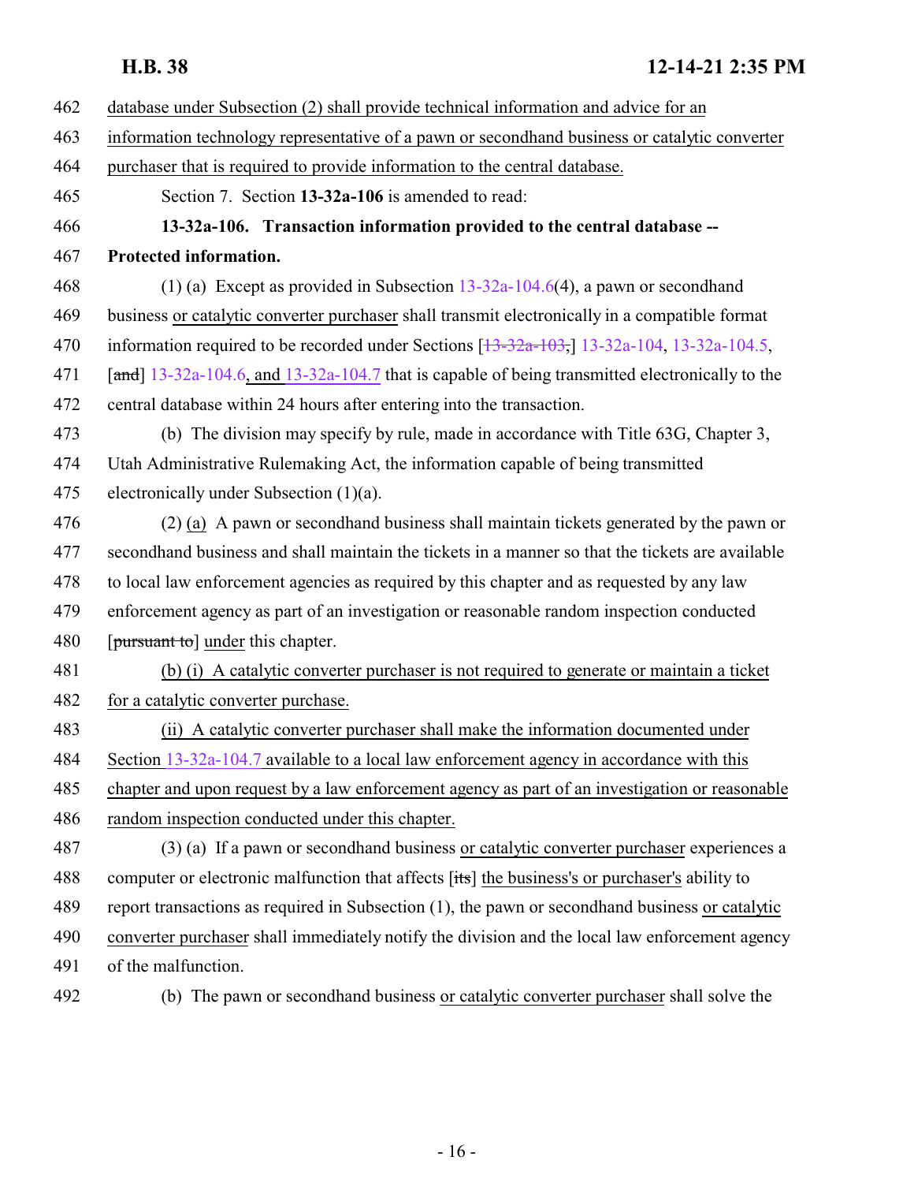database under Subsection (2) shall provide technical information and advice for an information technology representative of a pawn or secondhand business or catalytic converter purchaser that is required to provide information to the central database.

Section 7. Section **13-32a-106** is amended to read:

**13-32a-106. Transaction information provided to the central database -- Protected information.**

(1) (a) Except as provided in Subsection 13-32a-104.6(4), a pawn or secondhand business or catalytic converter purchaser shall transmit electronically in a compatible format information required to be recorded under Sections [~~13-32a-103,~~] 13-32a-104, 13-32a-104.5, [~~and~~] 13-32a-104.6, and 13-32a-104.7 that is capable of being transmitted electronically to the central database within 24 hours after entering into the transaction.

(b) The division may specify by rule, made in accordance with Title 63G, Chapter 3, Utah Administrative Rulemaking Act, the information capable of being transmitted electronically under Subsection (1)(a).

(2) (a) A pawn or secondhand business shall maintain tickets generated by the pawn or secondhand business and shall maintain the tickets in a manner so that the tickets are available to local law enforcement agencies as required by this chapter and as requested by any law enforcement agency as part of an investigation or reasonable random inspection conducted [~~pursuant to~~] under this chapter.

(b) (i) A catalytic converter purchaser is not required to generate or maintain a ticket for a catalytic converter purchase.

(ii) A catalytic converter purchaser shall make the information documented under Section 13-32a-104.7 available to a local law enforcement agency in accordance with this chapter and upon request by a law enforcement agency as part of an investigation or reasonable random inspection conducted under this chapter.

(3) (a) If a pawn or secondhand business or catalytic converter purchaser experiences a computer or electronic malfunction that affects [~~its~~] the business's or purchaser's ability to report transactions as required in Subsection (1), the pawn or secondhand business or catalytic converter purchaser shall immediately notify the division and the local law enforcement agency of the malfunction.

(b) The pawn or secondhand business or catalytic converter purchaser shall solve the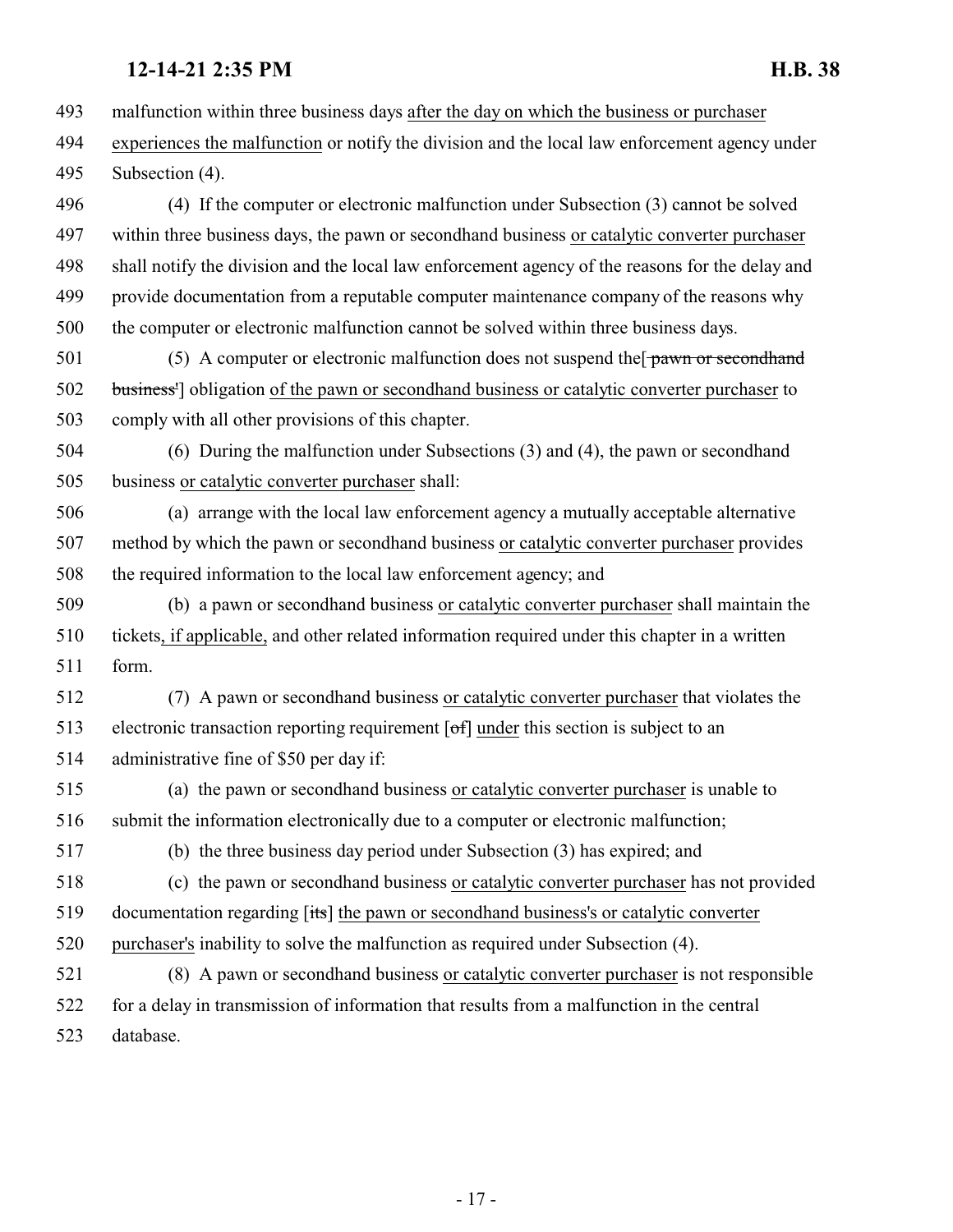malfunction within three business days after the day on which the business or purchaser experiences the malfunction or notify the division and the local law enforcement agency under Subsection (4).

(4) If the computer or electronic malfunction under Subsection (3) cannot be solved within three business days, the pawn or secondhand business or catalytic converter purchaser shall notify the division and the local law enforcement agency of the reasons for the delay and provide documentation from a reputable computer maintenance company of the reasons why the computer or electronic malfunction cannot be solved within three business days.

(5) A computer or electronic malfunction does not suspend the[ pawn or secondhand business'] obligation of the pawn or secondhand business or catalytic converter purchaser to comply with all other provisions of this chapter.

(6) During the malfunction under Subsections (3) and (4), the pawn or secondhand business or catalytic converter purchaser shall:

(a) arrange with the local law enforcement agency a mutually acceptable alternative method by which the pawn or secondhand business or catalytic converter purchaser provides the required information to the local law enforcement agency; and

(b) a pawn or secondhand business or catalytic converter purchaser shall maintain the tickets, if applicable, and other related information required under this chapter in a written form.

(7) A pawn or secondhand business or catalytic converter purchaser that violates the electronic transaction reporting requirement [of] under this section is subject to an administrative fine of $50 per day if:

(a) the pawn or secondhand business or catalytic converter purchaser is unable to submit the information electronically due to a computer or electronic malfunction;

(b) the three business day period under Subsection (3) has expired; and

(c) the pawn or secondhand business or catalytic converter purchaser has not provided documentation regarding [its] the pawn or secondhand business's or catalytic converter purchaser's inability to solve the malfunction as required under Subsection (4).

(8) A pawn or secondhand business or catalytic converter purchaser is not responsible for a delay in transmission of information that results from a malfunction in the central database.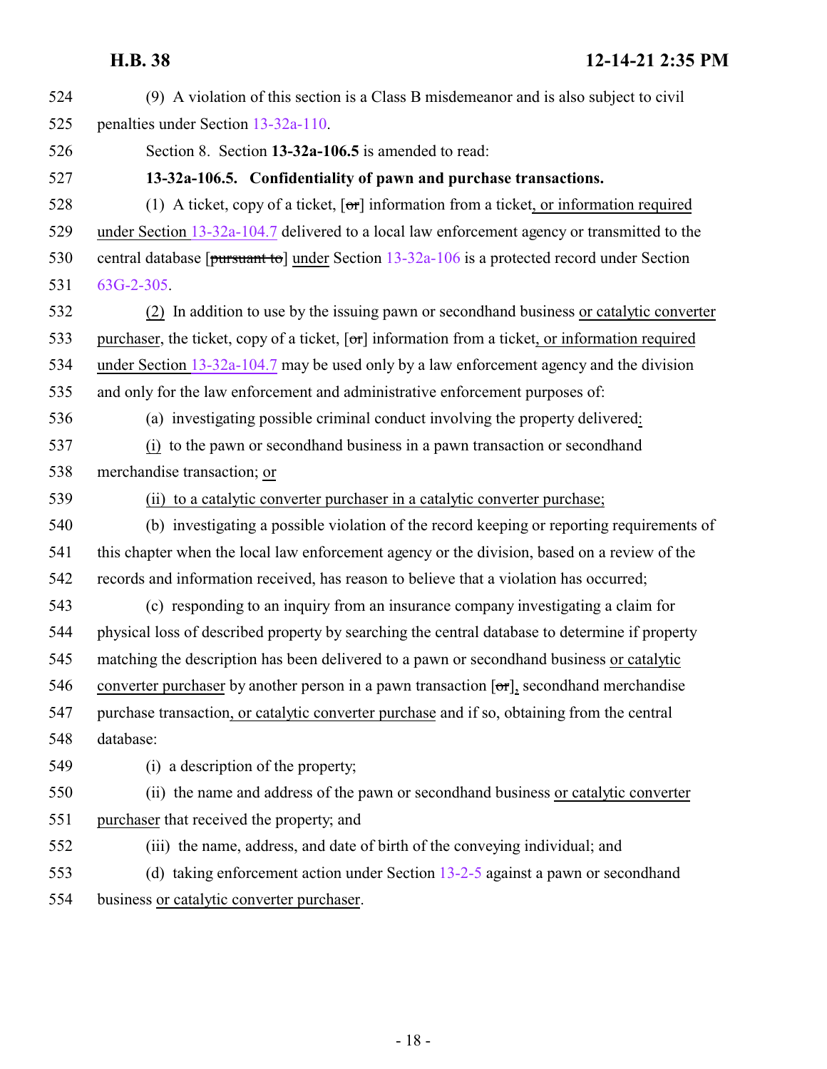(9) A violation of this section is a Class B misdemeanor and is also subject to civil penalties under Section 13-32a-110.

Section 8. Section **13-32a-106.5** is amended to read:

**13-32a-106.5. Confidentiality of pawn and purchase transactions.**

(1) A ticket, copy of a ticket, [~~or~~] information from a ticket, or information required under Section 13-32a-104.7 delivered to a local law enforcement agency or transmitted to the central database [~~pursuant to~~] under Section 13-32a-106 is a protected record under Section 63G-2-305.

(2) In addition to use by the issuing pawn or secondhand business or catalytic converter purchaser, the ticket, copy of a ticket, [~~or~~] information from a ticket, or information required under Section 13-32a-104.7 may be used only by a law enforcement agency and the division and only for the law enforcement and administrative enforcement purposes of:

(a) investigating possible criminal conduct involving the property delivered:

(i) to the pawn or secondhand business in a pawn transaction or secondhand merchandise transaction; or

(ii) to a catalytic converter purchaser in a catalytic converter purchase;

(b) investigating a possible violation of the record keeping or reporting requirements of this chapter when the local law enforcement agency or the division, based on a review of the records and information received, has reason to believe that a violation has occurred;

(c) responding to an inquiry from an insurance company investigating a claim for physical loss of described property by searching the central database to determine if property matching the description has been delivered to a pawn or secondhand business or catalytic converter purchaser by another person in a pawn transaction [~~or~~], secondhand merchandise purchase transaction, or catalytic converter purchase and if so, obtaining from the central database:

(i) a description of the property;

(ii) the name and address of the pawn or secondhand business or catalytic converter purchaser that received the property; and

(iii) the name, address, and date of birth of the conveying individual; and

(d) taking enforcement action under Section 13-2-5 against a pawn or secondhand business or catalytic converter purchaser.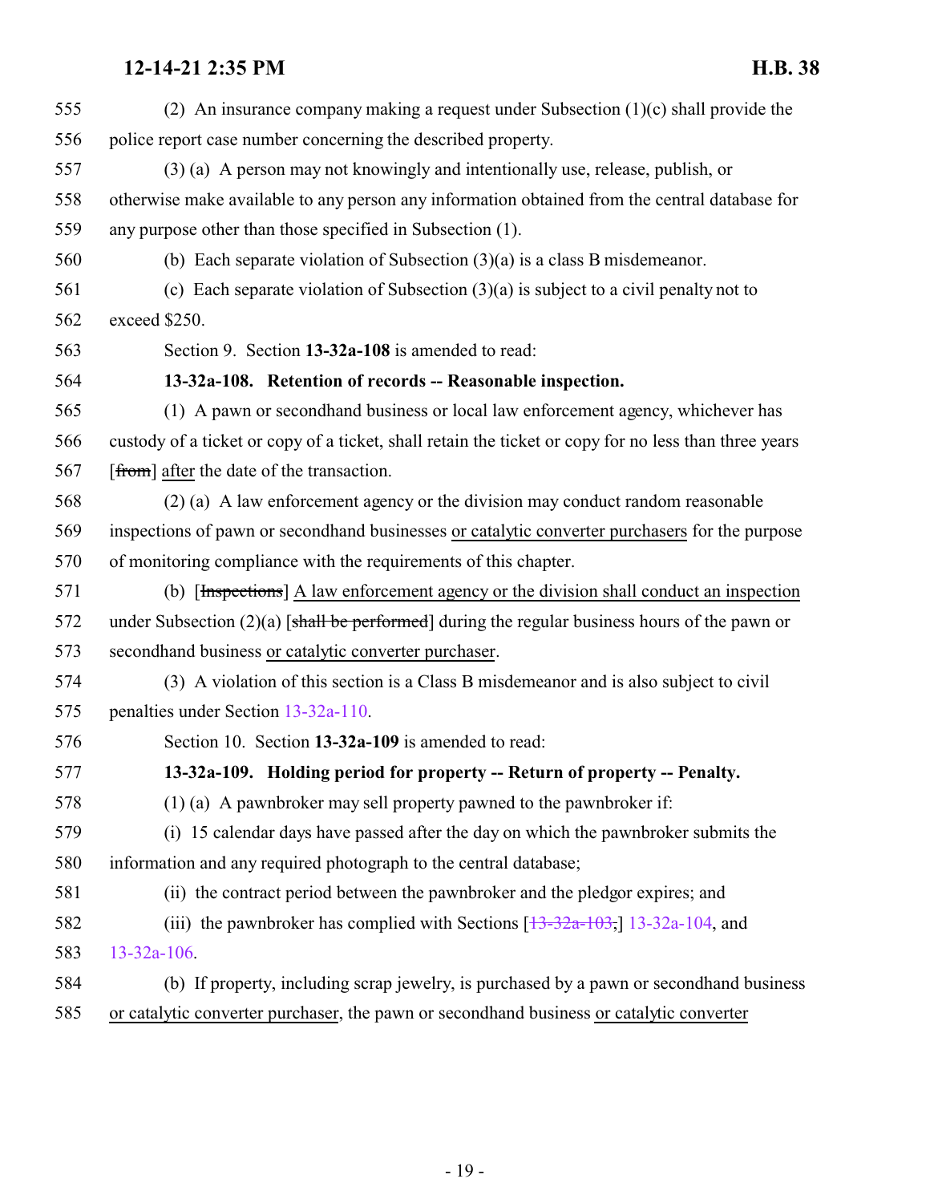(2) An insurance company making a request under Subsection (1)(c) shall provide the police report case number concerning the described property.

(3) (a) A person may not knowingly and intentionally use, release, publish, or otherwise make available to any person any information obtained from the central database for any purpose other than those specified in Subsection (1).

(b) Each separate violation of Subsection (3)(a) is a class B misdemeanor.

(c) Each separate violation of Subsection (3)(a) is subject to a civil penalty not to exceed $250.

Section 9. Section **13-32a-108** is amended to read:

**13-32a-108. Retention of records -- Reasonable inspection.**

(1) A pawn or secondhand business or local law enforcement agency, whichever has custody of a ticket or copy of a ticket, shall retain the ticket or copy for no less than three years [~~from~~] after the date of the transaction.

(2) (a) A law enforcement agency or the division may conduct random reasonable inspections of pawn or secondhand businesses or catalytic converter purchasers for the purpose of monitoring compliance with the requirements of this chapter.

(b) [~~Inspections~~] A law enforcement agency or the division shall conduct an inspection under Subsection (2)(a) [~~shall be performed~~] during the regular business hours of the pawn or secondhand business or catalytic converter purchaser.

(3) A violation of this section is a Class B misdemeanor and is also subject to civil penalties under Section 13-32a-110.

Section 10. Section **13-32a-109** is amended to read:

**13-32a-109. Holding period for property -- Return of property -- Penalty.**

(1) (a) A pawnbroker may sell property pawned to the pawnbroker if:

(i) 15 calendar days have passed after the day on which the pawnbroker submits the information and any required photograph to the central database;

(ii) the contract period between the pawnbroker and the pledgor expires; and

(iii) the pawnbroker has complied with Sections [~~13-32a-103,~~] 13-32a-104, and 13-32a-106.

(b) If property, including scrap jewelry, is purchased by a pawn or secondhand business or catalytic converter purchaser, the pawn or secondhand business or catalytic converter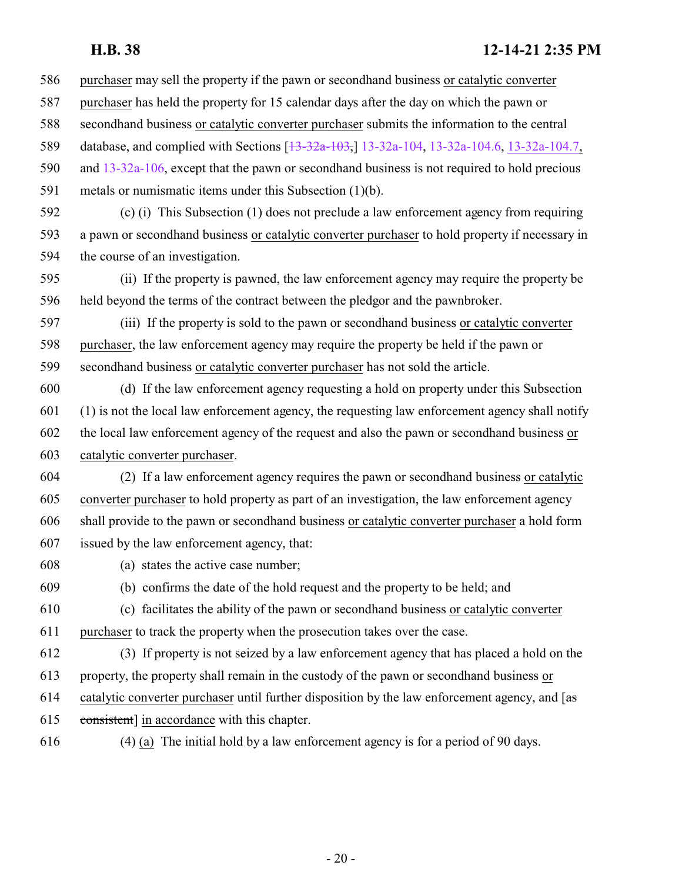purchaser may sell the property if the pawn or secondhand business or catalytic converter purchaser has held the property for 15 calendar days after the day on which the pawn or secondhand business or catalytic converter purchaser submits the information to the central database, and complied with Sections [~~13-32a-103,~~] 13-32a-104, 13-32a-104.6, 13-32a-104.7, and 13-32a-106, except that the pawn or secondhand business is not required to hold precious metals or numismatic items under this Subsection (1)(b).

(c) (i) This Subsection (1) does not preclude a law enforcement agency from requiring a pawn or secondhand business or catalytic converter purchaser to hold property if necessary in the course of an investigation.

(ii) If the property is pawned, the law enforcement agency may require the property be held beyond the terms of the contract between the pledgor and the pawnbroker.

(iii) If the property is sold to the pawn or secondhand business or catalytic converter purchaser, the law enforcement agency may require the property be held if the pawn or secondhand business or catalytic converter purchaser has not sold the article.

(d) If the law enforcement agency requesting a hold on property under this Subsection (1) is not the local law enforcement agency, the requesting law enforcement agency shall notify the local law enforcement agency of the request and also the pawn or secondhand business or catalytic converter purchaser.

(2) If a law enforcement agency requires the pawn or secondhand business or catalytic converter purchaser to hold property as part of an investigation, the law enforcement agency shall provide to the pawn or secondhand business or catalytic converter purchaser a hold form issued by the law enforcement agency, that:

(a) states the active case number;

(b) confirms the date of the hold request and the property to be held; and

(c) facilitates the ability of the pawn or secondhand business or catalytic converter purchaser to track the property when the prosecution takes over the case.

(3) If property is not seized by a law enforcement agency that has placed a hold on the property, the property shall remain in the custody of the pawn or secondhand business or catalytic converter purchaser until further disposition by the law enforcement agency, and [~~as consistent~~] in accordance with this chapter.

(4) (a) The initial hold by a law enforcement agency is for a period of 90 days.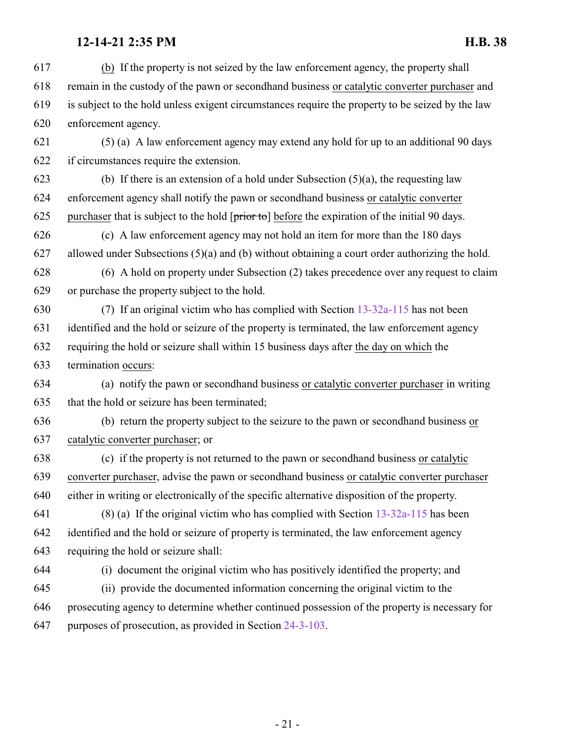(b) If the property is not seized by the law enforcement agency, the property shall remain in the custody of the pawn or secondhand business or catalytic converter purchaser and is subject to the hold unless exigent circumstances require the property to be seized by the law enforcement agency.

(5) (a) A law enforcement agency may extend any hold for up to an additional 90 days if circumstances require the extension.

(b) If there is an extension of a hold under Subsection (5)(a), the requesting law enforcement agency shall notify the pawn or secondhand business or catalytic converter purchaser that is subject to the hold [~~prior to~~] before the expiration of the initial 90 days.

(c) A law enforcement agency may not hold an item for more than the 180 days allowed under Subsections (5)(a) and (b) without obtaining a court order authorizing the hold.

(6) A hold on property under Subsection (2) takes precedence over any request to claim or purchase the property subject to the hold.

(7) If an original victim who has complied with Section 13-32a-115 has not been identified and the hold or seizure of the property is terminated, the law enforcement agency requiring the hold or seizure shall within 15 business days after the day on which the termination occurs:

(a) notify the pawn or secondhand business or catalytic converter purchaser in writing that the hold or seizure has been terminated;

(b) return the property subject to the seizure to the pawn or secondhand business or catalytic converter purchaser; or

(c) if the property is not returned to the pawn or secondhand business or catalytic converter purchaser, advise the pawn or secondhand business or catalytic converter purchaser either in writing or electronically of the specific alternative disposition of the property.

(8) (a) If the original victim who has complied with Section 13-32a-115 has been identified and the hold or seizure of property is terminated, the law enforcement agency requiring the hold or seizure shall:

(i) document the original victim who has positively identified the property; and

(ii) provide the documented information concerning the original victim to the prosecuting agency to determine whether continued possession of the property is necessary for purposes of prosecution, as provided in Section 24-3-103.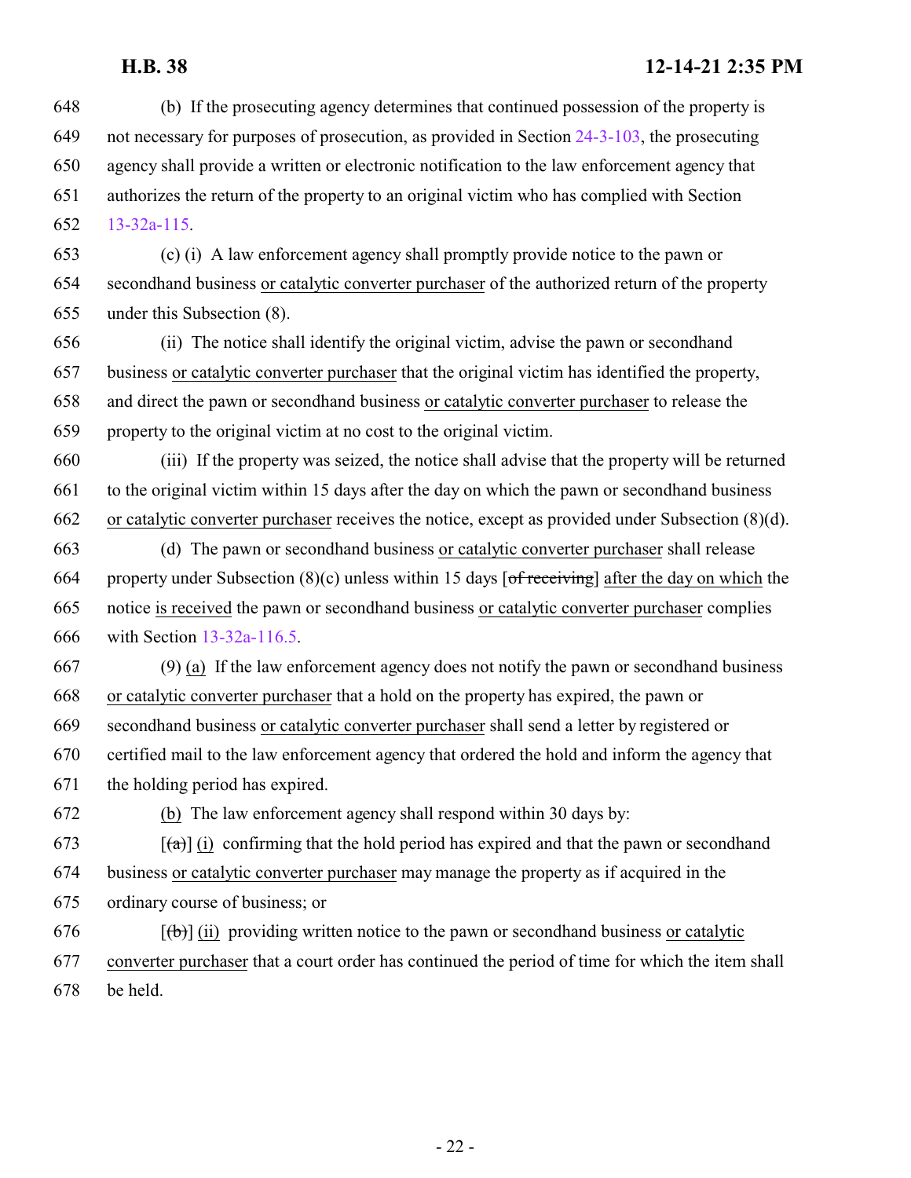648 (b) If the prosecuting agency determines that continued possession of the property is
649 not necessary for purposes of prosecution, as provided in Section 24-3-103, the prosecuting
650 agency shall provide a written or electronic notification to the law enforcement agency that
651 authorizes the return of the property to an original victim who has complied with Section
652 13-32a-115.

653 (c) (i) A law enforcement agency shall promptly provide notice to the pawn or
654 secondhand business or catalytic converter purchaser of the authorized return of the property
655 under this Subsection (8).

656 (ii) The notice shall identify the original victim, advise the pawn or secondhand
657 business or catalytic converter purchaser that the original victim has identified the property,
658 and direct the pawn or secondhand business or catalytic converter purchaser to release the
659 property to the original victim at no cost to the original victim.

660 (iii) If the property was seized, the notice shall advise that the property will be returned
661 to the original victim within 15 days after the day on which the pawn or secondhand business
662 or catalytic converter purchaser receives the notice, except as provided under Subsection (8)(d).

663 (d) The pawn or secondhand business or catalytic converter purchaser shall release
664 property under Subsection (8)(c) unless within 15 days [~~of receiving~~] after the day on which the
665 notice is received the pawn or secondhand business or catalytic converter purchaser complies
666 with Section 13-32a-116.5.

667 (9) (a) If the law enforcement agency does not notify the pawn or secondhand business
668 or catalytic converter purchaser that a hold on the property has expired, the pawn or
669 secondhand business or catalytic converter purchaser shall send a letter by registered or
670 certified mail to the law enforcement agency that ordered the hold and inform the agency that
671 the holding period has expired.

672 (b) The law enforcement agency shall respond within 30 days by:

673 [~~(a)~~] (i) confirming that the hold period has expired and that the pawn or secondhand
674 business or catalytic converter purchaser may manage the property as if acquired in the
675 ordinary course of business; or

676 [~~(b)~~] (ii) providing written notice to the pawn or secondhand business or catalytic
677 converter purchaser that a court order has continued the period of time for which the item shall
678 be held.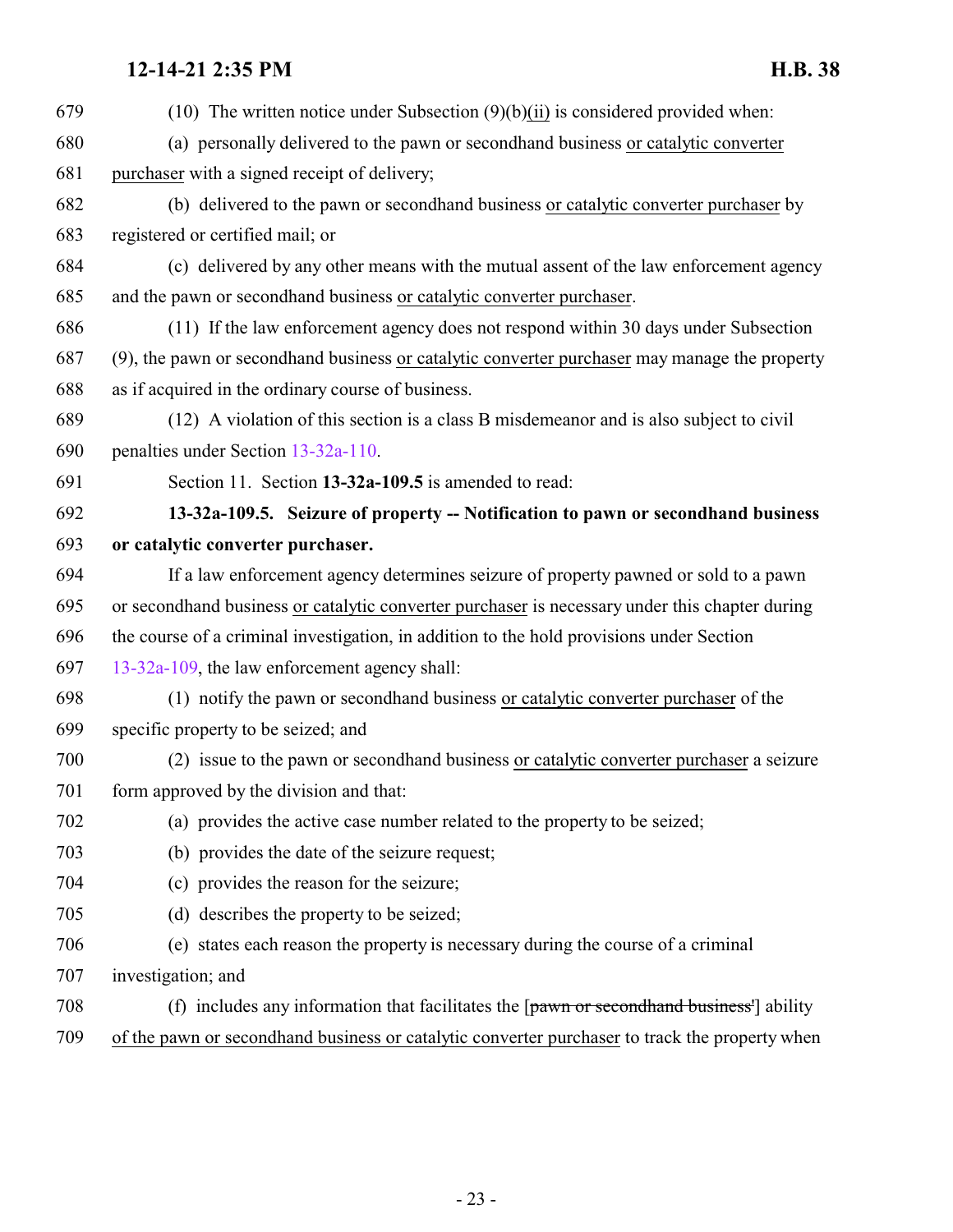(10) The written notice under Subsection (9)(b)(ii) is considered provided when:

(a) personally delivered to the pawn or secondhand business or catalytic converter purchaser with a signed receipt of delivery;

(b) delivered to the pawn or secondhand business or catalytic converter purchaser by registered or certified mail; or

(c) delivered by any other means with the mutual assent of the law enforcement agency and the pawn or secondhand business or catalytic converter purchaser.

(11) If the law enforcement agency does not respond within 30 days under Subsection (9), the pawn or secondhand business or catalytic converter purchaser may manage the property as if acquired in the ordinary course of business.

(12) A violation of this section is a class B misdemeanor and is also subject to civil penalties under Section 13-32a-110.

Section 11. Section **13-32a-109.5** is amended to read:

**13-32a-109.5. Seizure of property -- Notification to pawn or secondhand business or catalytic converter purchaser.**

If a law enforcement agency determines seizure of property pawned or sold to a pawn or secondhand business or catalytic converter purchaser is necessary under this chapter during the course of a criminal investigation, in addition to the hold provisions under Section 13-32a-109, the law enforcement agency shall:

(1) notify the pawn or secondhand business or catalytic converter purchaser of the specific property to be seized; and

(2) issue to the pawn or secondhand business or catalytic converter purchaser a seizure form approved by the division and that:

(a) provides the active case number related to the property to be seized;

(b) provides the date of the seizure request;

(c) provides the reason for the seizure;

(d) describes the property to be seized;

(e) states each reason the property is necessary during the course of a criminal investigation; and

(f) includes any information that facilitates the [~~pawn or secondhand business'~~] ability of the pawn or secondhand business or catalytic converter purchaser to track the property when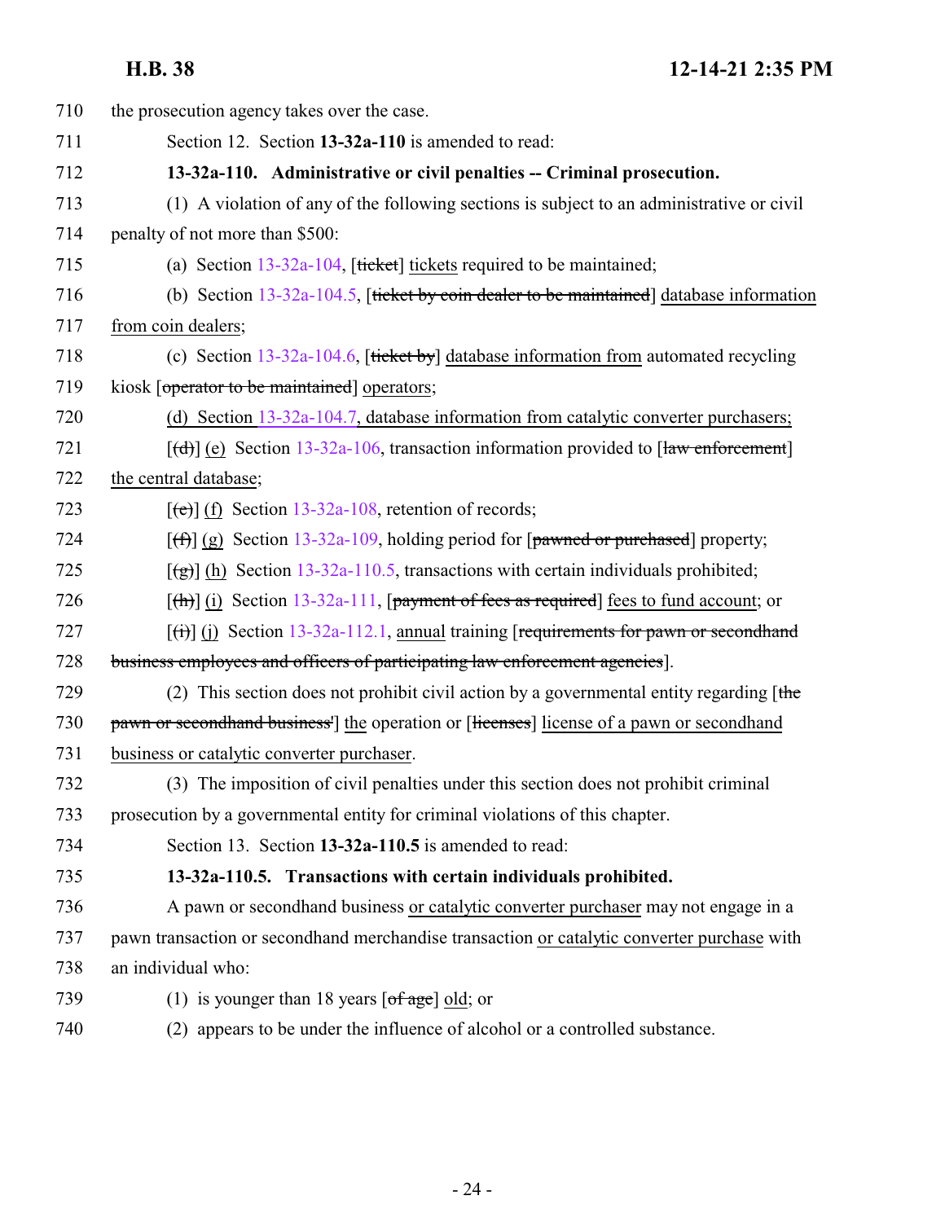710 the prosecution agency takes over the case.

711 Section 12. Section **13-32a-110** is amended to read:

712 **13-32a-110. Administrative or civil penalties -- Criminal prosecution.**

713 (1) A violation of any of the following sections is subject to an administrative or civil

714 penalty of not more than $500:

715 (a) Section 13-32a-104, [~~ticket~~] tickets required to be maintained;

716 (b) Section 13-32a-104.5, [~~ticket by coin dealer to be maintained~~] database information

717 from coin dealers;

718 (c) Section 13-32a-104.6, [~~ticket by~~] database information from automated recycling

719 kiosk [~~operator to be maintained~~] operators;

720 (d) Section 13-32a-104.7, database information from catalytic converter purchasers;

721 [~~(d)~~] (e) Section 13-32a-106, transaction information provided to [~~law enforcement~~]

722 the central database;

723 [~~(e)~~] (f) Section 13-32a-108, retention of records;

724 [~~(f)~~] (g) Section 13-32a-109, holding period for [~~pawned or purchased~~] property;

725 [~~(g)~~] (h) Section 13-32a-110.5, transactions with certain individuals prohibited;

726 [~~(h)~~] (i) Section 13-32a-111, [~~payment of fees as required~~] fees to fund account; or

727 [~~(i)~~] (j) Section 13-32a-112.1, annual training [~~requirements for pawn or secondhand~~

728 ~~business employees and officers of participating law enforcement agencies~~].

729 (2) This section does not prohibit civil action by a governmental entity regarding [~~the~~

730 ~~pawn or secondhand business'~~] the operation or [~~licenses~~] license of a pawn or secondhand

731 business or catalytic converter purchaser.

732 (3) The imposition of civil penalties under this section does not prohibit criminal

733 prosecution by a governmental entity for criminal violations of this chapter.

734 Section 13. Section **13-32a-110.5** is amended to read:

735 **13-32a-110.5. Transactions with certain individuals prohibited.**

736 A pawn or secondhand business or catalytic converter purchaser may not engage in a

737 pawn transaction or secondhand merchandise transaction or catalytic converter purchase with

738 an individual who:

739 (1) is younger than 18 years [~~of age~~] old; or

740 (2) appears to be under the influence of alcohol or a controlled substance.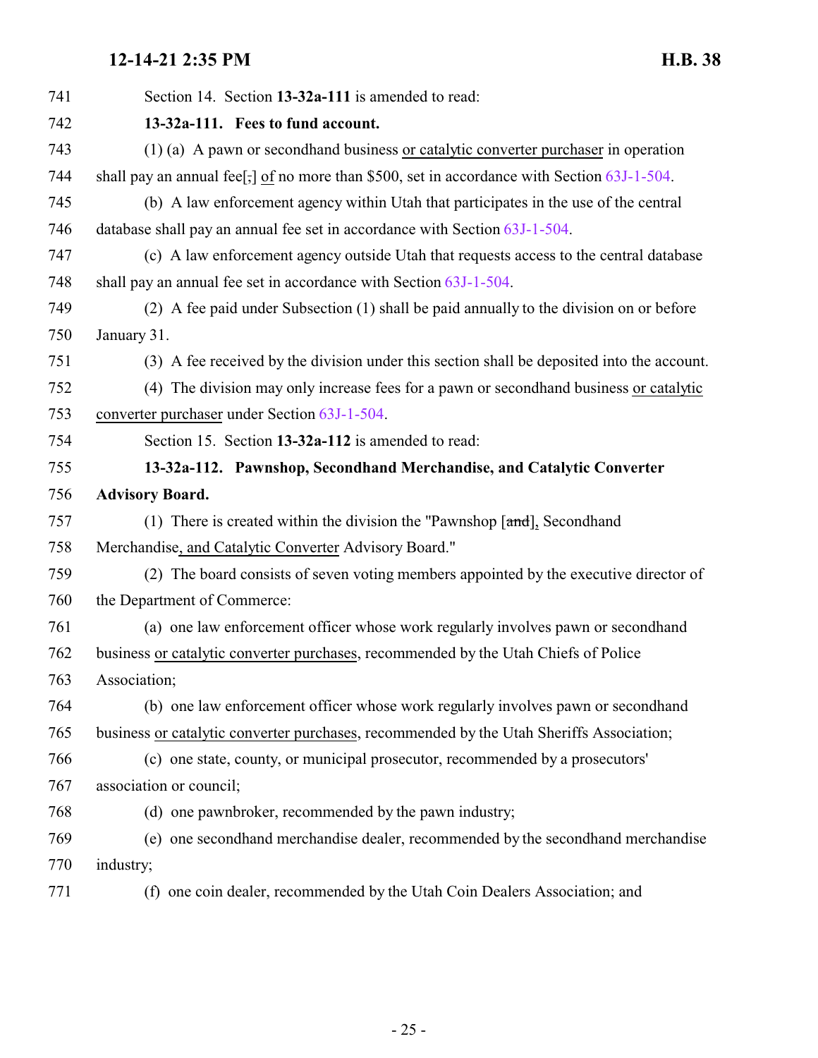741 Section 14. Section **13-32a-111** is amended to read:

742 **13-32a-111. Fees to fund account.**

743 (1) (a) A pawn or secondhand business or catalytic converter purchaser in operation

744 shall pay an annual fee[,] of no more than $500, set in accordance with Section 63J-1-504.

745 (b) A law enforcement agency within Utah that participates in the use of the central

746 database shall pay an annual fee set in accordance with Section 63J-1-504.

747 (c) A law enforcement agency outside Utah that requests access to the central database

748 shall pay an annual fee set in accordance with Section 63J-1-504.

749 (2) A fee paid under Subsection (1) shall be paid annually to the division on or before

750 January 31.

751 (3) A fee received by the division under this section shall be deposited into the account.

752 (4) The division may only increase fees for a pawn or secondhand business or catalytic

753 converter purchaser under Section 63J-1-504.

754 Section 15. Section **13-32a-112** is amended to read:

755 **13-32a-112. Pawnshop, Secondhand Merchandise, and Catalytic Converter**

756 **Advisory Board.**

757 (1) There is created within the division the "Pawnshop [~~and~~], Secondhand

758 Merchandise, and Catalytic Converter Advisory Board."

759 (2) The board consists of seven voting members appointed by the executive director of

760 the Department of Commerce:

761 (a) one law enforcement officer whose work regularly involves pawn or secondhand

762 business or catalytic converter purchases, recommended by the Utah Chiefs of Police

763 Association;

764 (b) one law enforcement officer whose work regularly involves pawn or secondhand

765 business or catalytic converter purchases, recommended by the Utah Sheriffs Association;

766 (c) one state, county, or municipal prosecutor, recommended by a prosecutors'

767 association or council;

768 (d) one pawnbroker, recommended by the pawn industry;

769 (e) one secondhand merchandise dealer, recommended by the secondhand merchandise

770 industry;

771 (f) one coin dealer, recommended by the Utah Coin Dealers Association; and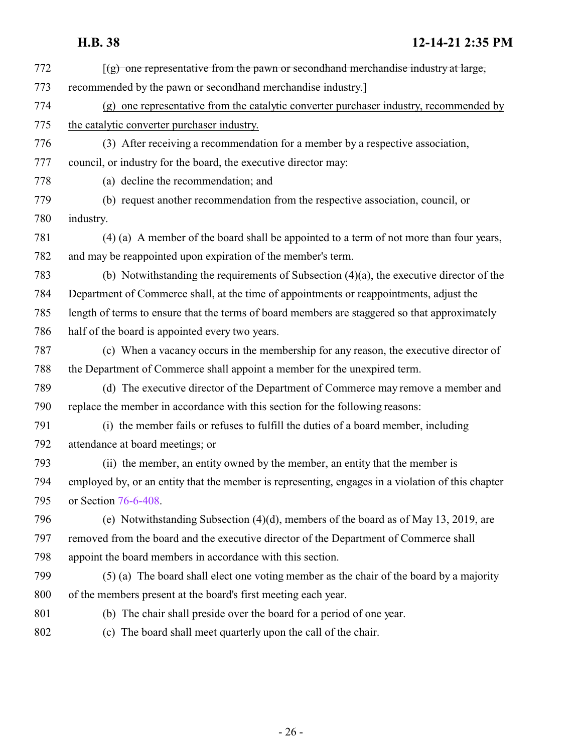[~~(g) one representative from the pawn or secondhand merchandise industry at large, recommended by the pawn or secondhand merchandise industry.~~]

<u>(g) one representative from the catalytic converter purchaser industry, recommended by the catalytic converter purchaser industry.</u>

(3) After receiving a recommendation for a member by a respective association, council, or industry for the board, the executive director may:

(a) decline the recommendation; and

(b) request another recommendation from the respective association, council, or industry.

(4) (a) A member of the board shall be appointed to a term of not more than four years, and may be reappointed upon expiration of the member's term.

(b) Notwithstanding the requirements of Subsection (4)(a), the executive director of the Department of Commerce shall, at the time of appointments or reappointments, adjust the length of terms to ensure that the terms of board members are staggered so that approximately half of the board is appointed every two years.

(c) When a vacancy occurs in the membership for any reason, the executive director of the Department of Commerce shall appoint a member for the unexpired term.

(d) The executive director of the Department of Commerce may remove a member and replace the member in accordance with this section for the following reasons:

(i) the member fails or refuses to fulfill the duties of a board member, including attendance at board meetings; or

(ii) the member, an entity owned by the member, an entity that the member is employed by, or an entity that the member is representing, engages in a violation of this chapter or Section 76-6-408.

(e) Notwithstanding Subsection (4)(d), members of the board as of May 13, 2019, are removed from the board and the executive director of the Department of Commerce shall appoint the board members in accordance with this section.

(5) (a) The board shall elect one voting member as the chair of the board by a majority of the members present at the board's first meeting each year.

(b) The chair shall preside over the board for a period of one year.

(c) The board shall meet quarterly upon the call of the chair.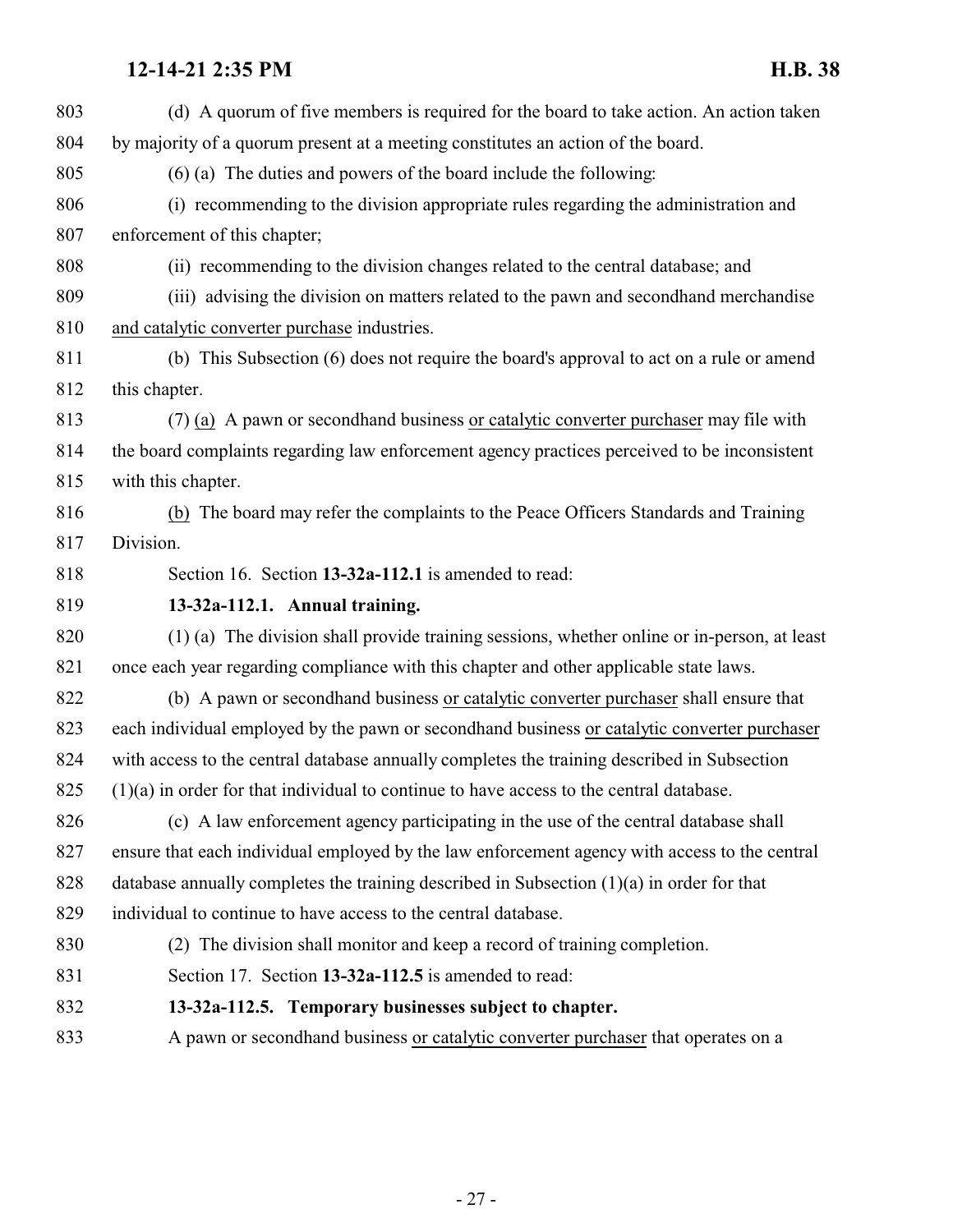(d) A quorum of five members is required for the board to take action. An action taken by majority of a quorum present at a meeting constitutes an action of the board.

(6) (a) The duties and powers of the board include the following:

(i) recommending to the division appropriate rules regarding the administration and enforcement of this chapter;

(ii) recommending to the division changes related to the central database; and

(iii) advising the division on matters related to the pawn and secondhand merchandise and catalytic converter purchase industries.

(b) This Subsection (6) does not require the board's approval to act on a rule or amend this chapter.

(7) (a) A pawn or secondhand business or catalytic converter purchaser may file with the board complaints regarding law enforcement agency practices perceived to be inconsistent with this chapter.

(b) The board may refer the complaints to the Peace Officers Standards and Training Division.

Section 16. Section **13-32a-112.1** is amended to read:

**13-32a-112.1. Annual training.**

(1) (a) The division shall provide training sessions, whether online or in-person, at least once each year regarding compliance with this chapter and other applicable state laws.

(b) A pawn or secondhand business or catalytic converter purchaser shall ensure that each individual employed by the pawn or secondhand business or catalytic converter purchaser with access to the central database annually completes the training described in Subsection (1)(a) in order for that individual to continue to have access to the central database.

(c) A law enforcement agency participating in the use of the central database shall ensure that each individual employed by the law enforcement agency with access to the central database annually completes the training described in Subsection (1)(a) in order for that individual to continue to have access to the central database.

(2) The division shall monitor and keep a record of training completion.

Section 17. Section **13-32a-112.5** is amended to read:

**13-32a-112.5. Temporary businesses subject to chapter.**

A pawn or secondhand business or catalytic converter purchaser that operates on a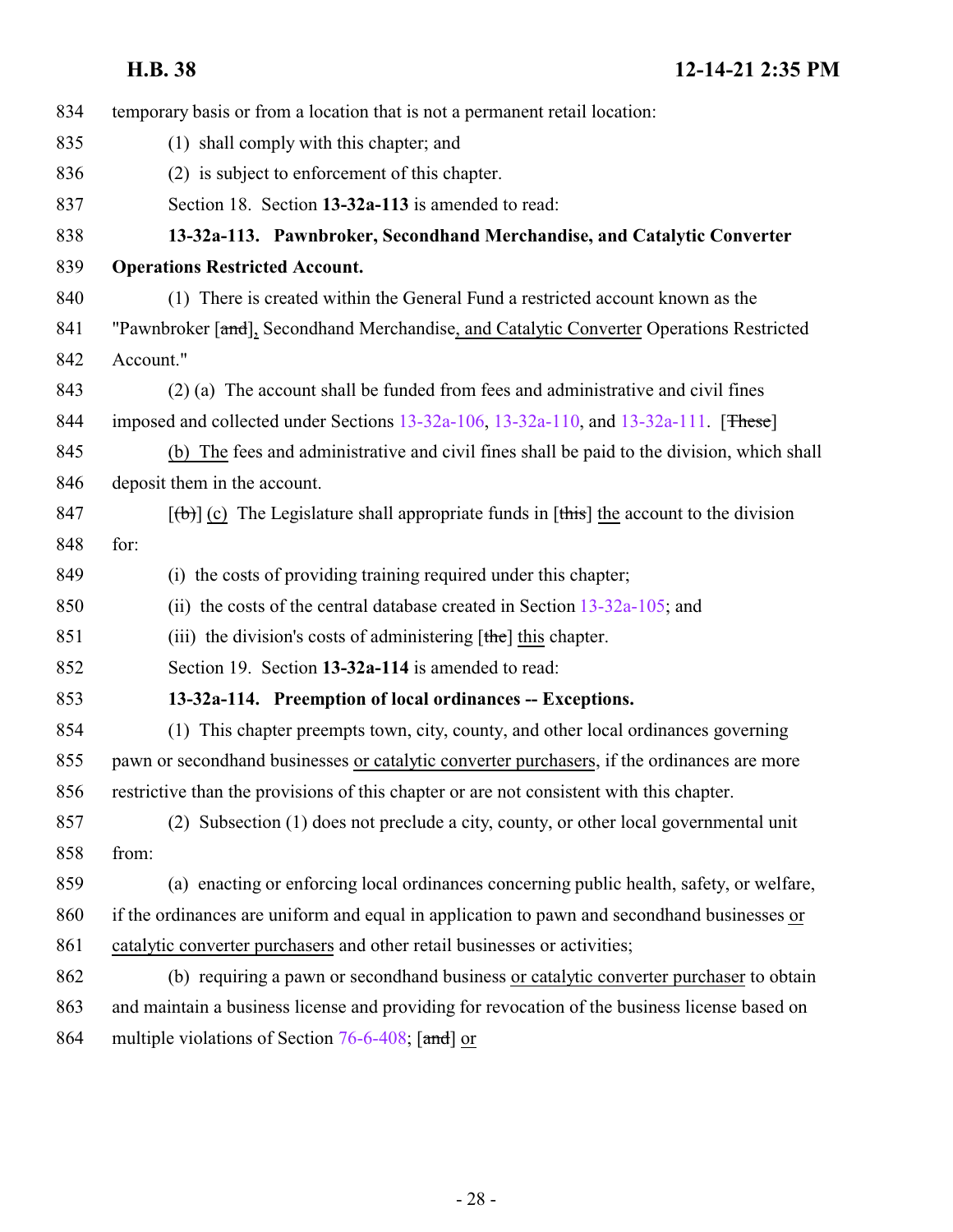834 temporary basis or from a location that is not a permanent retail location:

835 (1) shall comply with this chapter; and

836 (2) is subject to enforcement of this chapter.

837 Section 18. Section **13-32a-113** is amended to read:

838 **13-32a-113. Pawnbroker, Secondhand Merchandise, and Catalytic Converter**

839 **Operations Restricted Account.**

840 (1) There is created within the General Fund a restricted account known as the

841 "Pawnbroker [~~and~~], Secondhand Merchandise, and Catalytic Converter Operations Restricted

842 Account."

843 (2) (a) The account shall be funded from fees and administrative and civil fines

844 imposed and collected under Sections 13-32a-106, 13-32a-110, and 13-32a-111. [~~These~~]

845 (b) The fees and administrative and civil fines shall be paid to the division, which shall

846 deposit them in the account.

847 [~~(b)~~] (c) The Legislature shall appropriate funds in [~~this~~] the account to the division

848 for:

849 (i) the costs of providing training required under this chapter;

850 (ii) the costs of the central database created in Section 13-32a-105; and

851 (iii) the division's costs of administering [~~the~~] this chapter.

852 Section 19. Section **13-32a-114** is amended to read:

853 **13-32a-114. Preemption of local ordinances -- Exceptions.**

854 (1) This chapter preempts town, city, county, and other local ordinances governing

855 pawn or secondhand businesses or catalytic converter purchasers, if the ordinances are more

856 restrictive than the provisions of this chapter or are not consistent with this chapter.

857 (2) Subsection (1) does not preclude a city, county, or other local governmental unit

858 from:

859 (a) enacting or enforcing local ordinances concerning public health, safety, or welfare,

860 if the ordinances are uniform and equal in application to pawn and secondhand businesses or

861 catalytic converter purchasers and other retail businesses or activities;

862 (b) requiring a pawn or secondhand business or catalytic converter purchaser to obtain

863 and maintain a business license and providing for revocation of the business license based on

864 multiple violations of Section 76-6-408; [~~and~~] or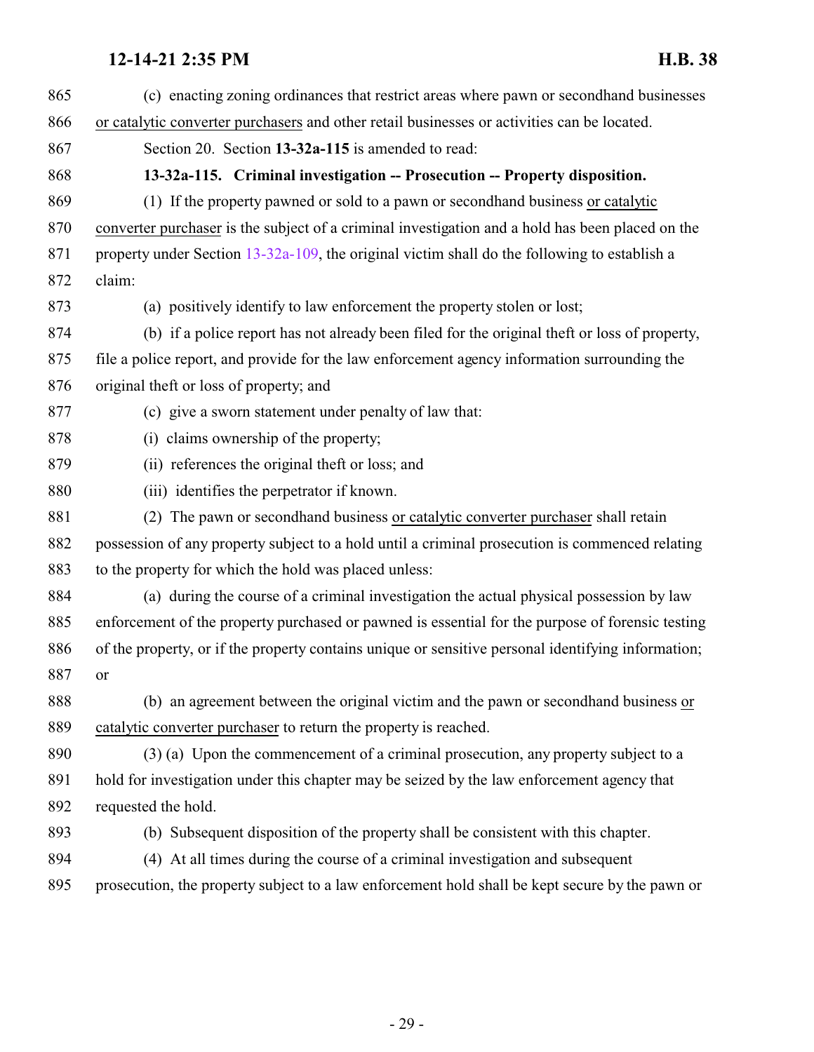(c) enacting zoning ordinances that restrict areas where pawn or secondhand businesses or catalytic converter purchasers and other retail businesses or activities can be located.

Section 20. Section **13-32a-115** is amended to read:

**13-32a-115. Criminal investigation -- Prosecution -- Property disposition.**

(1) If the property pawned or sold to a pawn or secondhand business or catalytic converter purchaser is the subject of a criminal investigation and a hold has been placed on the property under Section 13-32a-109, the original victim shall do the following to establish a claim:

(a) positively identify to law enforcement the property stolen or lost;

(b) if a police report has not already been filed for the original theft or loss of property, file a police report, and provide for the law enforcement agency information surrounding the original theft or loss of property; and

(c) give a sworn statement under penalty of law that:

(i) claims ownership of the property;

(ii) references the original theft or loss; and

(iii) identifies the perpetrator if known.

(2) The pawn or secondhand business or catalytic converter purchaser shall retain possession of any property subject to a hold until a criminal prosecution is commenced relating to the property for which the hold was placed unless:

(a) during the course of a criminal investigation the actual physical possession by law enforcement of the property purchased or pawned is essential for the purpose of forensic testing of the property, or if the property contains unique or sensitive personal identifying information; or

(b) an agreement between the original victim and the pawn or secondhand business or catalytic converter purchaser to return the property is reached.

(3) (a) Upon the commencement of a criminal prosecution, any property subject to a hold for investigation under this chapter may be seized by the law enforcement agency that requested the hold.

(b) Subsequent disposition of the property shall be consistent with this chapter.

(4) At all times during the course of a criminal investigation and subsequent prosecution, the property subject to a law enforcement hold shall be kept secure by the pawn or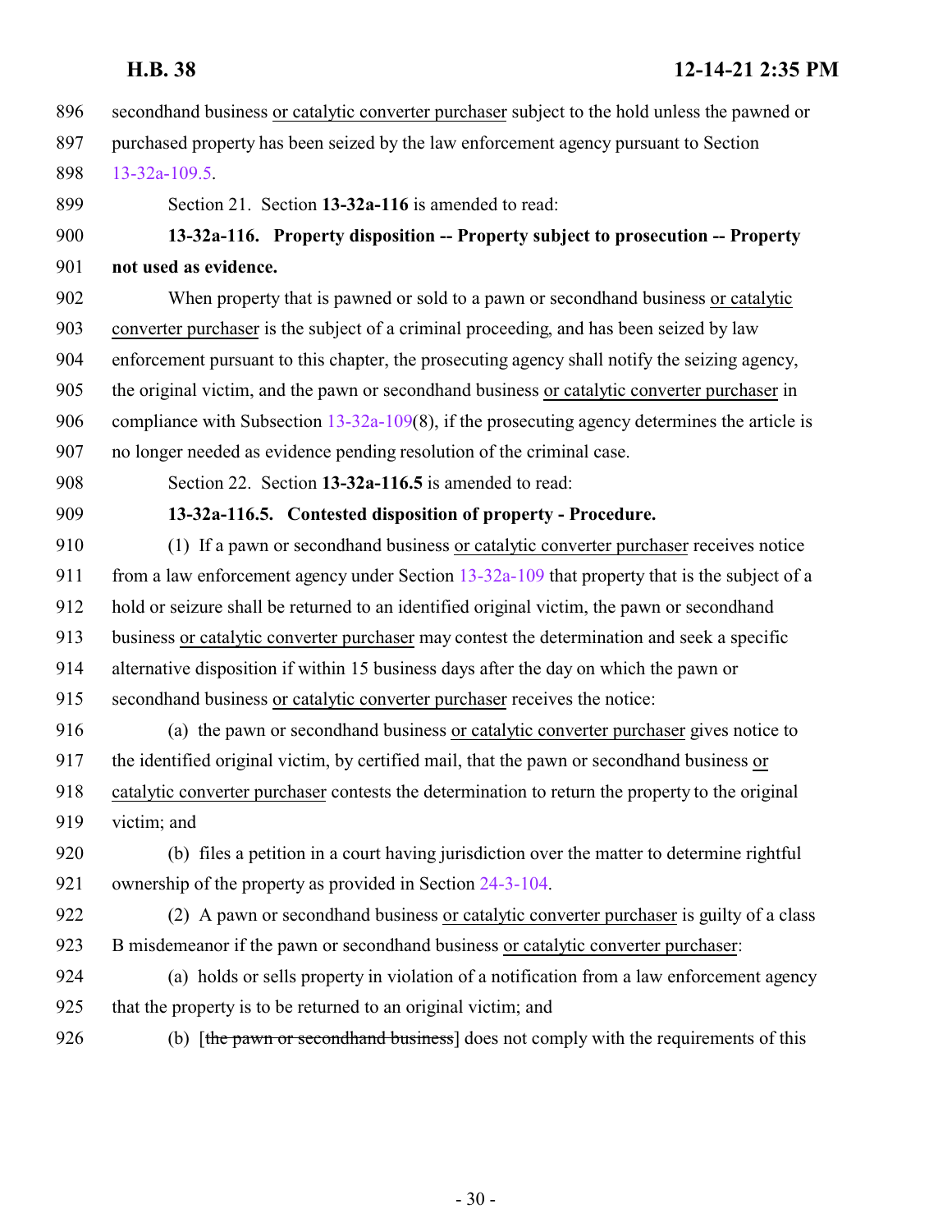896 secondhand business or catalytic converter purchaser subject to the hold unless the pawned or
897 purchased property has been seized by the law enforcement agency pursuant to Section
898 13-32a-109.5.

899 Section 21. Section **13-32a-116** is amended to read:

900 **13-32a-116. Property disposition -- Property subject to prosecution -- Property**
901 **not used as evidence.**

902 When property that is pawned or sold to a pawn or secondhand business or catalytic
903 converter purchaser is the subject of a criminal proceeding, and has been seized by law
904 enforcement pursuant to this chapter, the prosecuting agency shall notify the seizing agency,
905 the original victim, and the pawn or secondhand business or catalytic converter purchaser in
906 compliance with Subsection 13-32a-109(8), if the prosecuting agency determines the article is
907 no longer needed as evidence pending resolution of the criminal case.

908 Section 22. Section **13-32a-116.5** is amended to read:

909 **13-32a-116.5. Contested disposition of property - Procedure.**

910 (1) If a pawn or secondhand business or catalytic converter purchaser receives notice
911 from a law enforcement agency under Section 13-32a-109 that property that is the subject of a
912 hold or seizure shall be returned to an identified original victim, the pawn or secondhand
913 business or catalytic converter purchaser may contest the determination and seek a specific
914 alternative disposition if within 15 business days after the day on which the pawn or
915 secondhand business or catalytic converter purchaser receives the notice:

916 (a) the pawn or secondhand business or catalytic converter purchaser gives notice to
917 the identified original victim, by certified mail, that the pawn or secondhand business or
918 catalytic converter purchaser contests the determination to return the property to the original
919 victim; and

920 (b) files a petition in a court having jurisdiction over the matter to determine rightful
921 ownership of the property as provided in Section 24-3-104.

922 (2) A pawn or secondhand business or catalytic converter purchaser is guilty of a class
923 B misdemeanor if the pawn or secondhand business or catalytic converter purchaser:

924 (a) holds or sells property in violation of a notification from a law enforcement agency
925 that the property is to be returned to an original victim; and

926 (b) [~~the pawn or secondhand business~~] does not comply with the requirements of this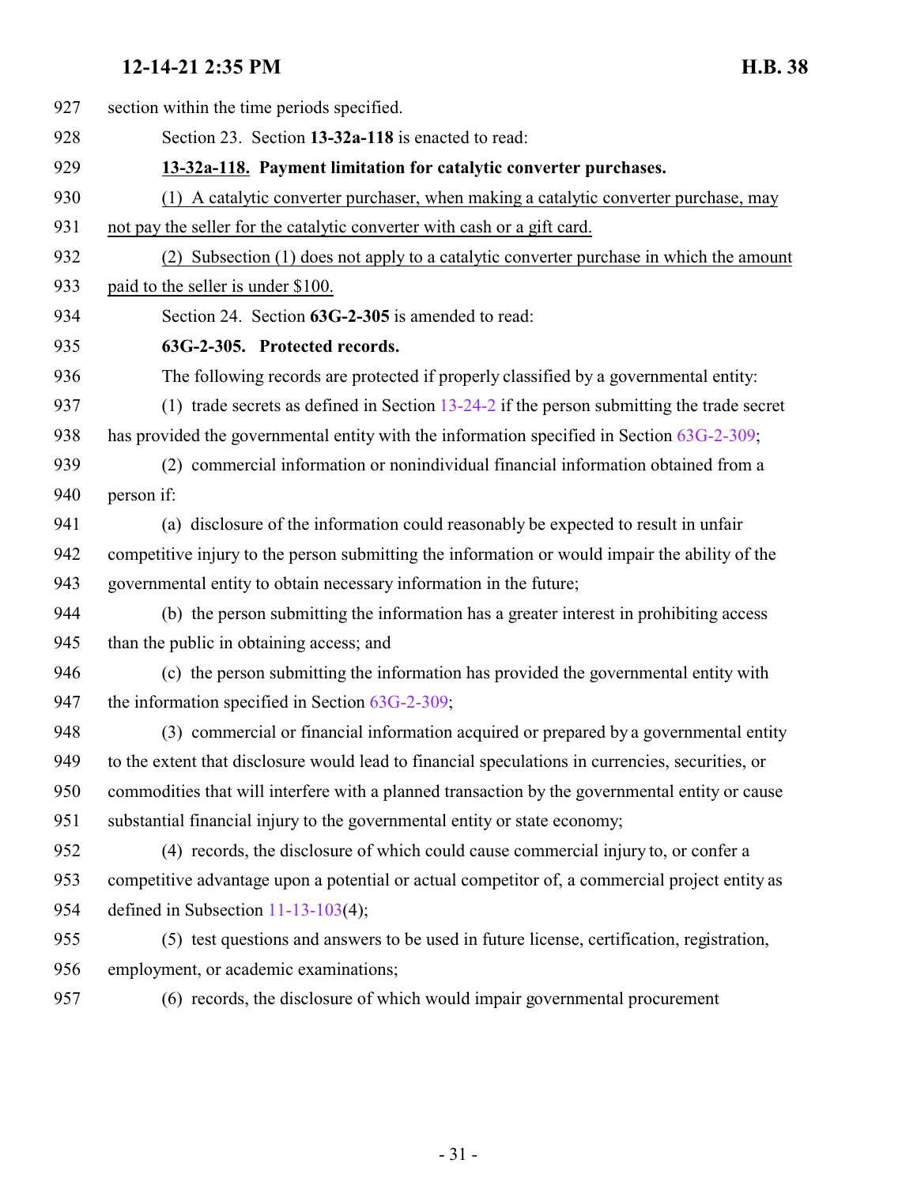section within the time periods specified.

Section 23. Section **13-32a-118** is enacted to read:

**13-32a-118. Payment limitation for catalytic converter purchases.**

(1) A catalytic converter purchaser, when making a catalytic converter purchase, may not pay the seller for the catalytic converter with cash or a gift card.

(2) Subsection (1) does not apply to a catalytic converter purchase in which the amount paid to the seller is under $100.

Section 24. Section **63G-2-305** is amended to read:

**63G-2-305. Protected records.**

The following records are protected if properly classified by a governmental entity:

(1) trade secrets as defined in Section 13-24-2 if the person submitting the trade secret has provided the governmental entity with the information specified in Section 63G-2-309;

(2) commercial information or nonindividual financial information obtained from a person if:

(a) disclosure of the information could reasonably be expected to result in unfair competitive injury to the person submitting the information or would impair the ability of the governmental entity to obtain necessary information in the future;

(b) the person submitting the information has a greater interest in prohibiting access than the public in obtaining access; and

(c) the person submitting the information has provided the governmental entity with the information specified in Section 63G-2-309;

(3) commercial or financial information acquired or prepared by a governmental entity to the extent that disclosure would lead to financial speculations in currencies, securities, or commodities that will interfere with a planned transaction by the governmental entity or cause substantial financial injury to the governmental entity or state economy;

(4) records, the disclosure of which could cause commercial injury to, or confer a competitive advantage upon a potential or actual competitor of, a commercial project entity as defined in Subsection 11-13-103(4);

(5) test questions and answers to be used in future license, certification, registration, employment, or academic examinations;

(6) records, the disclosure of which would impair governmental procurement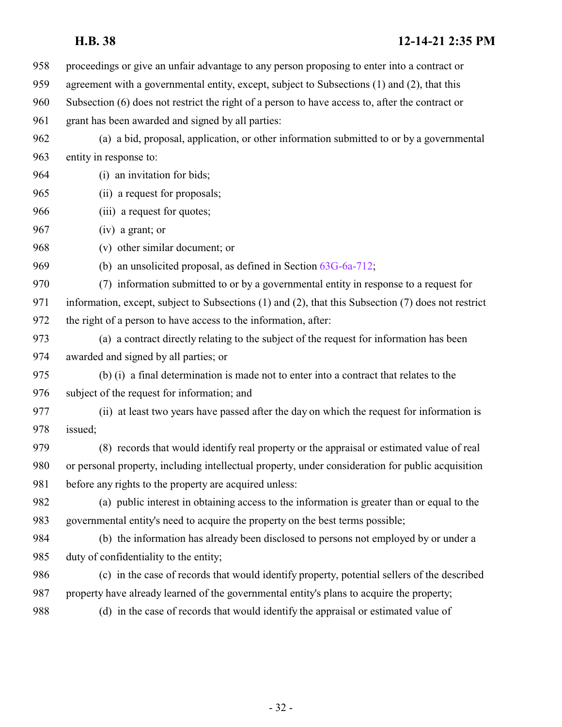proceedings or give an unfair advantage to any person proposing to enter into a contract or agreement with a governmental entity, except, subject to Subsections (1) and (2), that this Subsection (6) does not restrict the right of a person to have access to, after the contract or grant has been awarded and signed by all parties:

(a) a bid, proposal, application, or other information submitted to or by a governmental entity in response to:

(i) an invitation for bids;

(ii) a request for proposals;

(iii) a request for quotes;

(iv) a grant; or

(v) other similar document; or

(b) an unsolicited proposal, as defined in Section 63G-6a-712;

(7) information submitted to or by a governmental entity in response to a request for information, except, subject to Subsections (1) and (2), that this Subsection (7) does not restrict the right of a person to have access to the information, after:

(a) a contract directly relating to the subject of the request for information has been awarded and signed by all parties; or

(b) (i) a final determination is made not to enter into a contract that relates to the subject of the request for information; and

(ii) at least two years have passed after the day on which the request for information is issued;

(8) records that would identify real property or the appraisal or estimated value of real or personal property, including intellectual property, under consideration for public acquisition before any rights to the property are acquired unless:

(a) public interest in obtaining access to the information is greater than or equal to the governmental entity's need to acquire the property on the best terms possible;

(b) the information has already been disclosed to persons not employed by or under a duty of confidentiality to the entity;

(c) in the case of records that would identify property, potential sellers of the described property have already learned of the governmental entity's plans to acquire the property;

(d) in the case of records that would identify the appraisal or estimated value of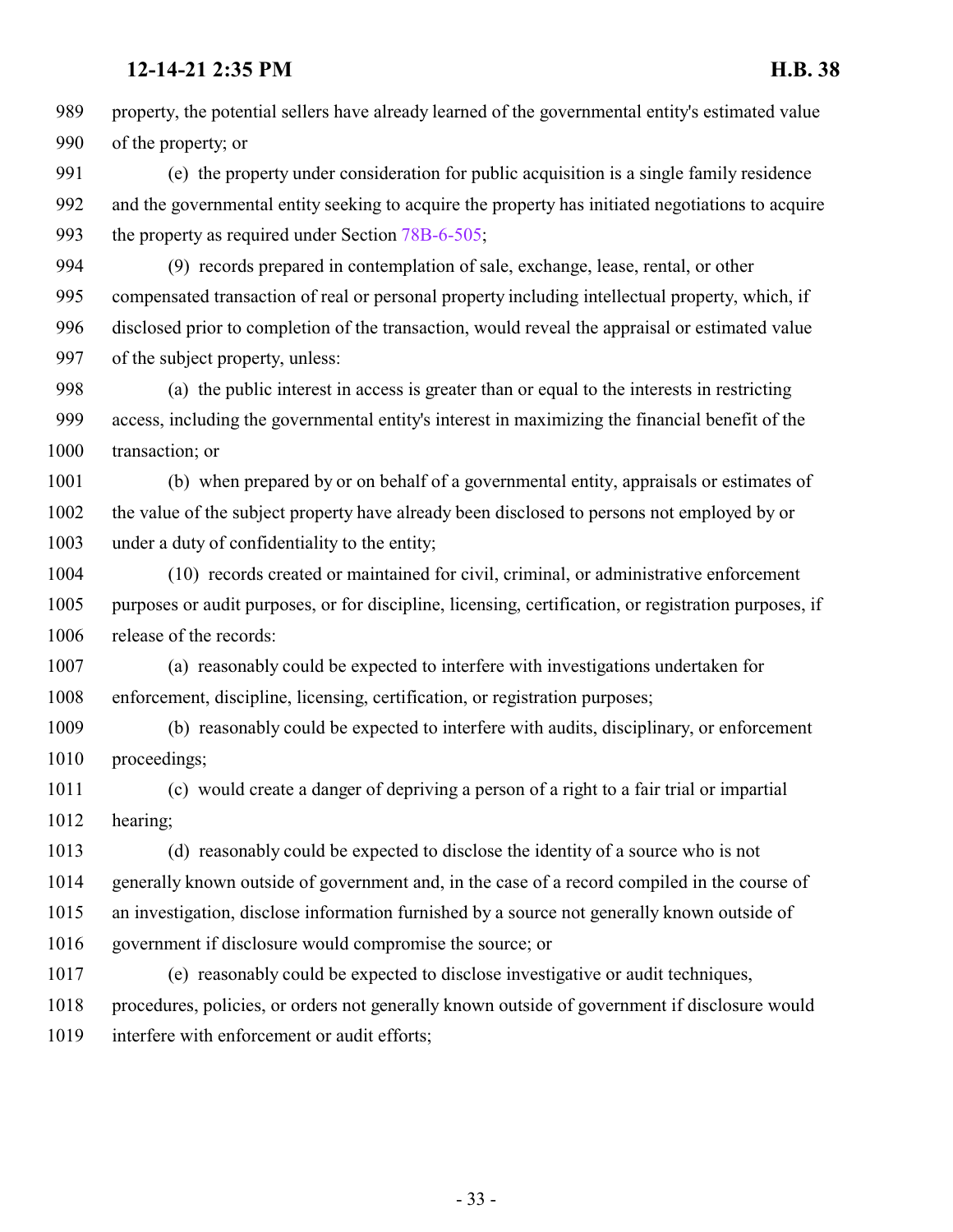property, the potential sellers have already learned of the governmental entity's estimated value of the property; or

(e) the property under consideration for public acquisition is a single family residence and the governmental entity seeking to acquire the property has initiated negotiations to acquire the property as required under Section 78B-6-505;

(9) records prepared in contemplation of sale, exchange, lease, rental, or other compensated transaction of real or personal property including intellectual property, which, if disclosed prior to completion of the transaction, would reveal the appraisal or estimated value of the subject property, unless:

(a) the public interest in access is greater than or equal to the interests in restricting access, including the governmental entity's interest in maximizing the financial benefit of the transaction; or

(b) when prepared by or on behalf of a governmental entity, appraisals or estimates of the value of the subject property have already been disclosed to persons not employed by or under a duty of confidentiality to the entity;

(10) records created or maintained for civil, criminal, or administrative enforcement purposes or audit purposes, or for discipline, licensing, certification, or registration purposes, if release of the records:

(a) reasonably could be expected to interfere with investigations undertaken for enforcement, discipline, licensing, certification, or registration purposes;

(b) reasonably could be expected to interfere with audits, disciplinary, or enforcement proceedings;

(c) would create a danger of depriving a person of a right to a fair trial or impartial hearing;

(d) reasonably could be expected to disclose the identity of a source who is not generally known outside of government and, in the case of a record compiled in the course of an investigation, disclose information furnished by a source not generally known outside of government if disclosure would compromise the source; or

(e) reasonably could be expected to disclose investigative or audit techniques, procedures, policies, or orders not generally known outside of government if disclosure would interfere with enforcement or audit efforts;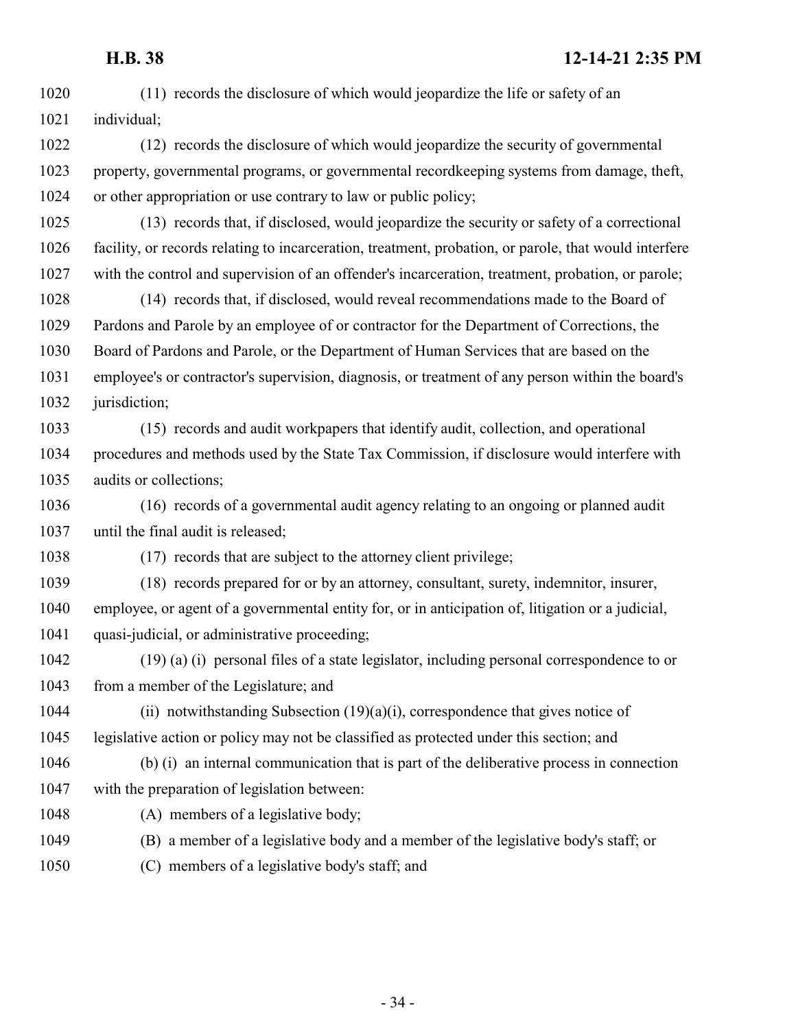(11) records the disclosure of which would jeopardize the life or safety of an individual;

(12) records the disclosure of which would jeopardize the security of governmental property, governmental programs, or governmental recordkeeping systems from damage, theft, or other appropriation or use contrary to law or public policy;

(13) records that, if disclosed, would jeopardize the security or safety of a correctional facility, or records relating to incarceration, treatment, probation, or parole, that would interfere with the control and supervision of an offender's incarceration, treatment, probation, or parole;

(14) records that, if disclosed, would reveal recommendations made to the Board of Pardons and Parole by an employee of or contractor for the Department of Corrections, the Board of Pardons and Parole, or the Department of Human Services that are based on the employee's or contractor's supervision, diagnosis, or treatment of any person within the board's jurisdiction;

(15) records and audit workpapers that identify audit, collection, and operational procedures and methods used by the State Tax Commission, if disclosure would interfere with audits or collections;

(16) records of a governmental audit agency relating to an ongoing or planned audit until the final audit is released;

(17) records that are subject to the attorney client privilege;

(18) records prepared for or by an attorney, consultant, surety, indemnitor, insurer, employee, or agent of a governmental entity for, or in anticipation of, litigation or a judicial, quasi-judicial, or administrative proceeding;

(19) (a) (i) personal files of a state legislator, including personal correspondence to or from a member of the Legislature; and

(ii) notwithstanding Subsection (19)(a)(i), correspondence that gives notice of legislative action or policy may not be classified as protected under this section; and

(b) (i) an internal communication that is part of the deliberative process in connection with the preparation of legislation between:

(A) members of a legislative body;

(B) a member of a legislative body and a member of the legislative body's staff; or

(C) members of a legislative body's staff; and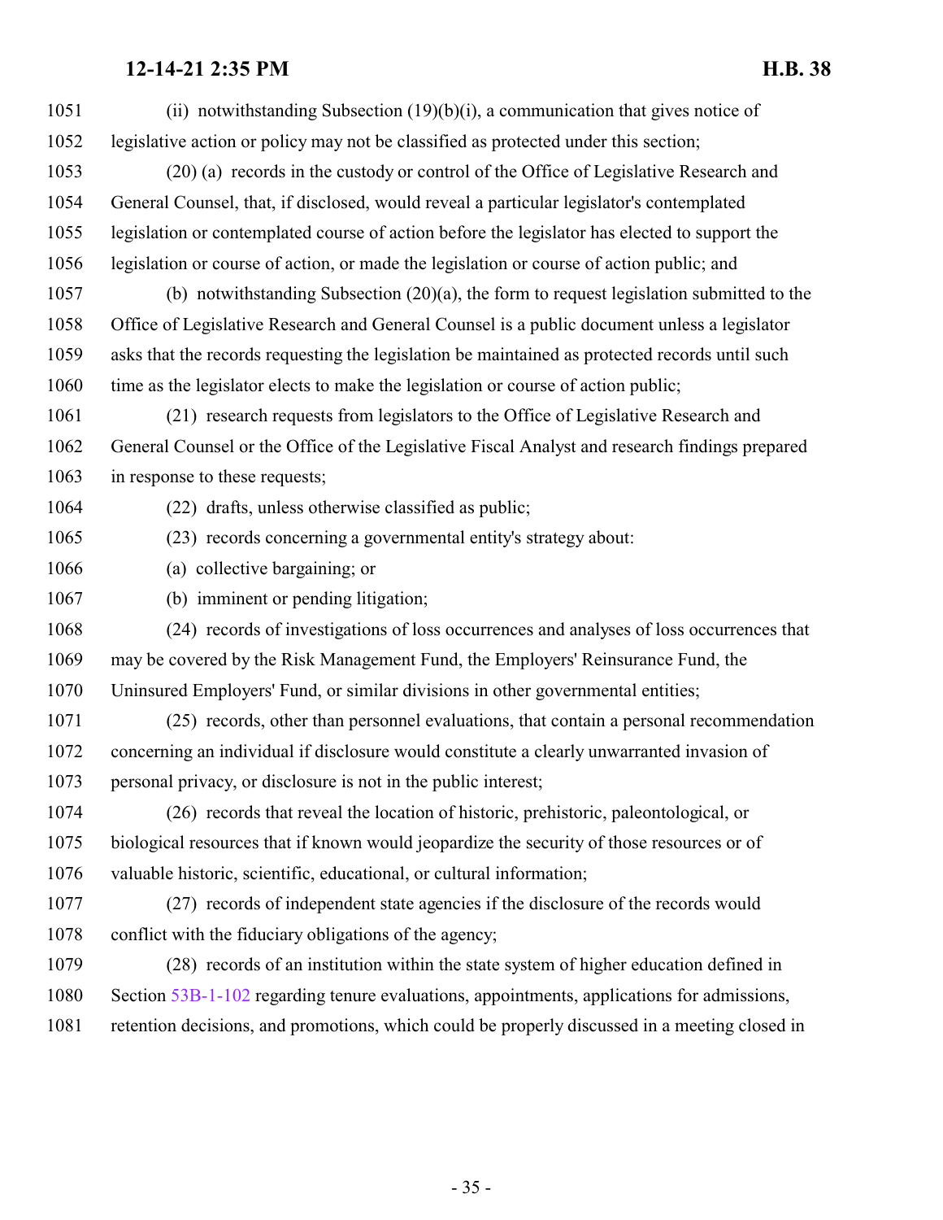(ii) notwithstanding Subsection (19)(b)(i), a communication that gives notice of legislative action or policy may not be classified as protected under this section;

(20) (a) records in the custody or control of the Office of Legislative Research and General Counsel, that, if disclosed, would reveal a particular legislator's contemplated legislation or contemplated course of action before the legislator has elected to support the legislation or course of action, or made the legislation or course of action public; and

(b) notwithstanding Subsection (20)(a), the form to request legislation submitted to the Office of Legislative Research and General Counsel is a public document unless a legislator asks that the records requesting the legislation be maintained as protected records until such time as the legislator elects to make the legislation or course of action public;

(21) research requests from legislators to the Office of Legislative Research and General Counsel or the Office of the Legislative Fiscal Analyst and research findings prepared in response to these requests;

(22) drafts, unless otherwise classified as public;

(23) records concerning a governmental entity's strategy about:

(a) collective bargaining; or

(b) imminent or pending litigation;

(24) records of investigations of loss occurrences and analyses of loss occurrences that may be covered by the Risk Management Fund, the Employers' Reinsurance Fund, the Uninsured Employers' Fund, or similar divisions in other governmental entities;

(25) records, other than personnel evaluations, that contain a personal recommendation concerning an individual if disclosure would constitute a clearly unwarranted invasion of personal privacy, or disclosure is not in the public interest;

(26) records that reveal the location of historic, prehistoric, paleontological, or biological resources that if known would jeopardize the security of those resources or of valuable historic, scientific, educational, or cultural information;

(27) records of independent state agencies if the disclosure of the records would conflict with the fiduciary obligations of the agency;

(28) records of an institution within the state system of higher education defined in Section 53B-1-102 regarding tenure evaluations, appointments, applications for admissions, retention decisions, and promotions, which could be properly discussed in a meeting closed in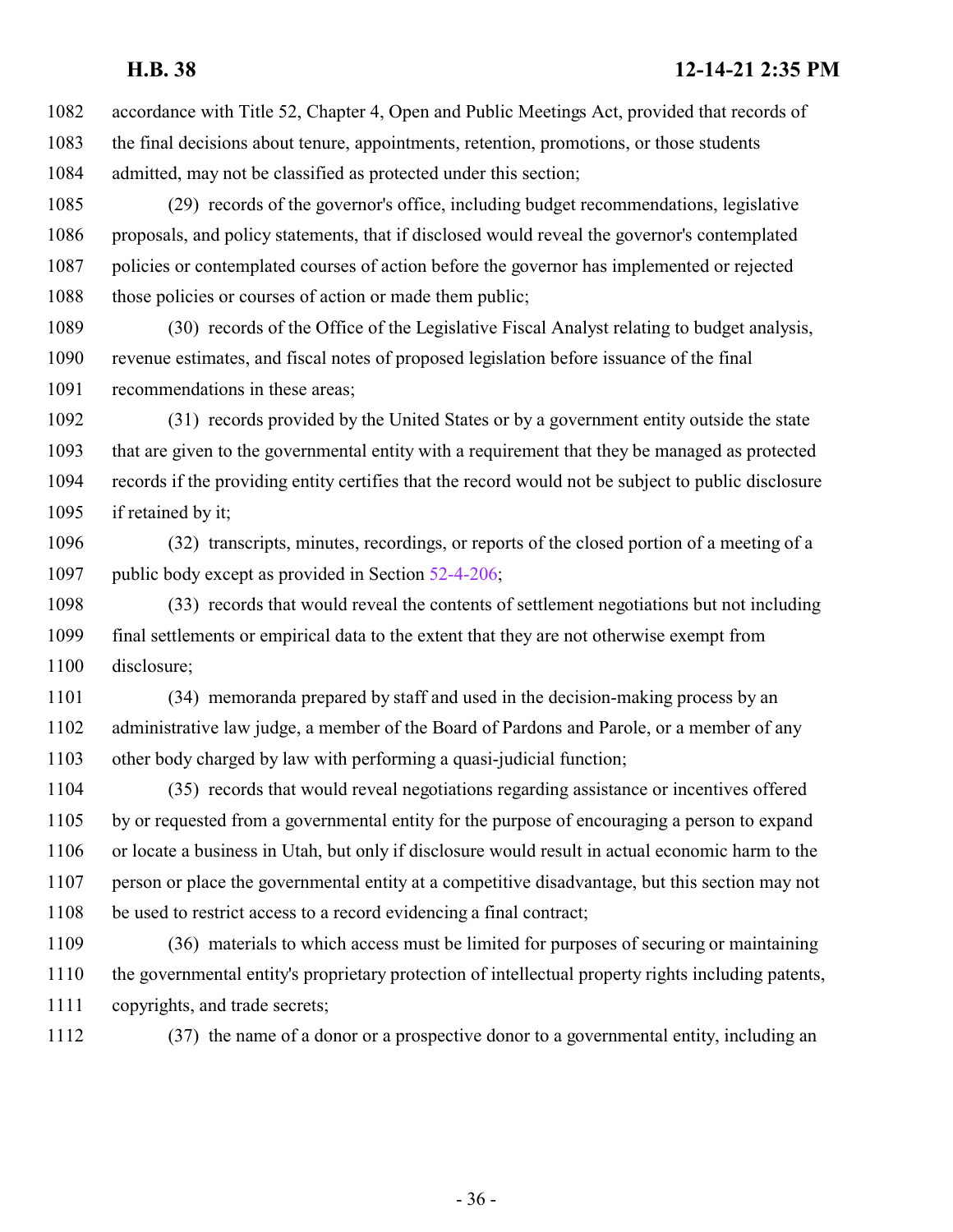accordance with Title 52, Chapter 4, Open and Public Meetings Act, provided that records of the final decisions about tenure, appointments, retention, promotions, or those students admitted, may not be classified as protected under this section;

(29) records of the governor's office, including budget recommendations, legislative proposals, and policy statements, that if disclosed would reveal the governor's contemplated policies or contemplated courses of action before the governor has implemented or rejected those policies or courses of action or made them public;

(30) records of the Office of the Legislative Fiscal Analyst relating to budget analysis, revenue estimates, and fiscal notes of proposed legislation before issuance of the final recommendations in these areas;

(31) records provided by the United States or by a government entity outside the state that are given to the governmental entity with a requirement that they be managed as protected records if the providing entity certifies that the record would not be subject to public disclosure if retained by it;

(32) transcripts, minutes, recordings, or reports of the closed portion of a meeting of a public body except as provided in Section 52-4-206;

(33) records that would reveal the contents of settlement negotiations but not including final settlements or empirical data to the extent that they are not otherwise exempt from disclosure;

(34) memoranda prepared by staff and used in the decision-making process by an administrative law judge, a member of the Board of Pardons and Parole, or a member of any other body charged by law with performing a quasi-judicial function;

(35) records that would reveal negotiations regarding assistance or incentives offered by or requested from a governmental entity for the purpose of encouraging a person to expand or locate a business in Utah, but only if disclosure would result in actual economic harm to the person or place the governmental entity at a competitive disadvantage, but this section may not be used to restrict access to a record evidencing a final contract;

(36) materials to which access must be limited for purposes of securing or maintaining the governmental entity's proprietary protection of intellectual property rights including patents, copyrights, and trade secrets;

(37) the name of a donor or a prospective donor to a governmental entity, including an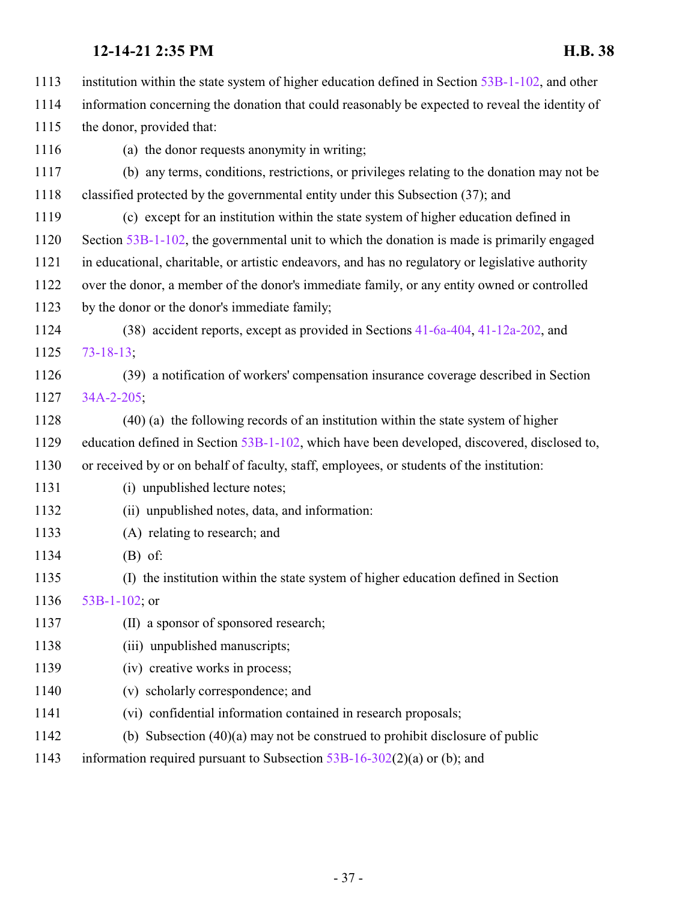institution within the state system of higher education defined in Section 53B-1-102, and other information concerning the donation that could reasonably be expected to reveal the identity of the donor, provided that:

(a) the donor requests anonymity in writing;

(b) any terms, conditions, restrictions, or privileges relating to the donation may not be classified protected by the governmental entity under this Subsection (37); and

(c) except for an institution within the state system of higher education defined in Section 53B-1-102, the governmental unit to which the donation is made is primarily engaged in educational, charitable, or artistic endeavors, and has no regulatory or legislative authority over the donor, a member of the donor's immediate family, or any entity owned or controlled by the donor or the donor's immediate family;

(38) accident reports, except as provided in Sections 41-6a-404, 41-12a-202, and 73-18-13;

(39) a notification of workers' compensation insurance coverage described in Section 34A-2-205;

(40) (a) the following records of an institution within the state system of higher education defined in Section 53B-1-102, which have been developed, discovered, disclosed to, or received by or on behalf of faculty, staff, employees, or students of the institution:

(i) unpublished lecture notes;

(ii) unpublished notes, data, and information:

(A) relating to research; and

(B) of:

(I) the institution within the state system of higher education defined in Section 53B-1-102; or

(II) a sponsor of sponsored research;

(iii) unpublished manuscripts;

(iv) creative works in process;

(v) scholarly correspondence; and

(vi) confidential information contained in research proposals;

(b) Subsection (40)(a) may not be construed to prohibit disclosure of public information required pursuant to Subsection 53B-16-302(2)(a) or (b); and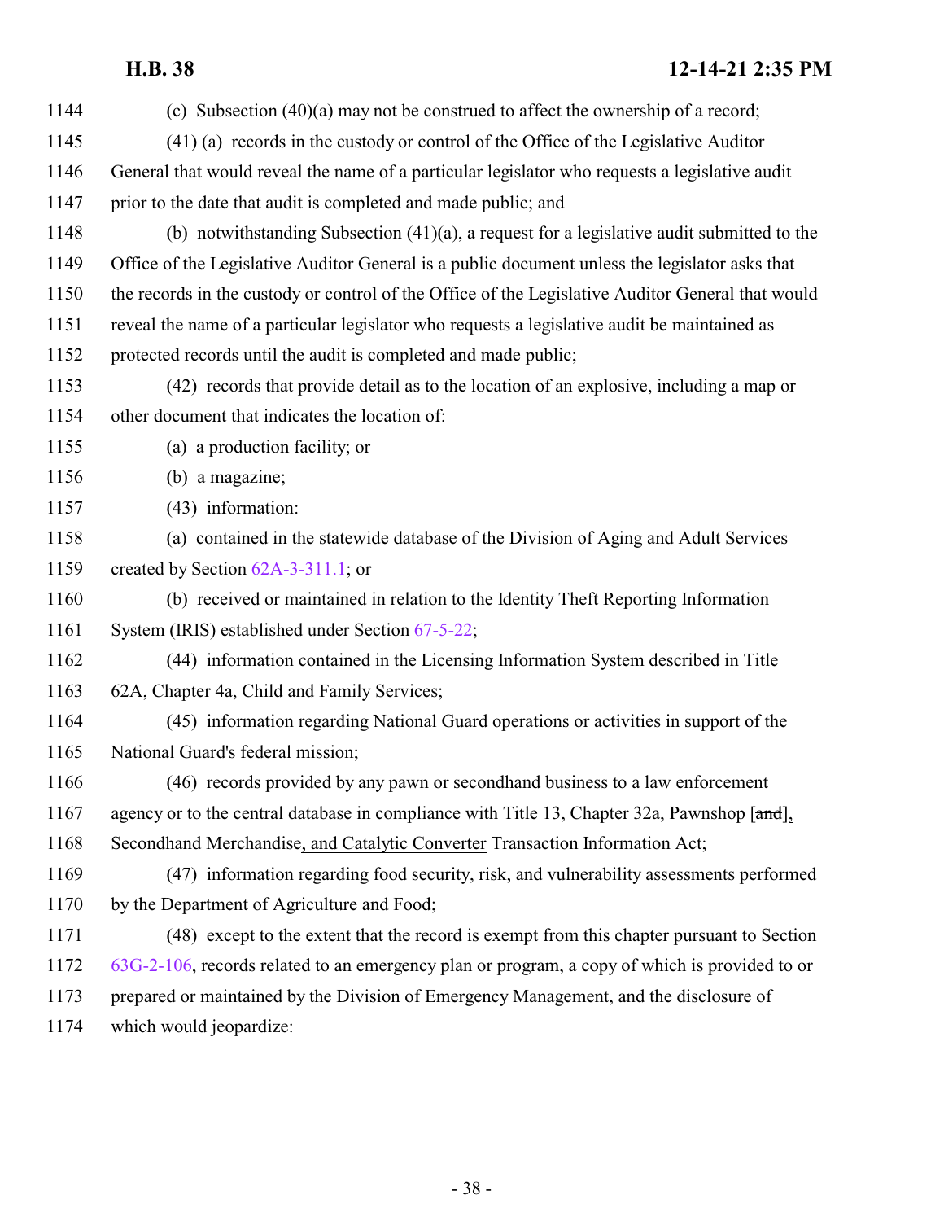(c) Subsection (40)(a) may not be construed to affect the ownership of a record;

(41) (a) records in the custody or control of the Office of the Legislative Auditor General that would reveal the name of a particular legislator who requests a legislative audit prior to the date that audit is completed and made public; and

(b) notwithstanding Subsection (41)(a), a request for a legislative audit submitted to the Office of the Legislative Auditor General is a public document unless the legislator asks that the records in the custody or control of the Office of the Legislative Auditor General that would reveal the name of a particular legislator who requests a legislative audit be maintained as protected records until the audit is completed and made public;

(42) records that provide detail as to the location of an explosive, including a map or other document that indicates the location of:

(a) a production facility; or

(b) a magazine;

(43) information:

(a) contained in the statewide database of the Division of Aging and Adult Services created by Section 62A-3-311.1; or

(b) received or maintained in relation to the Identity Theft Reporting Information System (IRIS) established under Section 67-5-22;

(44) information contained in the Licensing Information System described in Title 62A, Chapter 4a, Child and Family Services;

(45) information regarding National Guard operations or activities in support of the National Guard's federal mission;

(46) records provided by any pawn or secondhand business to a law enforcement agency or to the central database in compliance with Title 13, Chapter 32a, Pawnshop [~~and~~], Secondhand Merchandise, and Catalytic Converter Transaction Information Act;

(47) information regarding food security, risk, and vulnerability assessments performed by the Department of Agriculture and Food;

(48) except to the extent that the record is exempt from this chapter pursuant to Section 63G-2-106, records related to an emergency plan or program, a copy of which is provided to or prepared or maintained by the Division of Emergency Management, and the disclosure of which would jeopardize: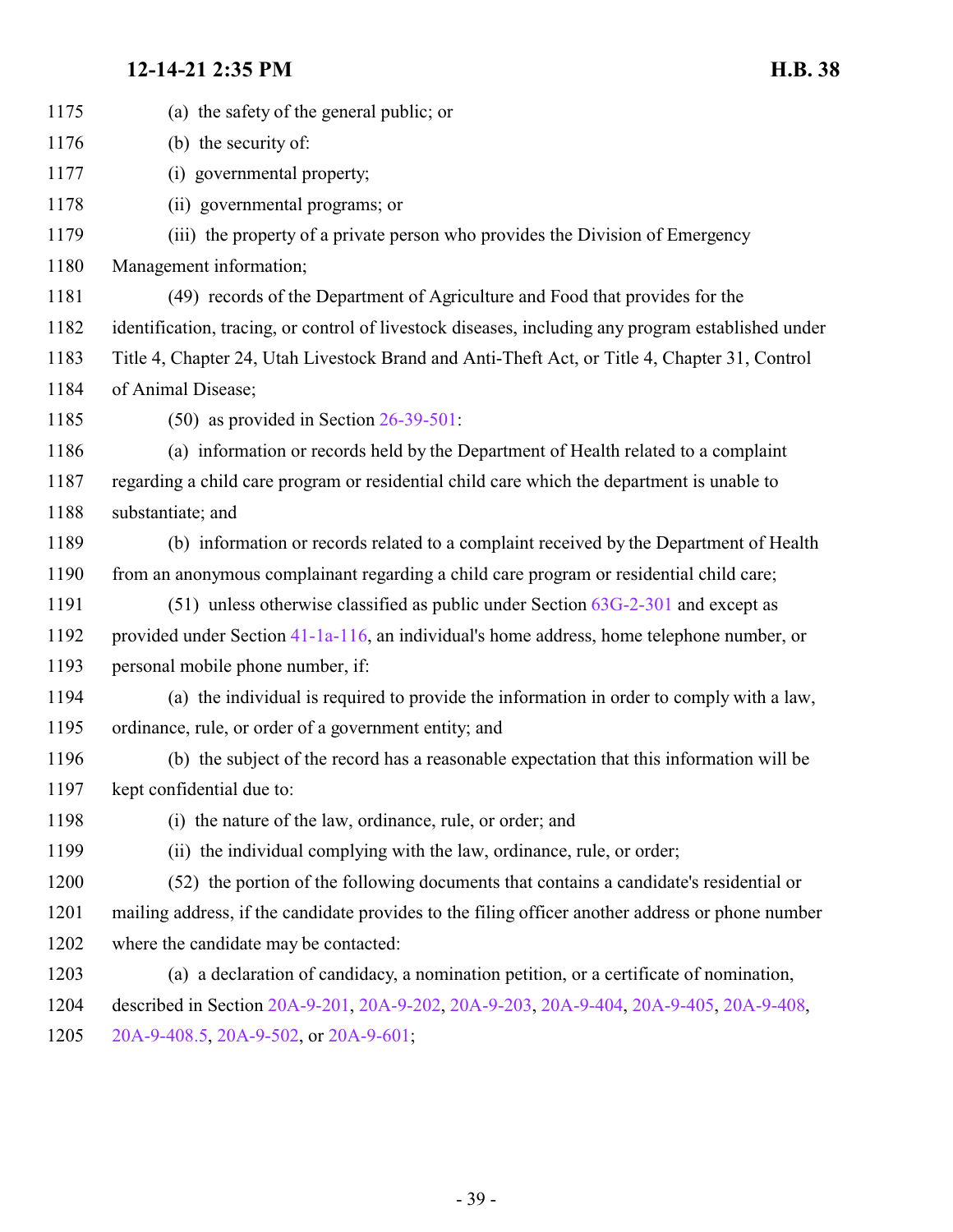(a) the safety of the general public; or

(b) the security of:

(i) governmental property;

(ii) governmental programs; or

(iii) the property of a private person who provides the Division of Emergency Management information;

(49) records of the Department of Agriculture and Food that provides for the identification, tracing, or control of livestock diseases, including any program established under Title 4, Chapter 24, Utah Livestock Brand and Anti-Theft Act, or Title 4, Chapter 31, Control of Animal Disease;

(50) as provided in Section 26-39-501:

(a) information or records held by the Department of Health related to a complaint regarding a child care program or residential child care which the department is unable to substantiate; and

(b) information or records related to a complaint received by the Department of Health from an anonymous complainant regarding a child care program or residential child care;

(51) unless otherwise classified as public under Section 63G-2-301 and except as provided under Section 41-1a-116, an individual's home address, home telephone number, or personal mobile phone number, if:

(a) the individual is required to provide the information in order to comply with a law, ordinance, rule, or order of a government entity; and

(b) the subject of the record has a reasonable expectation that this information will be kept confidential due to:

(i) the nature of the law, ordinance, rule, or order; and

(ii) the individual complying with the law, ordinance, rule, or order;

(52) the portion of the following documents that contains a candidate's residential or mailing address, if the candidate provides to the filing officer another address or phone number where the candidate may be contacted:

(a) a declaration of candidacy, a nomination petition, or a certificate of nomination, described in Section 20A-9-201, 20A-9-202, 20A-9-203, 20A-9-404, 20A-9-405, 20A-9-408, 20A-9-408.5, 20A-9-502, or 20A-9-601;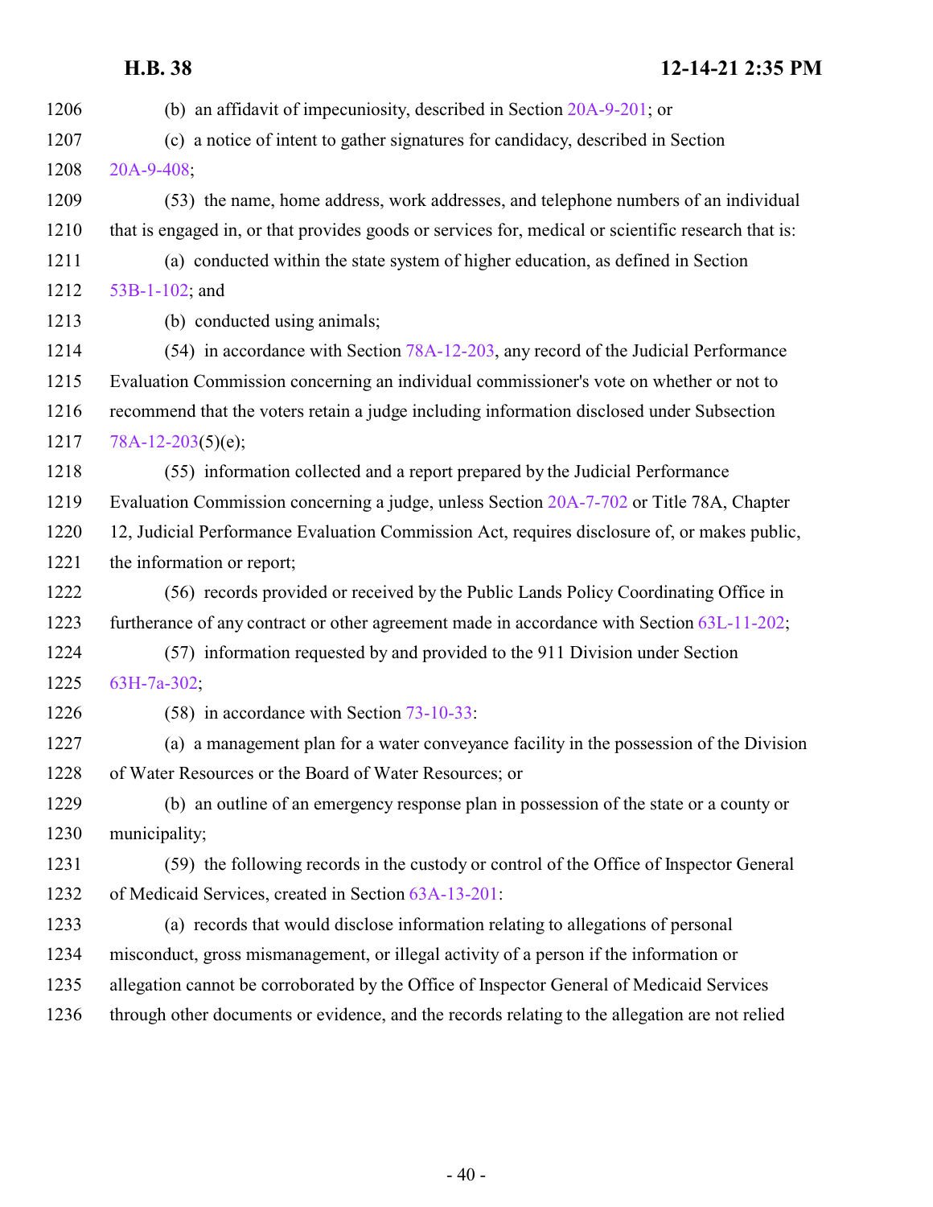(b) an affidavit of impecuniosity, described in Section 20A-9-201; or

(c) a notice of intent to gather signatures for candidacy, described in Section 20A-9-408;

(53) the name, home address, work addresses, and telephone numbers of an individual that is engaged in, or that provides goods or services for, medical or scientific research that is:

(a) conducted within the state system of higher education, as defined in Section 53B-1-102; and

(b) conducted using animals;

(54) in accordance with Section 78A-12-203, any record of the Judicial Performance Evaluation Commission concerning an individual commissioner's vote on whether or not to recommend that the voters retain a judge including information disclosed under Subsection 78A-12-203(5)(e);

(55) information collected and a report prepared by the Judicial Performance Evaluation Commission concerning a judge, unless Section 20A-7-702 or Title 78A, Chapter 12, Judicial Performance Evaluation Commission Act, requires disclosure of, or makes public, the information or report;

(56) records provided or received by the Public Lands Policy Coordinating Office in furtherance of any contract or other agreement made in accordance with Section 63L-11-202;

(57) information requested by and provided to the 911 Division under Section 63H-7a-302;

(58) in accordance with Section 73-10-33:

(a) a management plan for a water conveyance facility in the possession of the Division of Water Resources or the Board of Water Resources; or

(b) an outline of an emergency response plan in possession of the state or a county or municipality;

(59) the following records in the custody or control of the Office of Inspector General of Medicaid Services, created in Section 63A-13-201:

(a) records that would disclose information relating to allegations of personal misconduct, gross mismanagement, or illegal activity of a person if the information or allegation cannot be corroborated by the Office of Inspector General of Medicaid Services through other documents or evidence, and the records relating to the allegation are not relied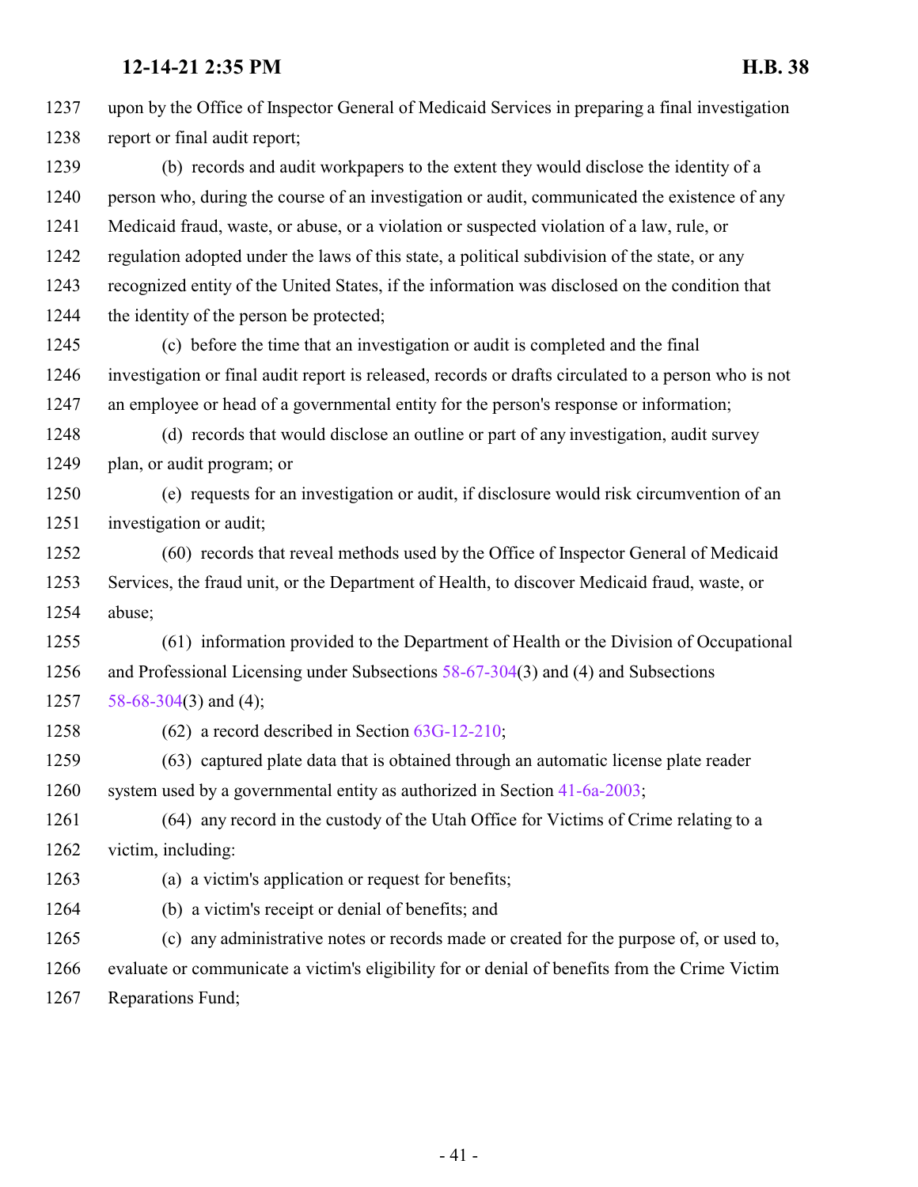upon by the Office of Inspector General of Medicaid Services in preparing a final investigation report or final audit report;

(b) records and audit workpapers to the extent they would disclose the identity of a person who, during the course of an investigation or audit, communicated the existence of any Medicaid fraud, waste, or abuse, or a violation or suspected violation of a law, rule, or regulation adopted under the laws of this state, a political subdivision of the state, or any recognized entity of the United States, if the information was disclosed on the condition that the identity of the person be protected;

(c) before the time that an investigation or audit is completed and the final investigation or final audit report is released, records or drafts circulated to a person who is not an employee or head of a governmental entity for the person's response or information;

(d) records that would disclose an outline or part of any investigation, audit survey plan, or audit program; or

(e) requests for an investigation or audit, if disclosure would risk circumvention of an investigation or audit;

(60) records that reveal methods used by the Office of Inspector General of Medicaid Services, the fraud unit, or the Department of Health, to discover Medicaid fraud, waste, or abuse;

(61) information provided to the Department of Health or the Division of Occupational and Professional Licensing under Subsections 58-67-304(3) and (4) and Subsections 58-68-304(3) and (4);

(62) a record described in Section 63G-12-210;

(63) captured plate data that is obtained through an automatic license plate reader system used by a governmental entity as authorized in Section 41-6a-2003;

(64) any record in the custody of the Utah Office for Victims of Crime relating to a victim, including:

(a) a victim's application or request for benefits;

(b) a victim's receipt or denial of benefits; and

(c) any administrative notes or records made or created for the purpose of, or used to, evaluate or communicate a victim's eligibility for or denial of benefits from the Crime Victim Reparations Fund;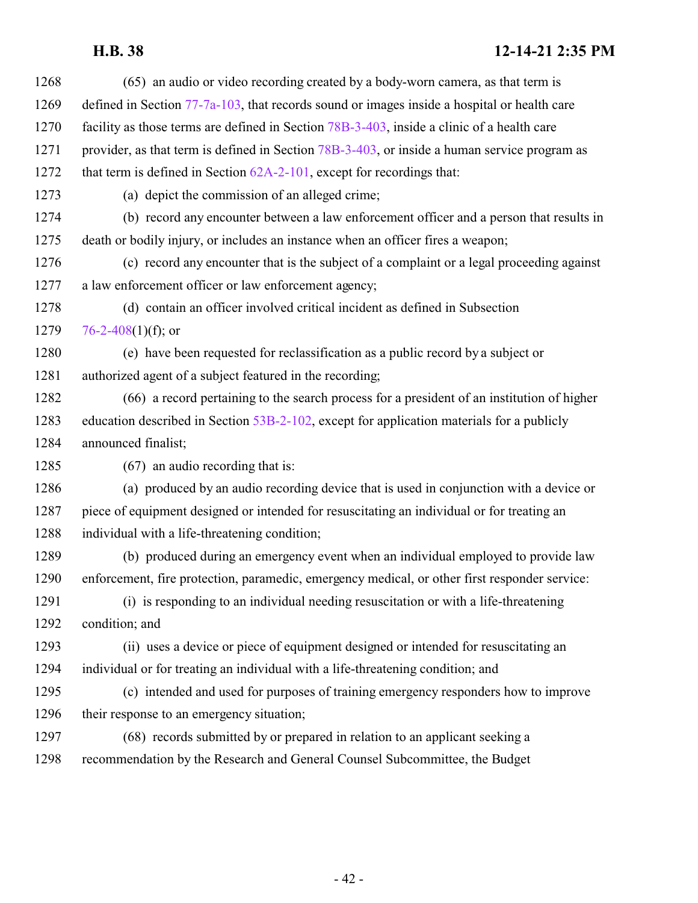(65) an audio or video recording created by a body-worn camera, as that term is defined in Section 77-7a-103, that records sound or images inside a hospital or health care facility as those terms are defined in Section 78B-3-403, inside a clinic of a health care provider, as that term is defined in Section 78B-3-403, or inside a human service program as that term is defined in Section 62A-2-101, except for recordings that:

(a) depict the commission of an alleged crime;

(b) record any encounter between a law enforcement officer and a person that results in death or bodily injury, or includes an instance when an officer fires a weapon;

(c) record any encounter that is the subject of a complaint or a legal proceeding against a law enforcement officer or law enforcement agency;

(d) contain an officer involved critical incident as defined in Subsection 76-2-408(1)(f); or

(e) have been requested for reclassification as a public record by a subject or authorized agent of a subject featured in the recording;

(66) a record pertaining to the search process for a president of an institution of higher education described in Section 53B-2-102, except for application materials for a publicly announced finalist;

(67) an audio recording that is:

(a) produced by an audio recording device that is used in conjunction with a device or piece of equipment designed or intended for resuscitating an individual or for treating an individual with a life-threatening condition;

(b) produced during an emergency event when an individual employed to provide law enforcement, fire protection, paramedic, emergency medical, or other first responder service:

(i) is responding to an individual needing resuscitation or with a life-threatening condition; and

(ii) uses a device or piece of equipment designed or intended for resuscitating an individual or for treating an individual with a life-threatening condition; and

(c) intended and used for purposes of training emergency responders how to improve their response to an emergency situation;

(68) records submitted by or prepared in relation to an applicant seeking a recommendation by the Research and General Counsel Subcommittee, the Budget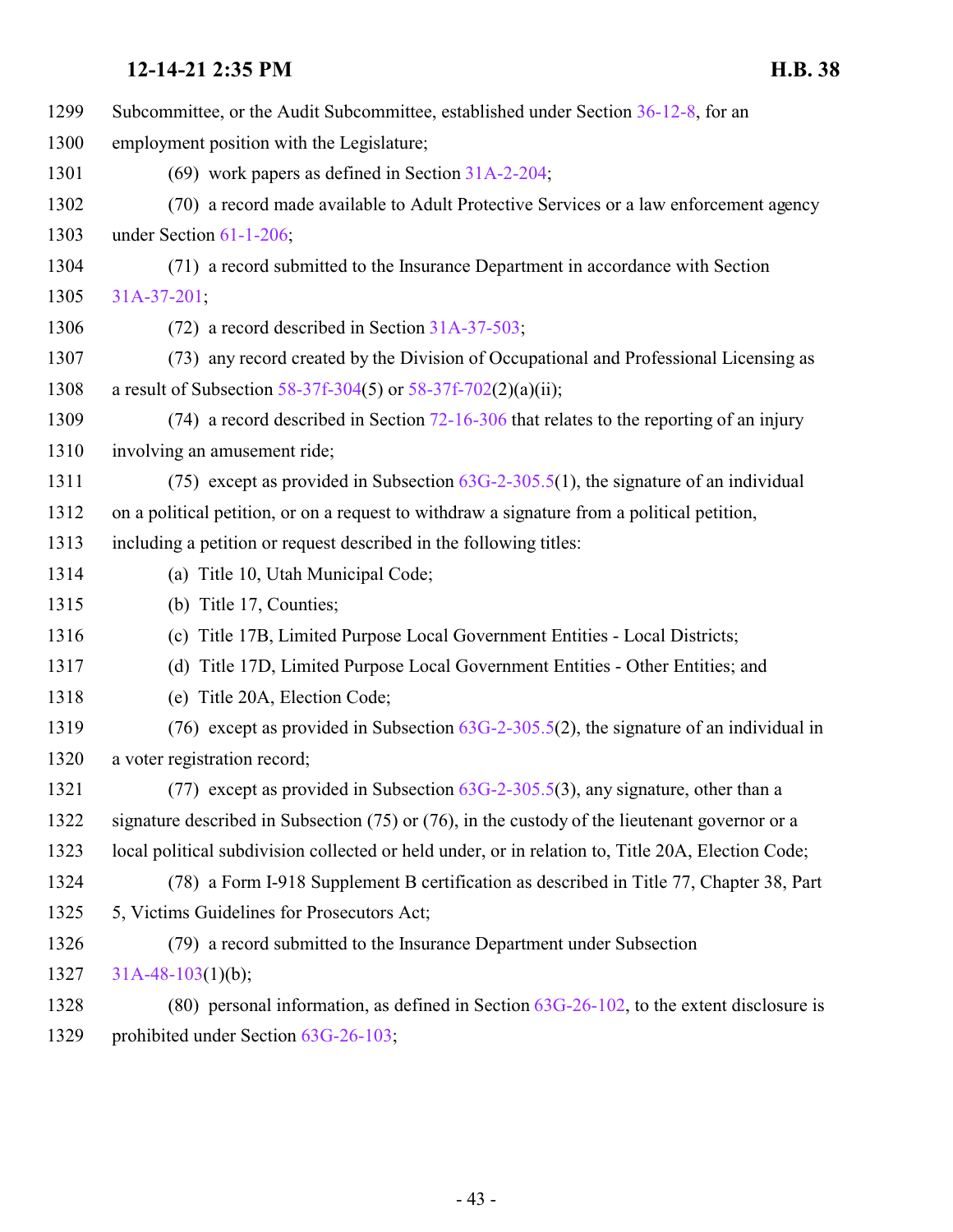Subcommittee, or the Audit Subcommittee, established under Section 36-12-8, for an employment position with the Legislature;

(69) work papers as defined in Section 31A-2-204;

(70) a record made available to Adult Protective Services or a law enforcement agency under Section 61-1-206;

(71) a record submitted to the Insurance Department in accordance with Section 31A-37-201;

(72) a record described in Section 31A-37-503;

(73) any record created by the Division of Occupational and Professional Licensing as a result of Subsection 58-37f-304(5) or 58-37f-702(2)(a)(ii);

(74) a record described in Section 72-16-306 that relates to the reporting of an injury involving an amusement ride;

(75) except as provided in Subsection 63G-2-305.5(1), the signature of an individual on a political petition, or on a request to withdraw a signature from a political petition, including a petition or request described in the following titles:

(a) Title 10, Utah Municipal Code;

(b) Title 17, Counties;

(c) Title 17B, Limited Purpose Local Government Entities - Local Districts;

(d) Title 17D, Limited Purpose Local Government Entities - Other Entities; and

(e) Title 20A, Election Code;

(76) except as provided in Subsection 63G-2-305.5(2), the signature of an individual in a voter registration record;

(77) except as provided in Subsection 63G-2-305.5(3), any signature, other than a signature described in Subsection (75) or (76), in the custody of the lieutenant governor or a local political subdivision collected or held under, or in relation to, Title 20A, Election Code;

(78) a Form I-918 Supplement B certification as described in Title 77, Chapter 38, Part 5, Victims Guidelines for Prosecutors Act;

(79) a record submitted to the Insurance Department under Subsection 31A-48-103(1)(b);

(80) personal information, as defined in Section 63G-26-102, to the extent disclosure is prohibited under Section 63G-26-103;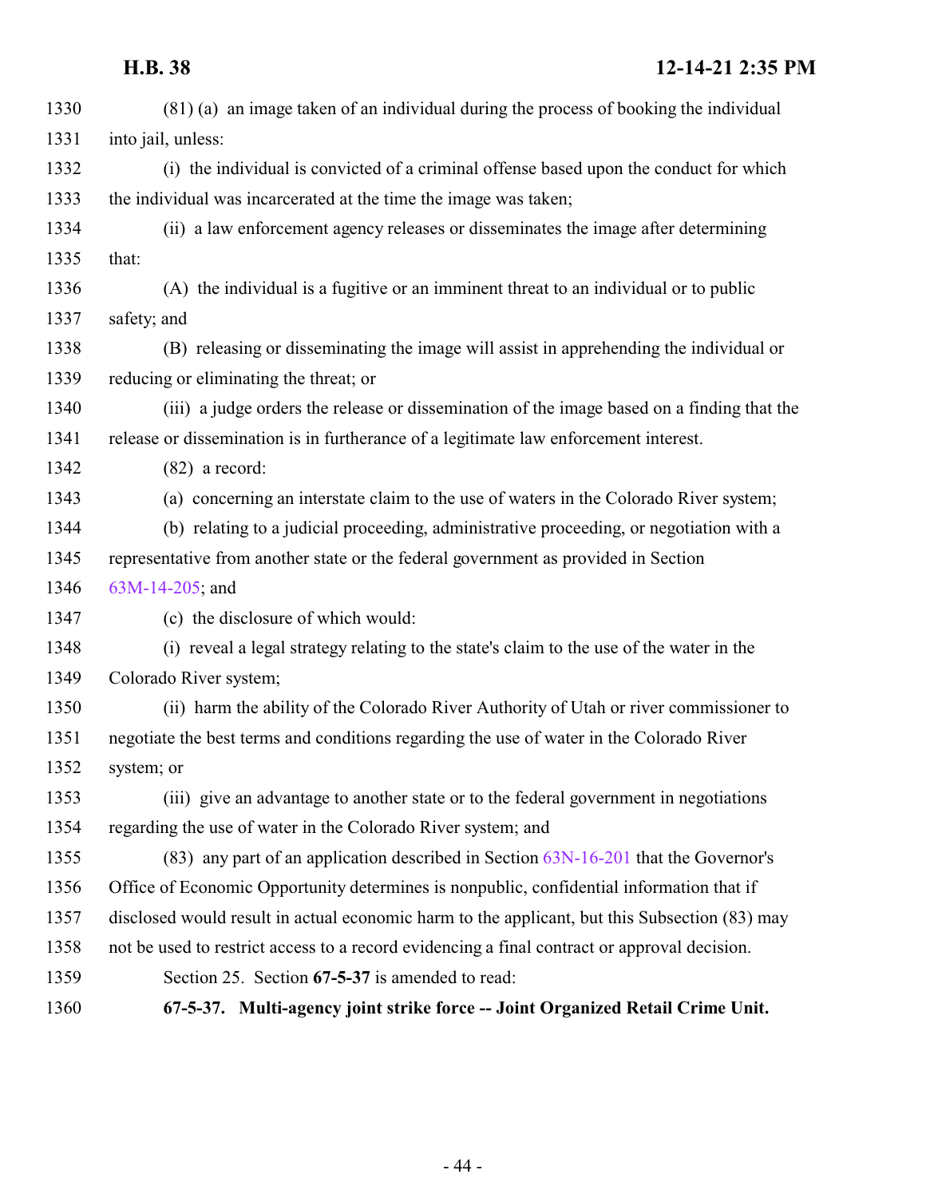(81) (a) an image taken of an individual during the process of booking the individual into jail, unless:

(i) the individual is convicted of a criminal offense based upon the conduct for which the individual was incarcerated at the time the image was taken;

(ii) a law enforcement agency releases or disseminates the image after determining that:

(A) the individual is a fugitive or an imminent threat to an individual or to public safety; and

(B) releasing or disseminating the image will assist in apprehending the individual or reducing or eliminating the threat; or

(iii) a judge orders the release or dissemination of the image based on a finding that the release or dissemination is in furtherance of a legitimate law enforcement interest.

(82) a record:

(a) concerning an interstate claim to the use of waters in the Colorado River system;

(b) relating to a judicial proceeding, administrative proceeding, or negotiation with a representative from another state or the federal government as provided in Section 63M-14-205; and

(c) the disclosure of which would:

(i) reveal a legal strategy relating to the state's claim to the use of the water in the Colorado River system;

(ii) harm the ability of the Colorado River Authority of Utah or river commissioner to negotiate the best terms and conditions regarding the use of water in the Colorado River system; or

(iii) give an advantage to another state or to the federal government in negotiations regarding the use of water in the Colorado River system; and

(83) any part of an application described in Section 63N-16-201 that the Governor's Office of Economic Opportunity determines is nonpublic, confidential information that if disclosed would result in actual economic harm to the applicant, but this Subsection (83) may not be used to restrict access to a record evidencing a final contract or approval decision.

Section 25. Section **67-5-37** is amended to read:

**67-5-37. Multi-agency joint strike force -- Joint Organized Retail Crime Unit.**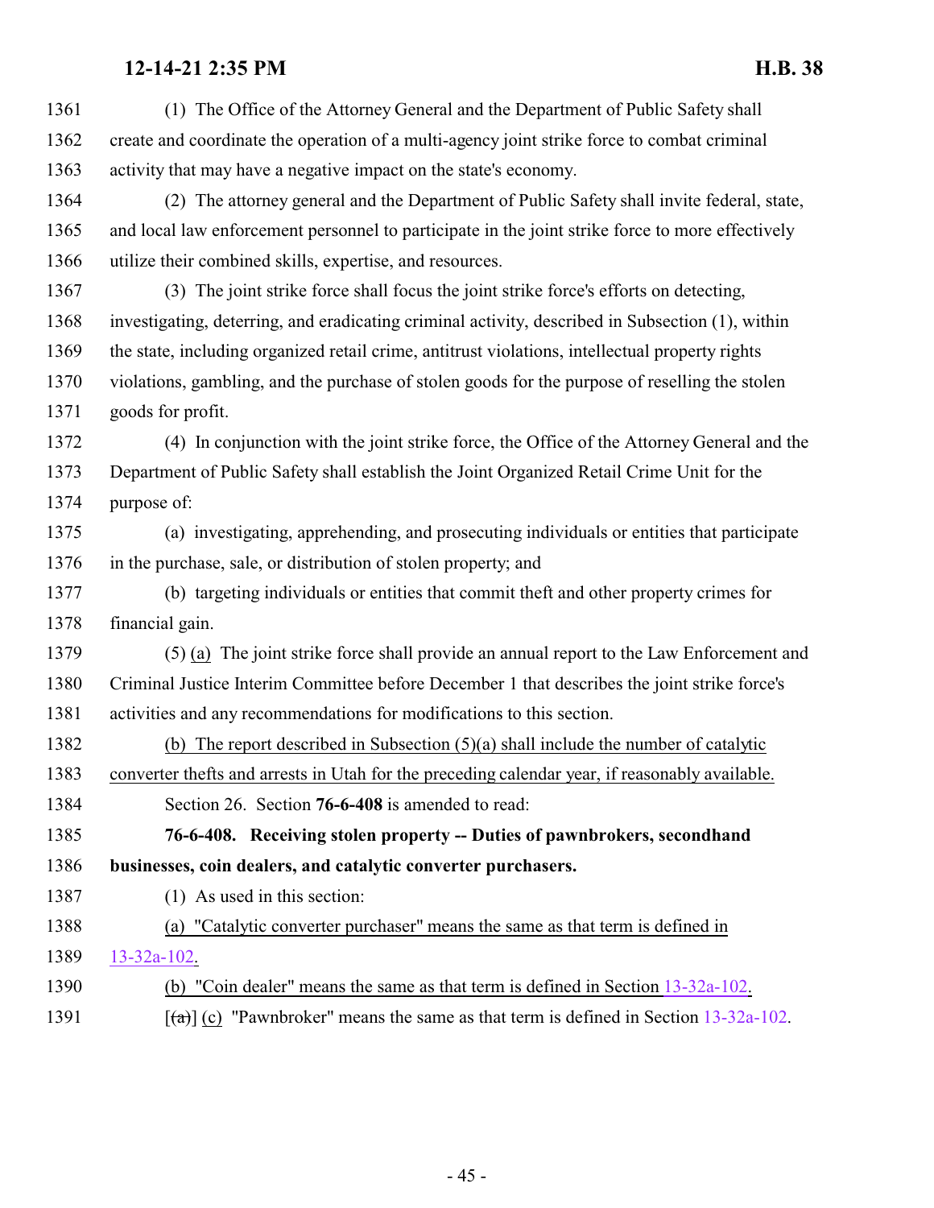(1) The Office of the Attorney General and the Department of Public Safety shall create and coordinate the operation of a multi-agency joint strike force to combat criminal activity that may have a negative impact on the state's economy.

(2) The attorney general and the Department of Public Safety shall invite federal, state, and local law enforcement personnel to participate in the joint strike force to more effectively utilize their combined skills, expertise, and resources.

(3) The joint strike force shall focus the joint strike force's efforts on detecting, investigating, deterring, and eradicating criminal activity, described in Subsection (1), within the state, including organized retail crime, antitrust violations, intellectual property rights violations, gambling, and the purchase of stolen goods for the purpose of reselling the stolen goods for profit.

(4) In conjunction with the joint strike force, the Office of the Attorney General and the Department of Public Safety shall establish the Joint Organized Retail Crime Unit for the purpose of:

(a) investigating, apprehending, and prosecuting individuals or entities that participate in the purchase, sale, or distribution of stolen property; and

(b) targeting individuals or entities that commit theft and other property crimes for financial gain.

(5) (a) The joint strike force shall provide an annual report to the Law Enforcement and Criminal Justice Interim Committee before December 1 that describes the joint strike force's activities and any recommendations for modifications to this section.

(b) The report described in Subsection (5)(a) shall include the number of catalytic converter thefts and arrests in Utah for the preceding calendar year, if reasonably available.

Section 26. Section **76-6-408** is amended to read:

**76-6-408. Receiving stolen property -- Duties of pawnbrokers, secondhand businesses, coin dealers, and catalytic converter purchasers.**

(1) As used in this section:

(a) "Catalytic converter purchaser" means the same as that term is defined in 13-32a-102.

(b) "Coin dealer" means the same as that term is defined in Section 13-32a-102.

[(a)] (c) "Pawnbroker" means the same as that term is defined in Section 13-32a-102.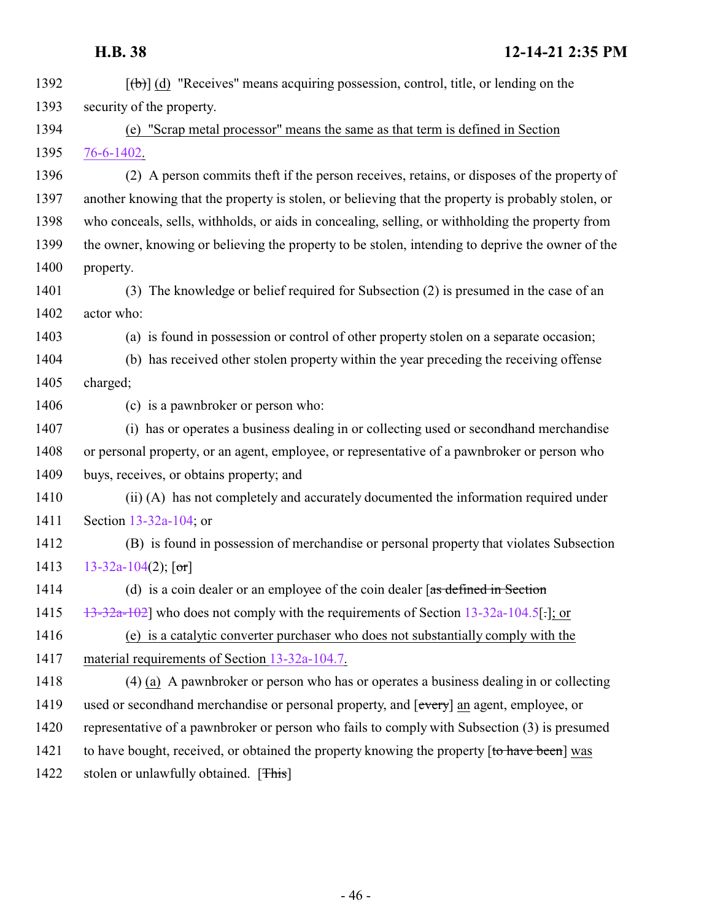1392 [(b)] (d) "Receives" means acquiring possession, control, title, or lending on the
1393 security of the property.
1394 (e) "Scrap metal processor" means the same as that term is defined in Section
1395 76-6-1402.
1396 (2) A person commits theft if the person receives, retains, or disposes of the property of
1397 another knowing that the property is stolen, or believing that the property is probably stolen, or
1398 who conceals, sells, withholds, or aids in concealing, selling, or withholding the property from
1399 the owner, knowing or believing the property to be stolen, intending to deprive the owner of the
1400 property.
1401 (3) The knowledge or belief required for Subsection (2) is presumed in the case of an
1402 actor who:
1403 (a) is found in possession or control of other property stolen on a separate occasion;
1404 (b) has received other stolen property within the year preceding the receiving offense
1405 charged;
1406 (c) is a pawnbroker or person who:
1407 (i) has or operates a business dealing in or collecting used or secondhand merchandise
1408 or personal property, or an agent, employee, or representative of a pawnbroker or person who
1409 buys, receives, or obtains property; and
1410 (ii) (A) has not completely and accurately documented the information required under
1411 Section 13-32a-104; or
1412 (B) is found in possession of merchandise or personal property that violates Subsection
1413 13-32a-104(2); [or]
1414 (d) is a coin dealer or an employee of the coin dealer [as defined in Section
1415 13-32a-102] who does not comply with the requirements of Section 13-32a-104.5[.]; or
1416 (e) is a catalytic converter purchaser who does not substantially comply with the
1417 material requirements of Section 13-32a-104.7.
1418 (4) (a) A pawnbroker or person who has or operates a business dealing in or collecting
1419 used or secondhand merchandise or personal property, and [every] an agent, employee, or
1420 representative of a pawnbroker or person who fails to comply with Subsection (3) is presumed
1421 to have bought, received, or obtained the property knowing the property [to have been] was
1422 stolen or unlawfully obtained. [This]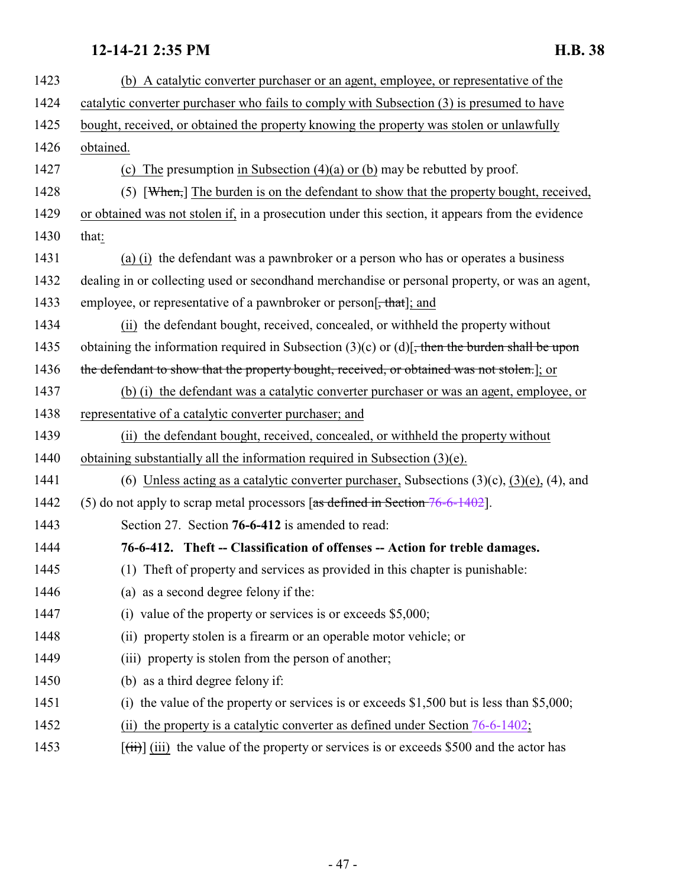(b) A catalytic converter purchaser or an agent, employee, or representative of the catalytic converter purchaser who fails to comply with Subsection (3) is presumed to have bought, received, or obtained the property knowing the property was stolen or unlawfully obtained.

(c) The presumption in Subsection (4)(a) or (b) may be rebutted by proof.

(5) [When,] The burden is on the defendant to show that the property bought, received, or obtained was not stolen if, in a prosecution under this section, it appears from the evidence that:

(a) (i) the defendant was a pawnbroker or a person who has or operates a business dealing in or collecting used or secondhand merchandise or personal property, or was an agent, employee, or representative of a pawnbroker or person[, that]; and

(ii) the defendant bought, received, concealed, or withheld the property without obtaining the information required in Subsection (3)(c) or (d)[, then the burden shall be upon the defendant to show that the property bought, received, or obtained was not stolen.]; or

(b) (i) the defendant was a catalytic converter purchaser or was an agent, employee, or representative of a catalytic converter purchaser; and

(ii) the defendant bought, received, concealed, or withheld the property without obtaining substantially all the information required in Subsection (3)(e).

(6) Unless acting as a catalytic converter purchaser, Subsections (3)(c), (3)(e), (4), and (5) do not apply to scrap metal processors [as defined in Section 76-6-1402].

Section 27. Section **76-6-412** is amended to read:

**76-6-412. Theft -- Classification of offenses -- Action for treble damages.**

(1) Theft of property and services as provided in this chapter is punishable:

(a) as a second degree felony if the:

(i) value of the property or services is or exceeds $5,000;

(ii) property stolen is a firearm or an operable motor vehicle; or

(iii) property is stolen from the person of another;

(b) as a third degree felony if:

(i) the value of the property or services is or exceeds $1,500 but is less than $5,000;

(ii) the property is a catalytic converter as defined under Section 76-6-1402;

[(ii)] (iii) the value of the property or services is or exceeds $500 and the actor has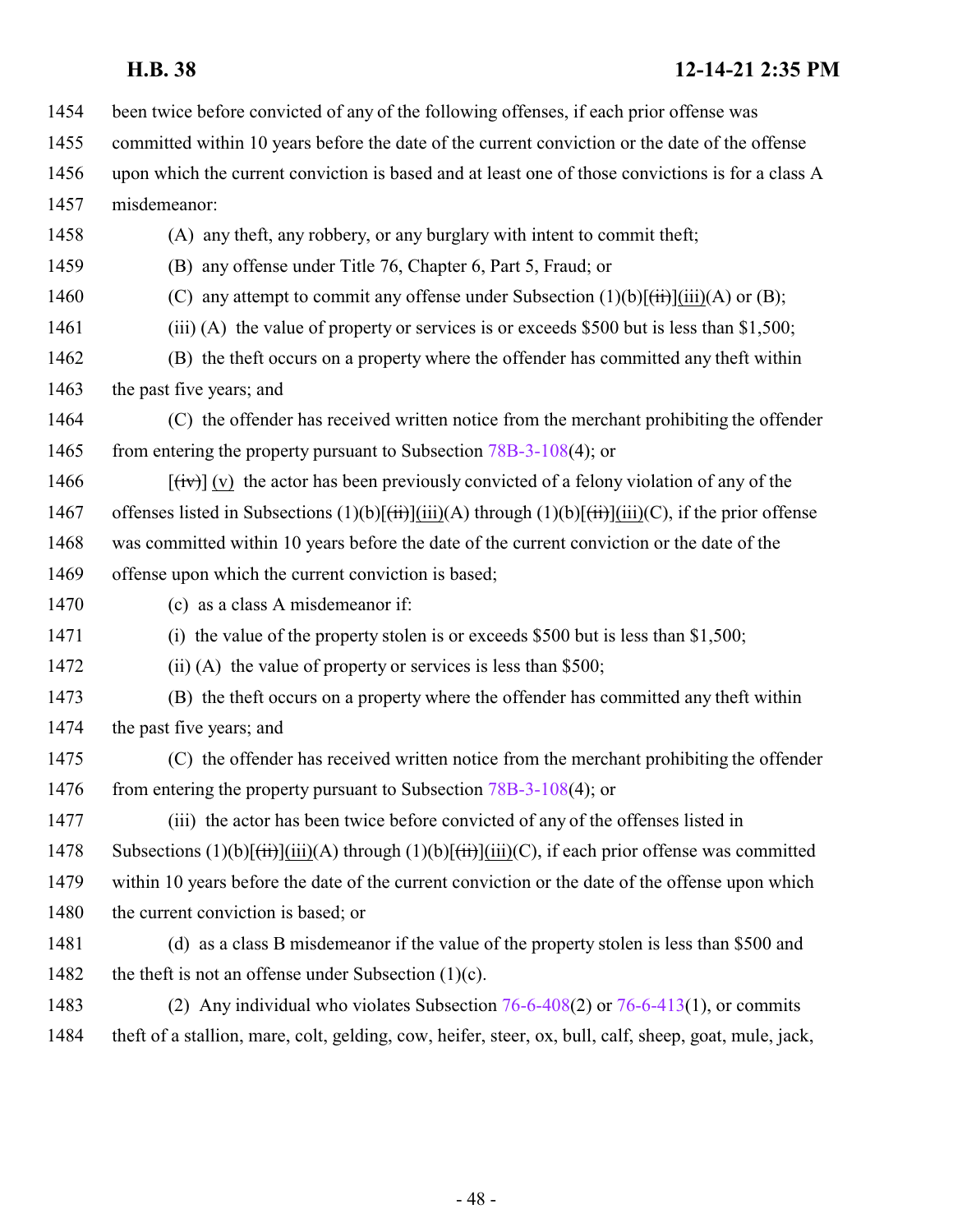been twice before convicted of any of the following offenses, if each prior offense was committed within 10 years before the date of the current conviction or the date of the offense upon which the current conviction is based and at least one of those convictions is for a class A misdemeanor:

(A) any theft, any robbery, or any burglary with intent to commit theft;

(B) any offense under Title 76, Chapter 6, Part 5, Fraud; or

(C) any attempt to commit any offense under Subsection (1)(b)[(ii)](iii)(A) or (B);

(iii) (A) the value of property or services is or exceeds $500 but is less than $1,500;

(B) the theft occurs on a property where the offender has committed any theft within the past five years; and

(C) the offender has received written notice from the merchant prohibiting the offender from entering the property pursuant to Subsection 78B-3-108(4); or

[(iv)] (v) the actor has been previously convicted of a felony violation of any of the offenses listed in Subsections (1)(b)[(ii)](iii)(A) through (1)(b)[(ii)](iii)(C), if the prior offense was committed within 10 years before the date of the current conviction or the date of the offense upon which the current conviction is based;

(c) as a class A misdemeanor if:

(i) the value of the property stolen is or exceeds $500 but is less than $1,500;

(ii) (A) the value of property or services is less than $500;

(B) the theft occurs on a property where the offender has committed any theft within the past five years; and

(C) the offender has received written notice from the merchant prohibiting the offender from entering the property pursuant to Subsection 78B-3-108(4); or

(iii) the actor has been twice before convicted of any of the offenses listed in Subsections (1)(b)[(ii)](iii)(A) through (1)(b)[(ii)](iii)(C), if each prior offense was committed within 10 years before the date of the current conviction or the date of the offense upon which the current conviction is based; or

(d) as a class B misdemeanor if the value of the property stolen is less than $500 and the theft is not an offense under Subsection (1)(c).

(2) Any individual who violates Subsection 76-6-408(2) or 76-6-413(1), or commits theft of a stallion, mare, colt, gelding, cow, heifer, steer, ox, bull, calf, sheep, goat, mule, jack,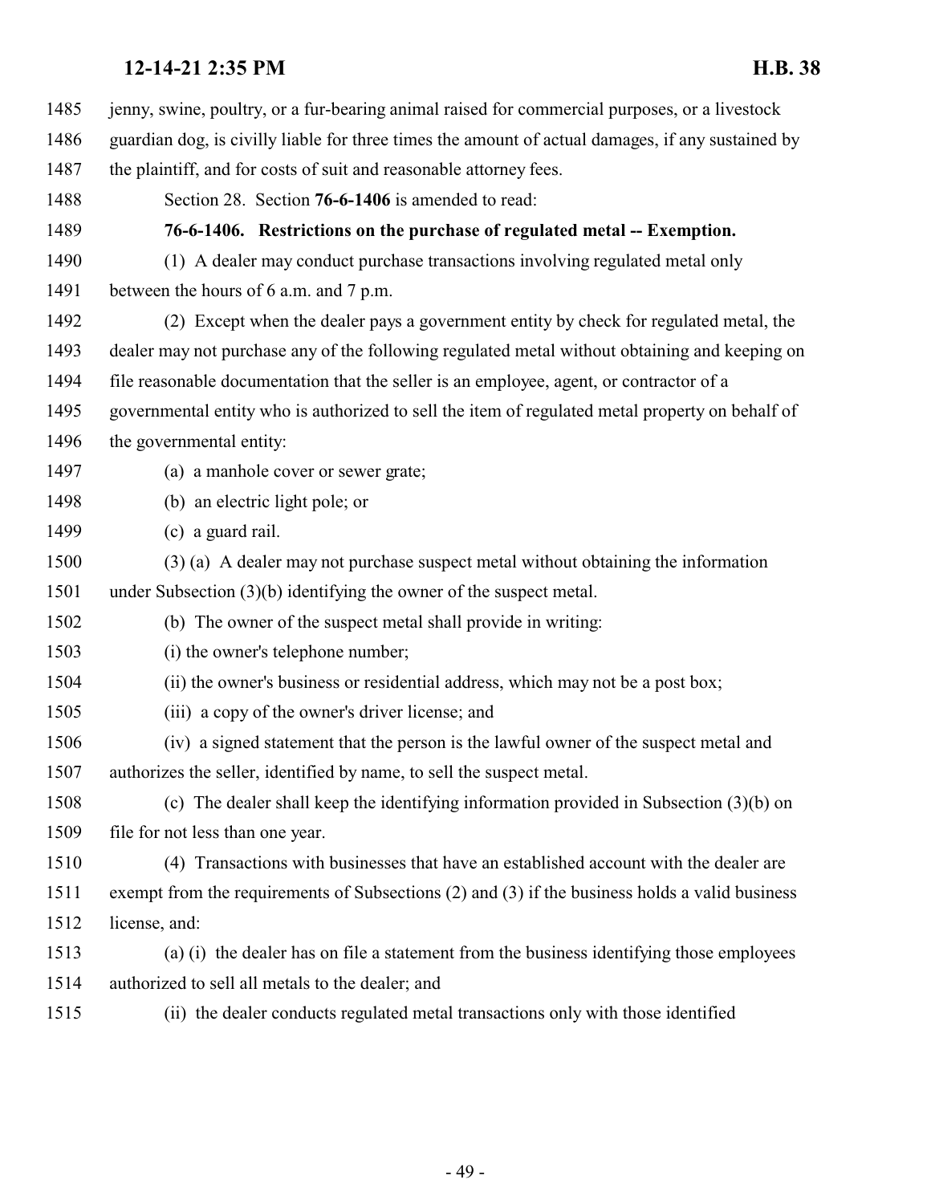jenny, swine, poultry, or a fur-bearing animal raised for commercial purposes, or a livestock guardian dog, is civilly liable for three times the amount of actual damages, if any sustained by the plaintiff, and for costs of suit and reasonable attorney fees.

Section 28. Section **76-6-1406** is amended to read:

**76-6-1406. Restrictions on the purchase of regulated metal -- Exemption.**

(1) A dealer may conduct purchase transactions involving regulated metal only between the hours of 6 a.m. and 7 p.m.

(2) Except when the dealer pays a government entity by check for regulated metal, the dealer may not purchase any of the following regulated metal without obtaining and keeping on file reasonable documentation that the seller is an employee, agent, or contractor of a governmental entity who is authorized to sell the item of regulated metal property on behalf of the governmental entity:

(a) a manhole cover or sewer grate;

(b) an electric light pole; or

(c) a guard rail.

(3) (a) A dealer may not purchase suspect metal without obtaining the information under Subsection (3)(b) identifying the owner of the suspect metal.

(b) The owner of the suspect metal shall provide in writing:

(i) the owner's telephone number;

(ii) the owner's business or residential address, which may not be a post box;

(iii) a copy of the owner's driver license; and

(iv) a signed statement that the person is the lawful owner of the suspect metal and authorizes the seller, identified by name, to sell the suspect metal.

(c) The dealer shall keep the identifying information provided in Subsection (3)(b) on file for not less than one year.

(4) Transactions with businesses that have an established account with the dealer are exempt from the requirements of Subsections (2) and (3) if the business holds a valid business license, and:

(a) (i) the dealer has on file a statement from the business identifying those employees authorized to sell all metals to the dealer; and

(ii) the dealer conducts regulated metal transactions only with those identified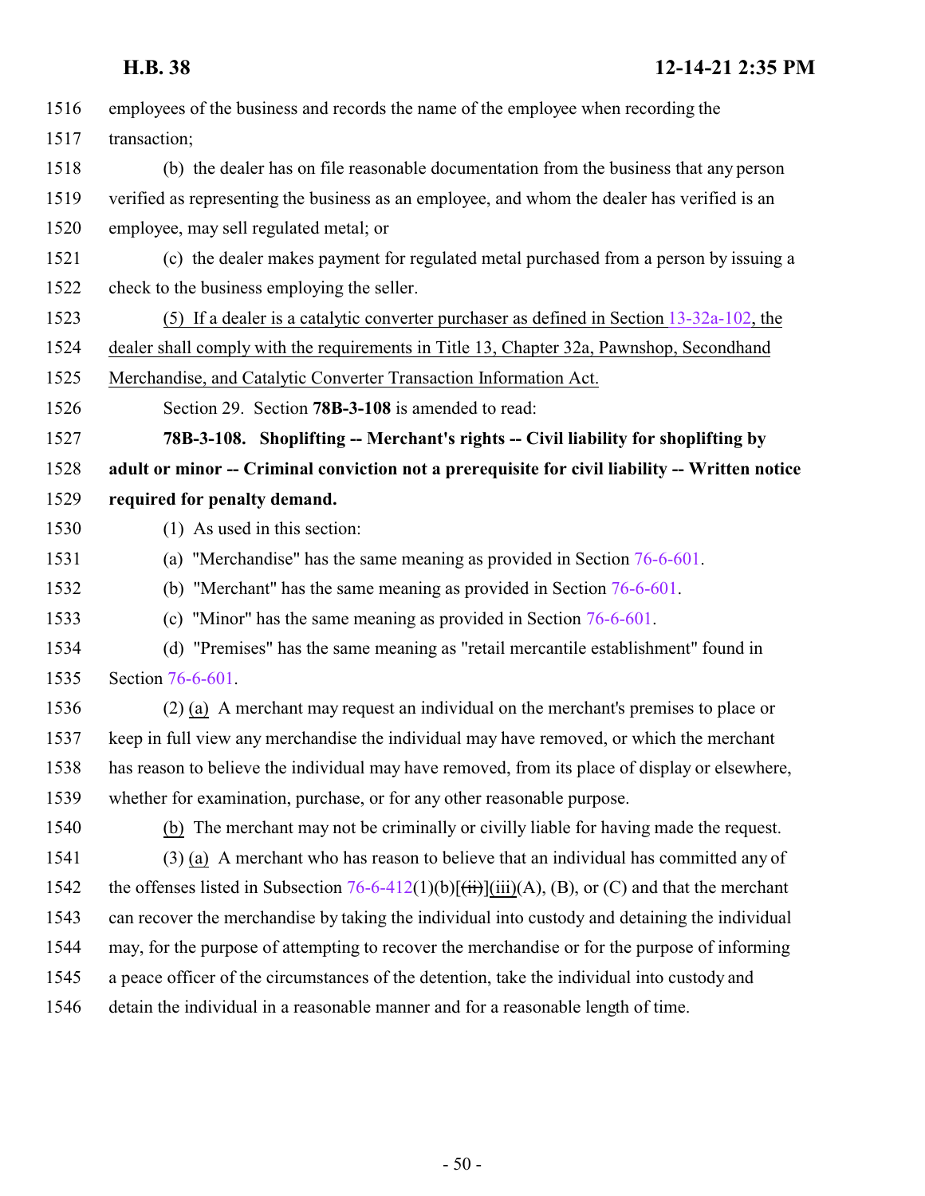employees of the business and records the name of the employee when recording the transaction;

(b) the dealer has on file reasonable documentation from the business that any person verified as representing the business as an employee, and whom the dealer has verified is an employee, may sell regulated metal; or

(c) the dealer makes payment for regulated metal purchased from a person by issuing a check to the business employing the seller.

(5) If a dealer is a catalytic converter purchaser as defined in Section 13-32a-102, the dealer shall comply with the requirements in Title 13, Chapter 32a, Pawnshop, Secondhand Merchandise, and Catalytic Converter Transaction Information Act.

Section 29. Section **78B-3-108** is amended to read:

**78B-3-108. Shoplifting -- Merchant's rights -- Civil liability for shoplifting by adult or minor -- Criminal conviction not a prerequisite for civil liability -- Written notice required for penalty demand.**

(1) As used in this section:

(a) "Merchandise" has the same meaning as provided in Section 76-6-601.

(b) "Merchant" has the same meaning as provided in Section 76-6-601.

(c) "Minor" has the same meaning as provided in Section 76-6-601.

(d) "Premises" has the same meaning as "retail mercantile establishment" found in Section 76-6-601.

(2) (a) A merchant may request an individual on the merchant's premises to place or keep in full view any merchandise the individual may have removed, or which the merchant has reason to believe the individual may have removed, from its place of display or elsewhere, whether for examination, purchase, or for any other reasonable purpose.

(b) The merchant may not be criminally or civilly liable for having made the request.

(3) (a) A merchant who has reason to believe that an individual has committed any of the offenses listed in Subsection 76-6-412(1)(b)[~~(ii)~~](iii)(A), (B), or (C) and that the merchant can recover the merchandise by taking the individual into custody and detaining the individual may, for the purpose of attempting to recover the merchandise or for the purpose of informing a peace officer of the circumstances of the detention, take the individual into custody and detain the individual in a reasonable manner and for a reasonable length of time.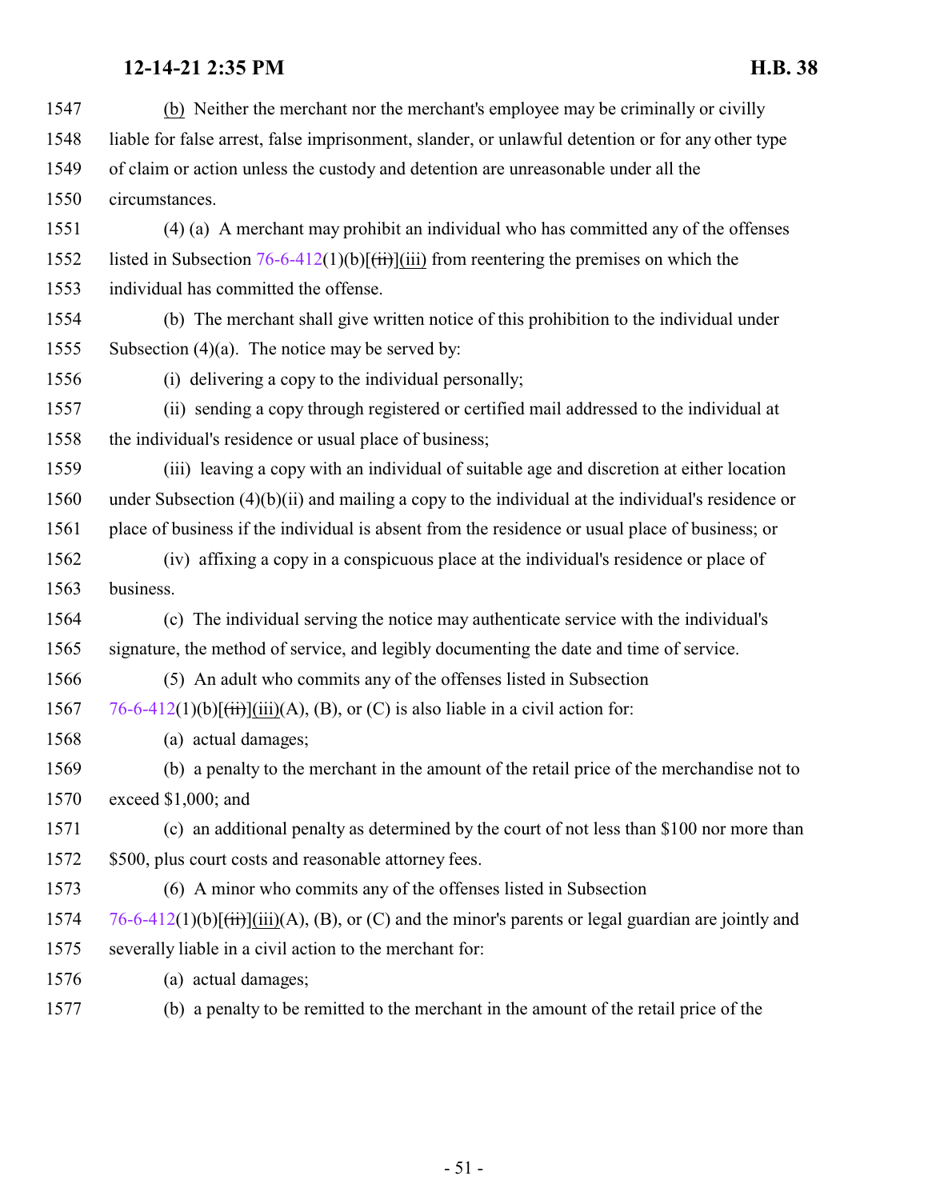1547 (b) Neither the merchant nor the merchant's employee may be criminally or civilly
1548 liable for false arrest, false imprisonment, slander, or unlawful detention or for any other type
1549 of claim or action unless the custody and detention are unreasonable under all the
1550 circumstances.

1551 (4) (a) A merchant may prohibit an individual who has committed any of the offenses
1552 listed in Subsection 76-6-412(1)(b)[~~(ii)~~](iii) from reentering the premises on which the
1553 individual has committed the offense.

1554 (b) The merchant shall give written notice of this prohibition to the individual under
1555 Subsection (4)(a). The notice may be served by:

1556 (i) delivering a copy to the individual personally;

1557 (ii) sending a copy through registered or certified mail addressed to the individual at
1558 the individual's residence or usual place of business;

1559 (iii) leaving a copy with an individual of suitable age and discretion at either location
1560 under Subsection (4)(b)(ii) and mailing a copy to the individual at the individual's residence or
1561 place of business if the individual is absent from the residence or usual place of business; or

1562 (iv) affixing a copy in a conspicuous place at the individual's residence or place of
1563 business.

1564 (c) The individual serving the notice may authenticate service with the individual's
1565 signature, the method of service, and legibly documenting the date and time of service.

1566 (5) An adult who commits any of the offenses listed in Subsection
1567 76-6-412(1)(b)[~~(ii)~~](iii)(A), (B), or (C) is also liable in a civil action for:

1568 (a) actual damages;

1569 (b) a penalty to the merchant in the amount of the retail price of the merchandise not to
1570 exceed $1,000; and

1571 (c) an additional penalty as determined by the court of not less than $100 nor more than
1572 $500, plus court costs and reasonable attorney fees.

1573 (6) A minor who commits any of the offenses listed in Subsection
1574 76-6-412(1)(b)[~~(ii)~~](iii)(A), (B), or (C) and the minor's parents or legal guardian are jointly and
1575 severally liable in a civil action to the merchant for:

1576 (a) actual damages;

1577 (b) a penalty to be remitted to the merchant in the amount of the retail price of the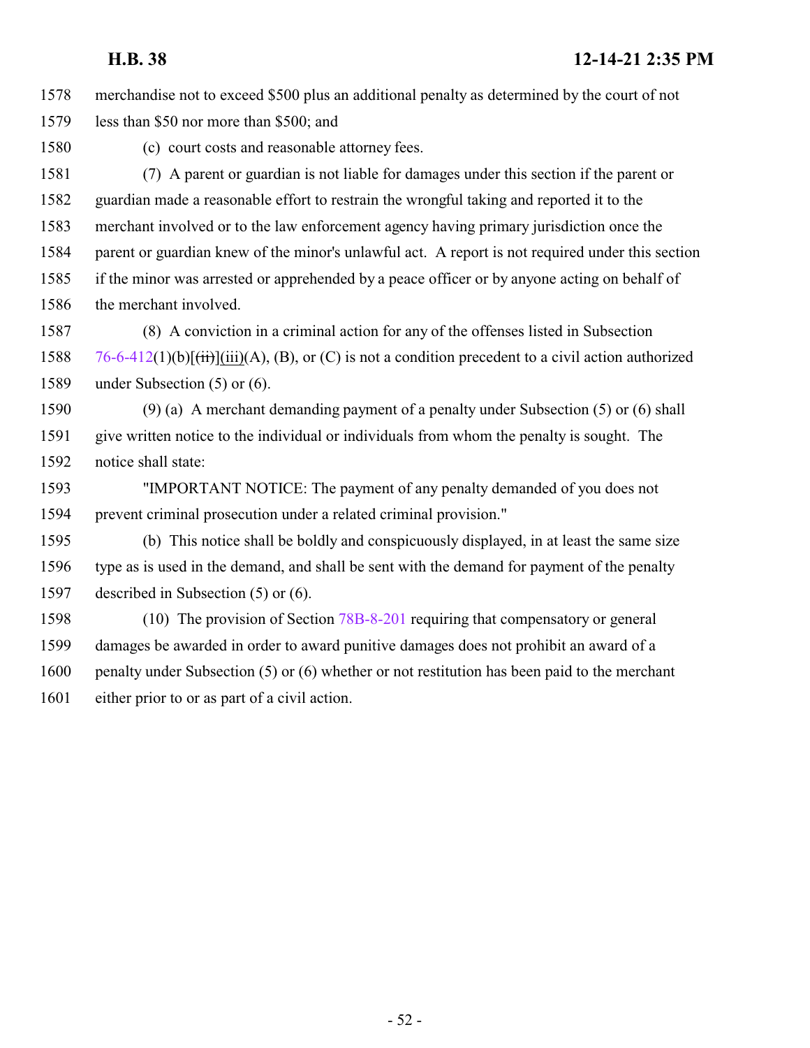merchandise not to exceed $500 plus an additional penalty as determined by the court of not less than $50 nor more than $500; and

(c) court costs and reasonable attorney fees.

(7) A parent or guardian is not liable for damages under this section if the parent or guardian made a reasonable effort to restrain the wrongful taking and reported it to the merchant involved or to the law enforcement agency having primary jurisdiction once the parent or guardian knew of the minor's unlawful act. A report is not required under this section if the minor was arrested or apprehended by a peace officer or by anyone acting on behalf of the merchant involved.

(8) A conviction in a criminal action for any of the offenses listed in Subsection 76-6-412(1)(b)[~~(ii)~~](iii)(A), (B), or (C) is not a condition precedent to a civil action authorized under Subsection (5) or (6).

(9) (a) A merchant demanding payment of a penalty under Subsection (5) or (6) shall give written notice to the individual or individuals from whom the penalty is sought. The notice shall state:

"IMPORTANT NOTICE: The payment of any penalty demanded of you does not prevent criminal prosecution under a related criminal provision."

(b) This notice shall be boldly and conspicuously displayed, in at least the same size type as is used in the demand, and shall be sent with the demand for payment of the penalty described in Subsection (5) or (6).

(10) The provision of Section 78B-8-201 requiring that compensatory or general damages be awarded in order to award punitive damages does not prohibit an award of a penalty under Subsection (5) or (6) whether or not restitution has been paid to the merchant either prior to or as part of a civil action.